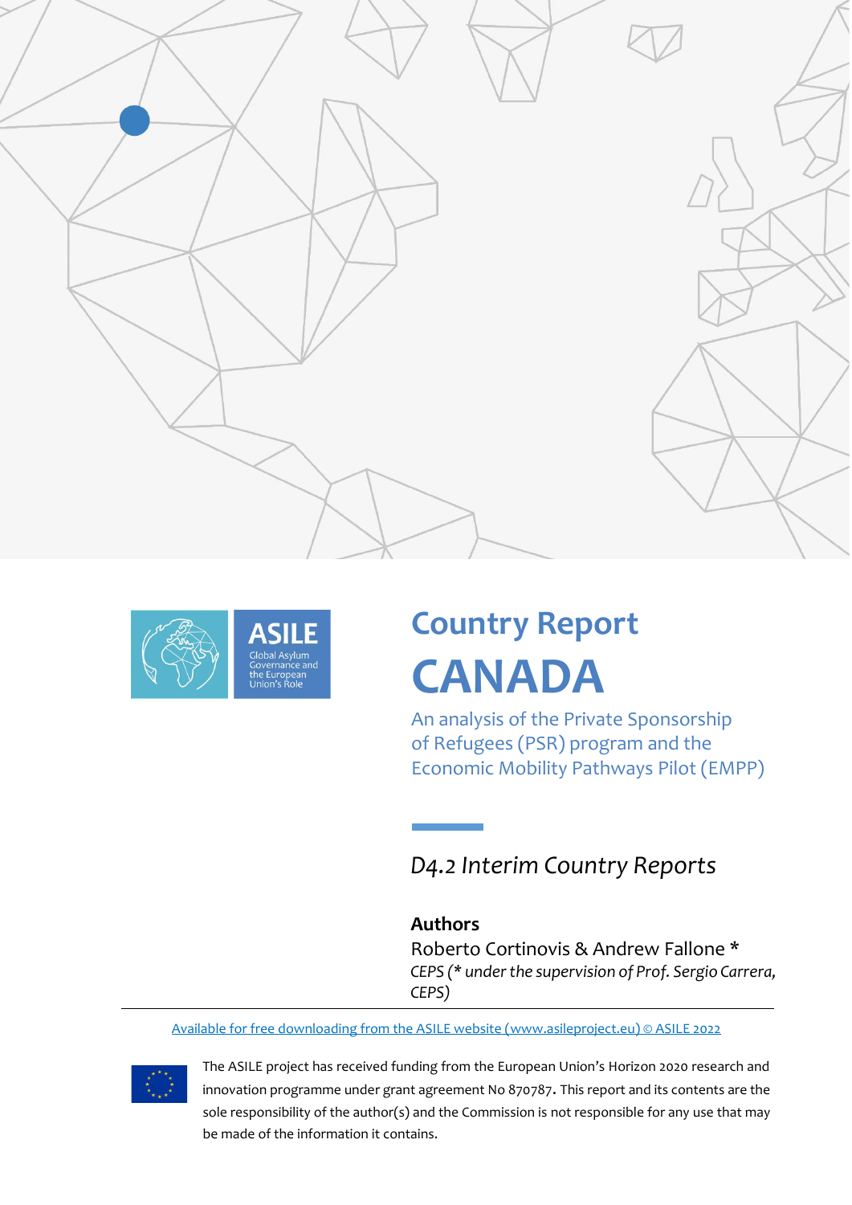ASILE

Global Asylum Governance and the European Union's Role

# Country Report

# CANADA

An analysis of the Private Sponsorship of Refugees (PSR) program and the Economic Mobility Pathways Pilot (EMPP)

*D4.2 Interim Country Reports*

**Authors**

Roberto Cortinovis & Andrew Fallone *

*CEPS (* under the supervision of Prof. Sergio Carrera, CEPS)*

Available for free downloading from the ASILE website (www.asileproject.eu) © ASILE 2022

The ASILE project has received funding from the European Union's Horizon 2020 research and innovation programme under grant agreement No 870787**.** This report and its contents are the sole responsibility of the author(s) and the Commission is not responsible for any use that may be made of the information it contains.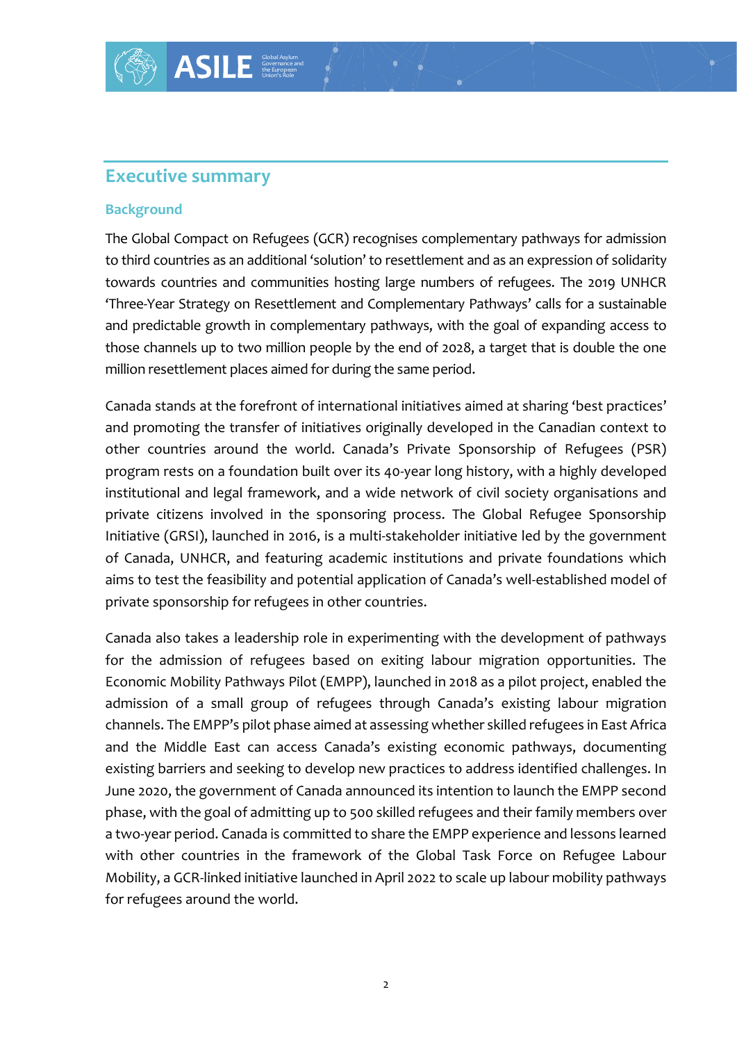## Executive summary

### Background

The Global Compact on Refugees (GCR) recognises complementary pathways for admission to third countries as an additional 'solution' to resettlement and as an expression of solidarity towards countries and communities hosting large numbers of refugees. The 2019 UNHCR 'Three-Year Strategy on Resettlement and Complementary Pathways' calls for a sustainable and predictable growth in complementary pathways, with the goal of expanding access to those channels up to two million people by the end of 2028, a target that is double the one million resettlement places aimed for during the same period.

Canada stands at the forefront of international initiatives aimed at sharing 'best practices' and promoting the transfer of initiatives originally developed in the Canadian context to other countries around the world. Canada's Private Sponsorship of Refugees (PSR) program rests on a foundation built over its 40-year long history, with a highly developed institutional and legal framework, and a wide network of civil society organisations and private citizens involved in the sponsoring process. The Global Refugee Sponsorship Initiative (GRSI), launched in 2016, is a multi-stakeholder initiative led by the government of Canada, UNHCR, and featuring academic institutions and private foundations which aims to test the feasibility and potential application of Canada's well-established model of private sponsorship for refugees in other countries.

Canada also takes a leadership role in experimenting with the development of pathways for the admission of refugees based on exiting labour migration opportunities. The Economic Mobility Pathways Pilot (EMPP), launched in 2018 as a pilot project, enabled the admission of a small group of refugees through Canada's existing labour migration channels. The EMPP's pilot phase aimed at assessing whether skilled refugees in East Africa and the Middle East can access Canada's existing economic pathways, documenting existing barriers and seeking to develop new practices to address identified challenges. In June 2020, the government of Canada announced its intention to launch the EMPP second phase, with the goal of admitting up to 500 skilled refugees and their family members over a two-year period. Canada is committed to share the EMPP experience and lessons learned with other countries in the framework of the Global Task Force on Refugee Labour Mobility, a GCR-linked initiative launched in April 2022 to scale up labour mobility pathways for refugees around the world.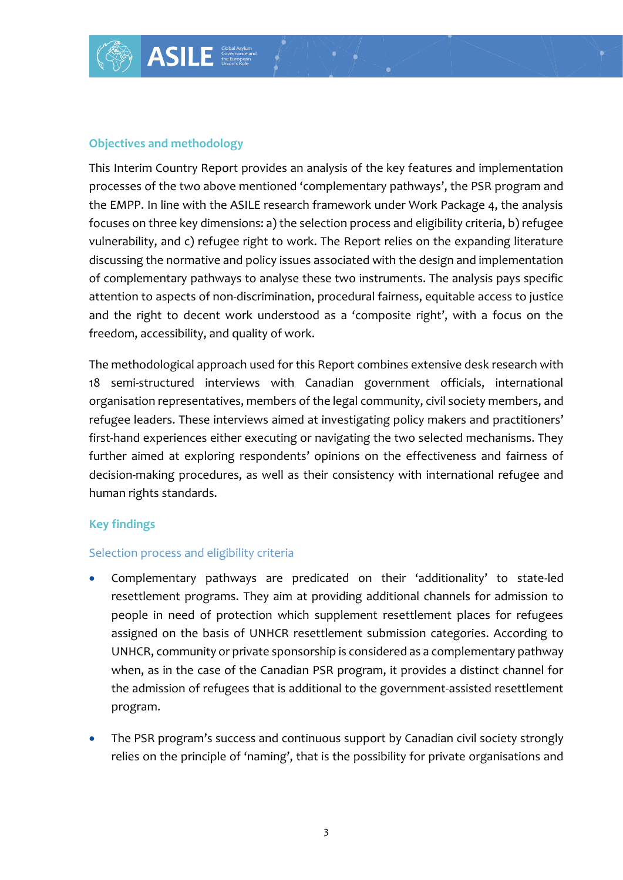## Objectives and methodology

This Interim Country Report provides an analysis of the key features and implementation processes of the two above mentioned 'complementary pathways', the PSR program and the EMPP. In line with the ASILE research framework under Work Package 4, the analysis focuses on three key dimensions: a) the selection process and eligibility criteria, b) refugee vulnerability, and c) refugee right to work. The Report relies on the expanding literature discussing the normative and policy issues associated with the design and implementation of complementary pathways to analyse these two instruments. The analysis pays specific attention to aspects of non-discrimination, procedural fairness, equitable access to justice and the right to decent work understood as a 'composite right', with a focus on the freedom, accessibility, and quality of work.

The methodological approach used for this Report combines extensive desk research with 18 semi-structured interviews with Canadian government officials, international organisation representatives, members of the legal community, civil society members, and refugee leaders. These interviews aimed at investigating policy makers and practitioners' first-hand experiences either executing or navigating the two selected mechanisms. They further aimed at exploring respondents' opinions on the effectiveness and fairness of decision-making procedures, as well as their consistency with international refugee and human rights standards.

## Key findings

### Selection process and eligibility criteria

- Complementary pathways are predicated on their 'additionality' to state-led resettlement programs. They aim at providing additional channels for admission to people in need of protection which supplement resettlement places for refugees assigned on the basis of UNHCR resettlement submission categories. According to UNHCR, community or private sponsorship is considered as a complementary pathway when, as in the case of the Canadian PSR program, it provides a distinct channel for the admission of refugees that is additional to the government-assisted resettlement program.

- The PSR program's success and continuous support by Canadian civil society strongly relies on the principle of 'naming', that is the possibility for private organisations and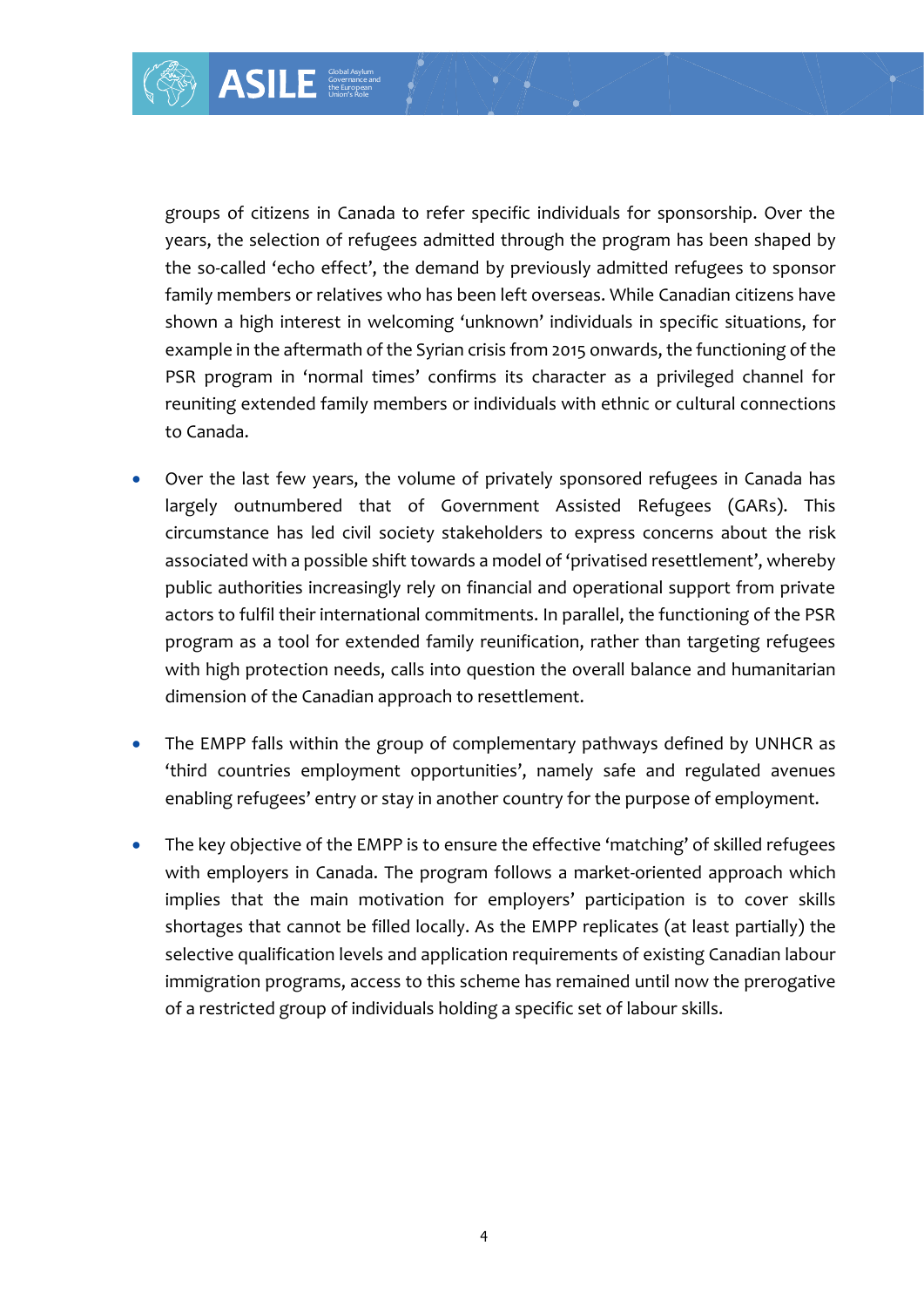groups of citizens in Canada to refer specific individuals for sponsorship. Over the years, the selection of refugees admitted through the program has been shaped by the so-called 'echo effect', the demand by previously admitted refugees to sponsor family members or relatives who has been left overseas. While Canadian citizens have shown a high interest in welcoming 'unknown' individuals in specific situations, for example in the aftermath of the Syrian crisis from 2015 onwards, the functioning of the PSR program in 'normal times' confirms its character as a privileged channel for reuniting extended family members or individuals with ethnic or cultural connections to Canada.

- Over the last few years, the volume of privately sponsored refugees in Canada has largely outnumbered that of Government Assisted Refugees (GARs). This circumstance has led civil society stakeholders to express concerns about the risk associated with a possible shift towards a model of 'privatised resettlement', whereby public authorities increasingly rely on financial and operational support from private actors to fulfil their international commitments. In parallel, the functioning of the PSR program as a tool for extended family reunification, rather than targeting refugees with high protection needs, calls into question the overall balance and humanitarian dimension of the Canadian approach to resettlement.

- The EMPP falls within the group of complementary pathways defined by UNHCR as 'third countries employment opportunities', namely safe and regulated avenues enabling refugees' entry or stay in another country for the purpose of employment.

- The key objective of the EMPP is to ensure the effective 'matching' of skilled refugees with employers in Canada. The program follows a market-oriented approach which implies that the main motivation for employers' participation is to cover skills shortages that cannot be filled locally. As the EMPP replicates (at least partially) the selective qualification levels and application requirements of existing Canadian labour immigration programs, access to this scheme has remained until now the prerogative of a restricted group of individuals holding a specific set of labour skills.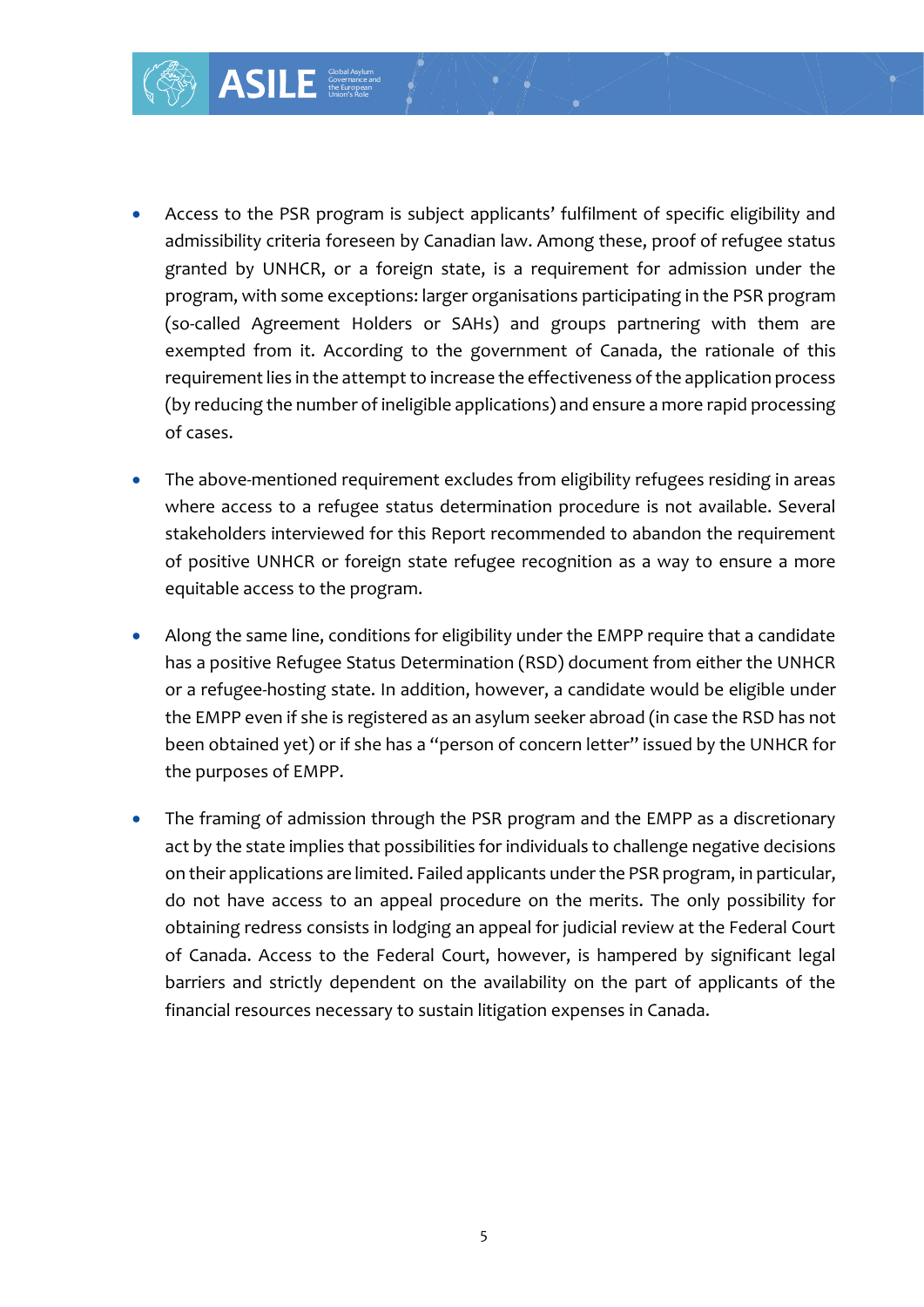- Access to the PSR program is subject applicants' fulfilment of specific eligibility and admissibility criteria foreseen by Canadian law. Among these, proof of refugee status granted by UNHCR, or a foreign state, is a requirement for admission under the program, with some exceptions: larger organisations participating in the PSR program (so-called Agreement Holders or SAHs) and groups partnering with them are exempted from it. According to the government of Canada, the rationale of this requirement lies in the attempt to increase the effectiveness of the application process (by reducing the number of ineligible applications) and ensure a more rapid processing of cases.

- The above-mentioned requirement excludes from eligibility refugees residing in areas where access to a refugee status determination procedure is not available. Several stakeholders interviewed for this Report recommended to abandon the requirement of positive UNHCR or foreign state refugee recognition as a way to ensure a more equitable access to the program.

- Along the same line, conditions for eligibility under the EMPP require that a candidate has a positive Refugee Status Determination (RSD) document from either the UNHCR or a refugee-hosting state. In addition, however, a candidate would be eligible under the EMPP even if she is registered as an asylum seeker abroad (in case the RSD has not been obtained yet) or if she has a "person of concern letter" issued by the UNHCR for the purposes of EMPP.

- The framing of admission through the PSR program and the EMPP as a discretionary act by the state implies that possibilities for individuals to challenge negative decisions on their applications are limited. Failed applicants under the PSR program, in particular, do not have access to an appeal procedure on the merits. The only possibility for obtaining redress consists in lodging an appeal for judicial review at the Federal Court of Canada. Access to the Federal Court, however, is hampered by significant legal barriers and strictly dependent on the availability on the part of applicants of the financial resources necessary to sustain litigation expenses in Canada.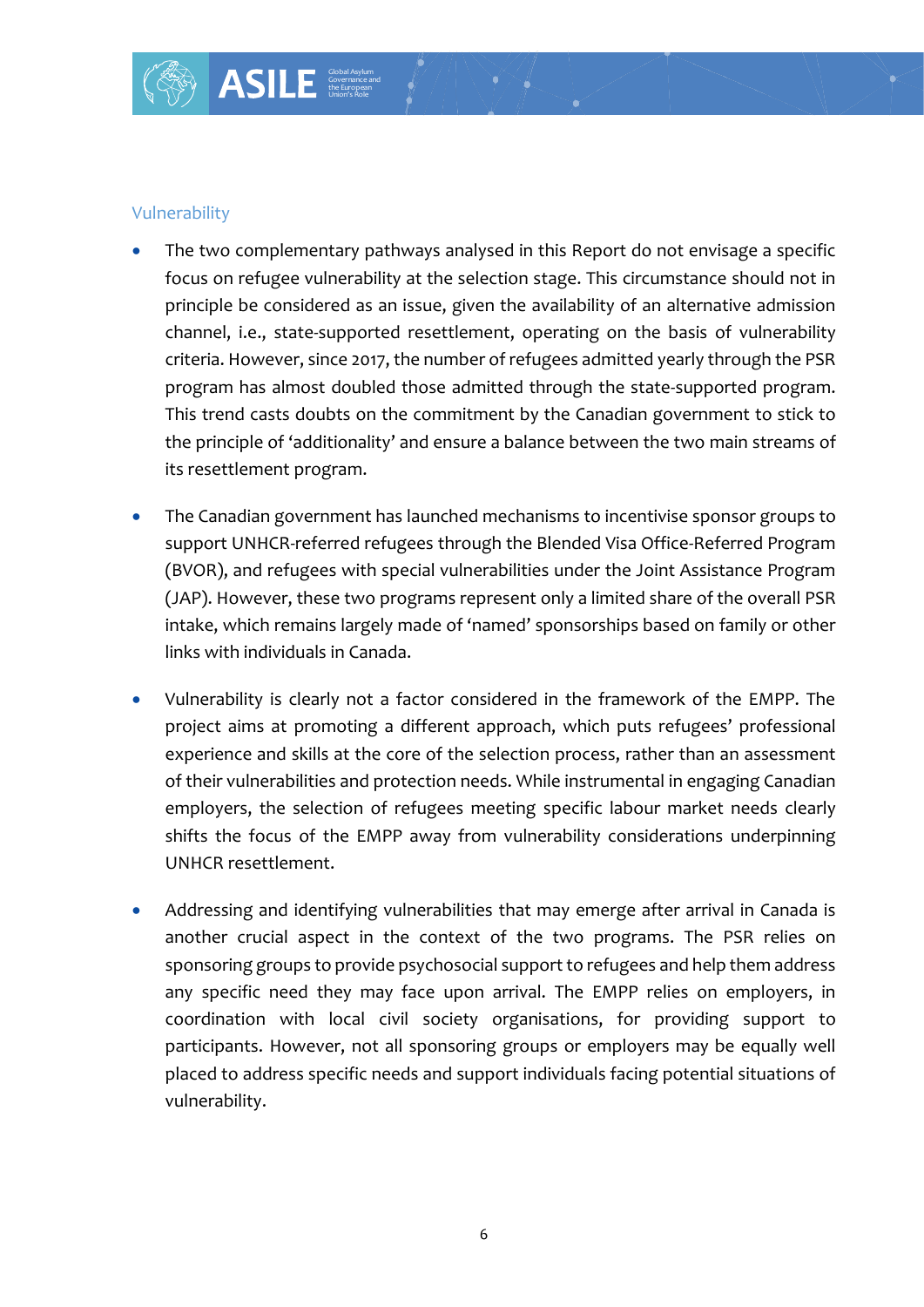### Vulnerability

- The two complementary pathways analysed in this Report do not envisage a specific focus on refugee vulnerability at the selection stage. This circumstance should not in principle be considered as an issue, given the availability of an alternative admission channel, i.e., state-supported resettlement, operating on the basis of vulnerability criteria. However, since 2017, the number of refugees admitted yearly through the PSR program has almost doubled those admitted through the state-supported program. This trend casts doubts on the commitment by the Canadian government to stick to the principle of 'additionality' and ensure a balance between the two main streams of its resettlement program.

- The Canadian government has launched mechanisms to incentivise sponsor groups to support UNHCR-referred refugees through the Blended Visa Office-Referred Program (BVOR), and refugees with special vulnerabilities under the Joint Assistance Program (JAP). However, these two programs represent only a limited share of the overall PSR intake, which remains largely made of 'named' sponsorships based on family or other links with individuals in Canada.

- Vulnerability is clearly not a factor considered in the framework of the EMPP. The project aims at promoting a different approach, which puts refugees' professional experience and skills at the core of the selection process, rather than an assessment of their vulnerabilities and protection needs. While instrumental in engaging Canadian employers, the selection of refugees meeting specific labour market needs clearly shifts the focus of the EMPP away from vulnerability considerations underpinning UNHCR resettlement.

- Addressing and identifying vulnerabilities that may emerge after arrival in Canada is another crucial aspect in the context of the two programs. The PSR relies on sponsoring groups to provide psychosocial support to refugees and help them address any specific need they may face upon arrival. The EMPP relies on employers, in coordination with local civil society organisations, for providing support to participants. However, not all sponsoring groups or employers may be equally well placed to address specific needs and support individuals facing potential situations of vulnerability.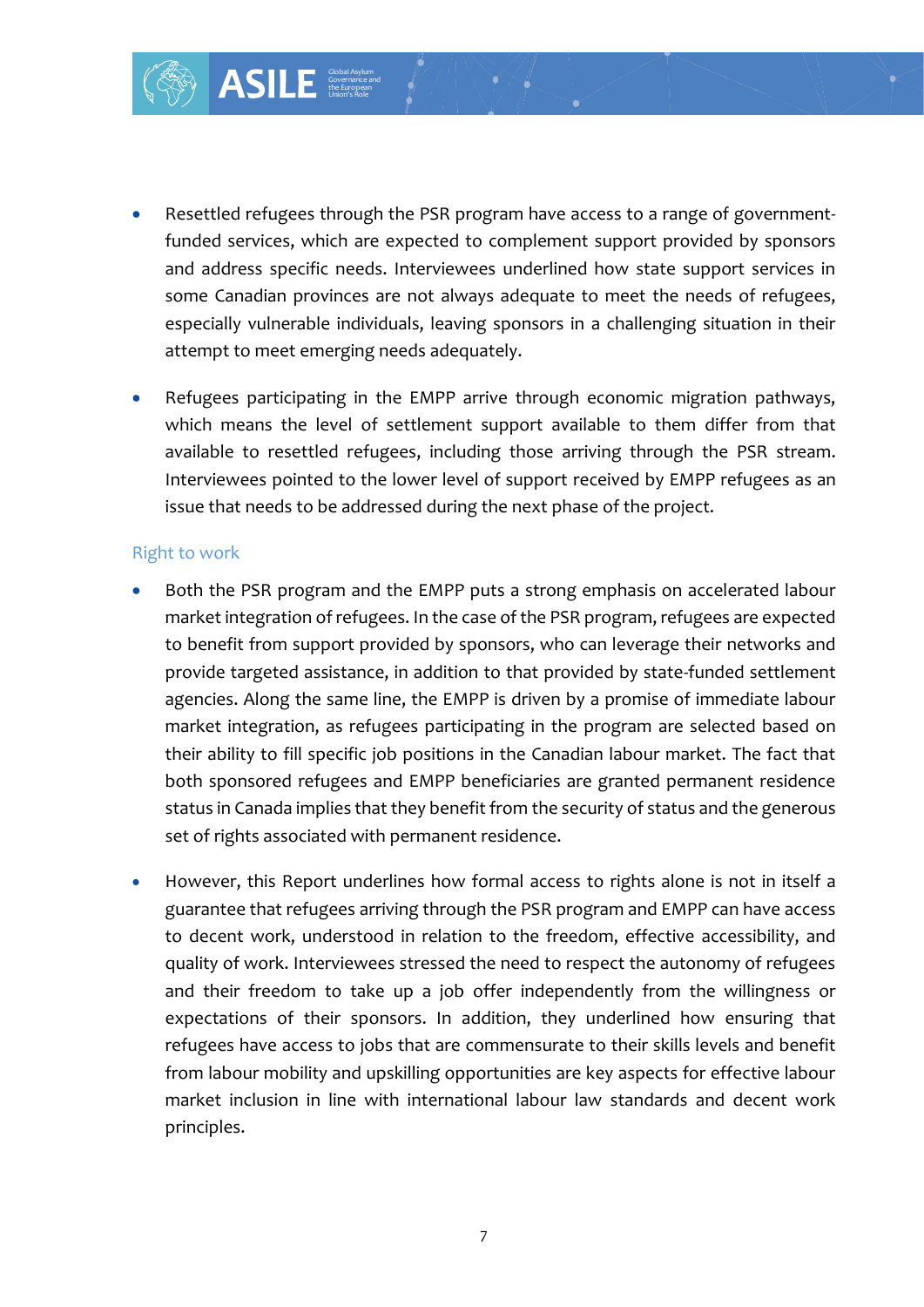- Resettled refugees through the PSR program have access to a range of government-funded services, which are expected to complement support provided by sponsors and address specific needs. Interviewees underlined how state support services in some Canadian provinces are not always adequate to meet the needs of refugees, especially vulnerable individuals, leaving sponsors in a challenging situation in their attempt to meet emerging needs adequately.

- Refugees participating in the EMPP arrive through economic migration pathways, which means the level of settlement support available to them differ from that available to resettled refugees, including those arriving through the PSR stream. Interviewees pointed to the lower level of support received by EMPP refugees as an issue that needs to be addressed during the next phase of the project.

### Right to work

- Both the PSR program and the EMPP puts a strong emphasis on accelerated labour market integration of refugees. In the case of the PSR program, refugees are expected to benefit from support provided by sponsors, who can leverage their networks and provide targeted assistance, in addition to that provided by state-funded settlement agencies. Along the same line, the EMPP is driven by a promise of immediate labour market integration, as refugees participating in the program are selected based on their ability to fill specific job positions in the Canadian labour market. The fact that both sponsored refugees and EMPP beneficiaries are granted permanent residence status in Canada implies that they benefit from the security of status and the generous set of rights associated with permanent residence.

- However, this Report underlines how formal access to rights alone is not in itself a guarantee that refugees arriving through the PSR program and EMPP can have access to decent work, understood in relation to the freedom, effective accessibility, and quality of work. Interviewees stressed the need to respect the autonomy of refugees and their freedom to take up a job offer independently from the willingness or expectations of their sponsors. In addition, they underlined how ensuring that refugees have access to jobs that are commensurate to their skills levels and benefit from labour mobility and upskilling opportunities are key aspects for effective labour market inclusion in line with international labour law standards and decent work principles.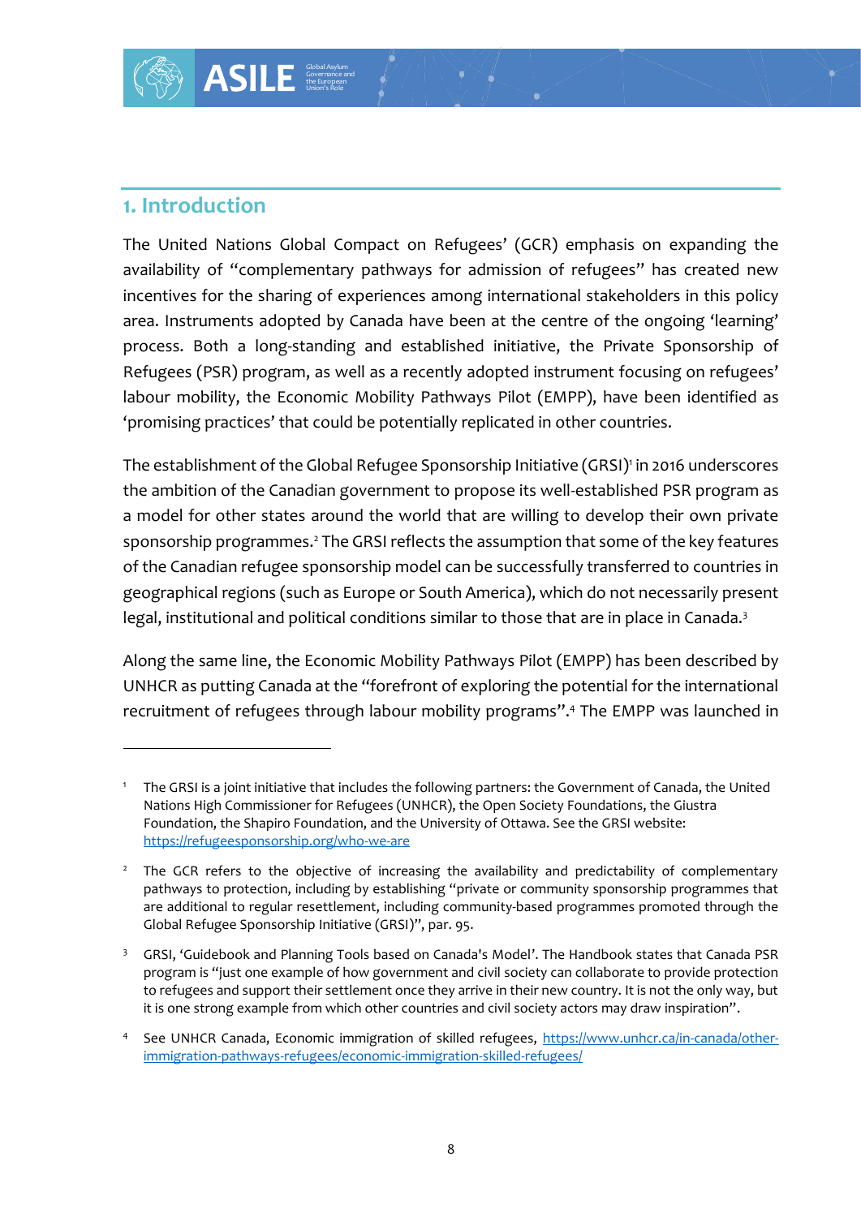## 1. Introduction

The United Nations Global Compact on Refugees' (GCR) emphasis on expanding the availability of "complementary pathways for admission of refugees" has created new incentives for the sharing of experiences among international stakeholders in this policy area. Instruments adopted by Canada have been at the centre of the ongoing 'learning' process. Both a long-standing and established initiative, the Private Sponsorship of Refugees (PSR) program, as well as a recently adopted instrument focusing on refugees' labour mobility, the Economic Mobility Pathways Pilot (EMPP), have been identified as 'promising practices' that could be potentially replicated in other countries.

The establishment of the Global Refugee Sponsorship Initiative (GRSI)[1] in 2016 underscores the ambition of the Canadian government to propose its well-established PSR program as a model for other states around the world that are willing to develop their own private sponsorship programmes.[2] The GRSI reflects the assumption that some of the key features of the Canadian refugee sponsorship model can be successfully transferred to countries in geographical regions (such as Europe or South America), which do not necessarily present legal, institutional and political conditions similar to those that are in place in Canada.[3]

Along the same line, the Economic Mobility Pathways Pilot (EMPP) has been described by UNHCR as putting Canada at the "forefront of exploring the potential for the international recruitment of refugees through labour mobility programs".[4] The EMPP was launched in

---

[1] The GRSI is a joint initiative that includes the following partners: the Government of Canada, the United Nations High Commissioner for Refugees (UNHCR), the Open Society Foundations, the Giustra Foundation, the Shapiro Foundation, and the University of Ottawa. See the GRSI website: https://refugeesponsorship.org/who-we-are

[2] The GCR refers to the objective of increasing the availability and predictability of complementary pathways to protection, including by establishing "private or community sponsorship programmes that are additional to regular resettlement, including community-based programmes promoted through the Global Refugee Sponsorship Initiative (GRSI)", par. 95.

[3] GRSI, 'Guidebook and Planning Tools based on Canada's Model'. The Handbook states that Canada PSR program is "just one example of how government and civil society can collaborate to provide protection to refugees and support their settlement once they arrive in their new country. It is not the only way, but it is one strong example from which other countries and civil society actors may draw inspiration".

[4] See UNHCR Canada, Economic immigration of skilled refugees, https://www.unhcr.ca/in-canada/other-immigration-pathways-refugees/economic-immigration-skilled-refugees/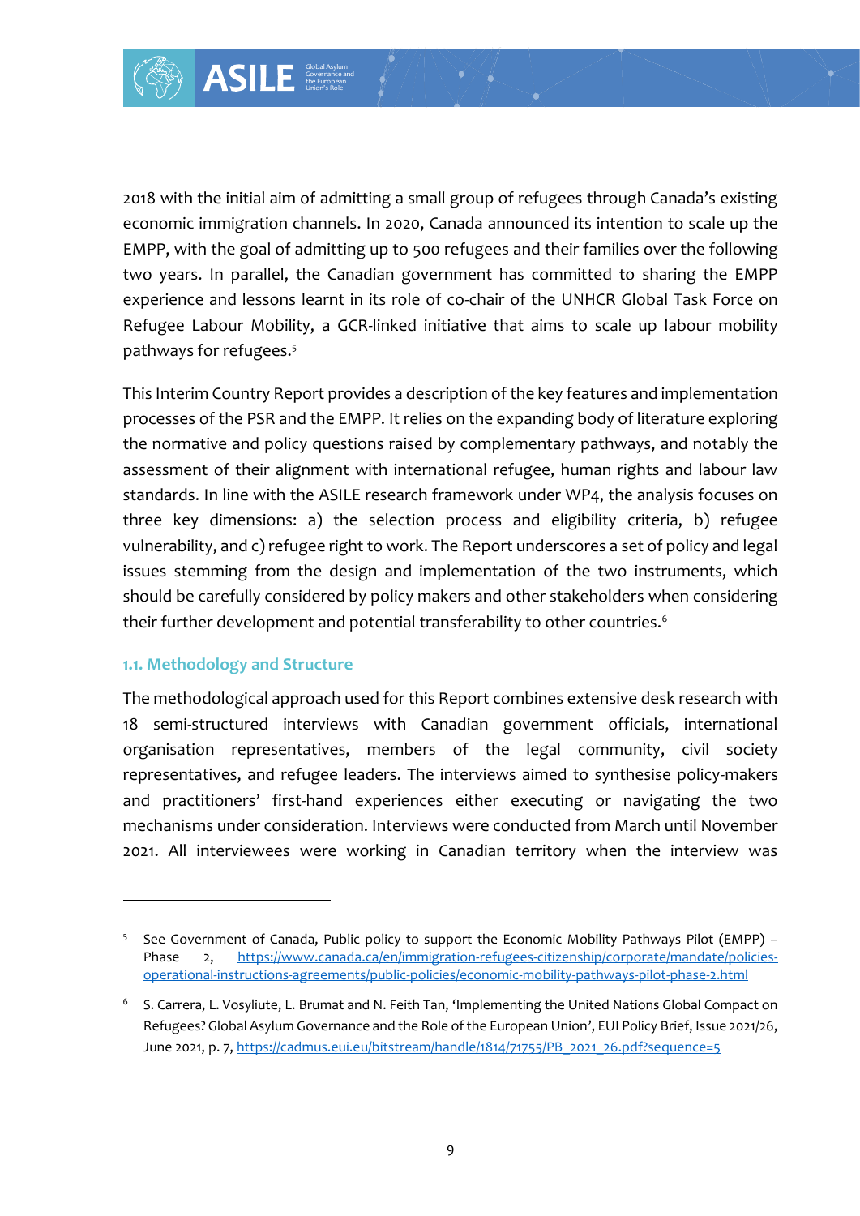2018 with the initial aim of admitting a small group of refugees through Canada's existing economic immigration channels. In 2020, Canada announced its intention to scale up the EMPP, with the goal of admitting up to 500 refugees and their families over the following two years. In parallel, the Canadian government has committed to sharing the EMPP experience and lessons learnt in its role of co-chair of the UNHCR Global Task Force on Refugee Labour Mobility, a GCR-linked initiative that aims to scale up labour mobility pathways for refugees.[5]

This Interim Country Report provides a description of the key features and implementation processes of the PSR and the EMPP. It relies on the expanding body of literature exploring the normative and policy questions raised by complementary pathways, and notably the assessment of their alignment with international refugee, human rights and labour law standards. In line with the ASILE research framework under WP4, the analysis focuses on three key dimensions: a) the selection process and eligibility criteria, b) refugee vulnerability, and c) refugee right to work. The Report underscores a set of policy and legal issues stemming from the design and implementation of the two instruments, which should be carefully considered by policy makers and other stakeholders when considering their further development and potential transferability to other countries.[6]

### 1.1. Methodology and Structure

The methodological approach used for this Report combines extensive desk research with 18 semi-structured interviews with Canadian government officials, international organisation representatives, members of the legal community, civil society representatives, and refugee leaders. The interviews aimed to synthesise policy-makers and practitioners' first-hand experiences either executing or navigating the two mechanisms under consideration. Interviews were conducted from March until November 2021. All interviewees were working in Canadian territory when the interview was

---

[5] See Government of Canada, Public policy to support the Economic Mobility Pathways Pilot (EMPP) – Phase 2, https://www.canada.ca/en/immigration-refugees-citizenship/corporate/mandate/policies-operational-instructions-agreements/public-policies/economic-mobility-pathways-pilot-phase-2.html

[6] S. Carrera, L. Vosyliute, L. Brumat and N. Feith Tan, 'Implementing the United Nations Global Compact on Refugees? Global Asylum Governance and the Role of the European Union', EUI Policy Brief, Issue 2021/26, June 2021, p. 7, https://cadmus.eui.eu/bitstream/handle/1814/71755/PB_2021_26.pdf?sequence=5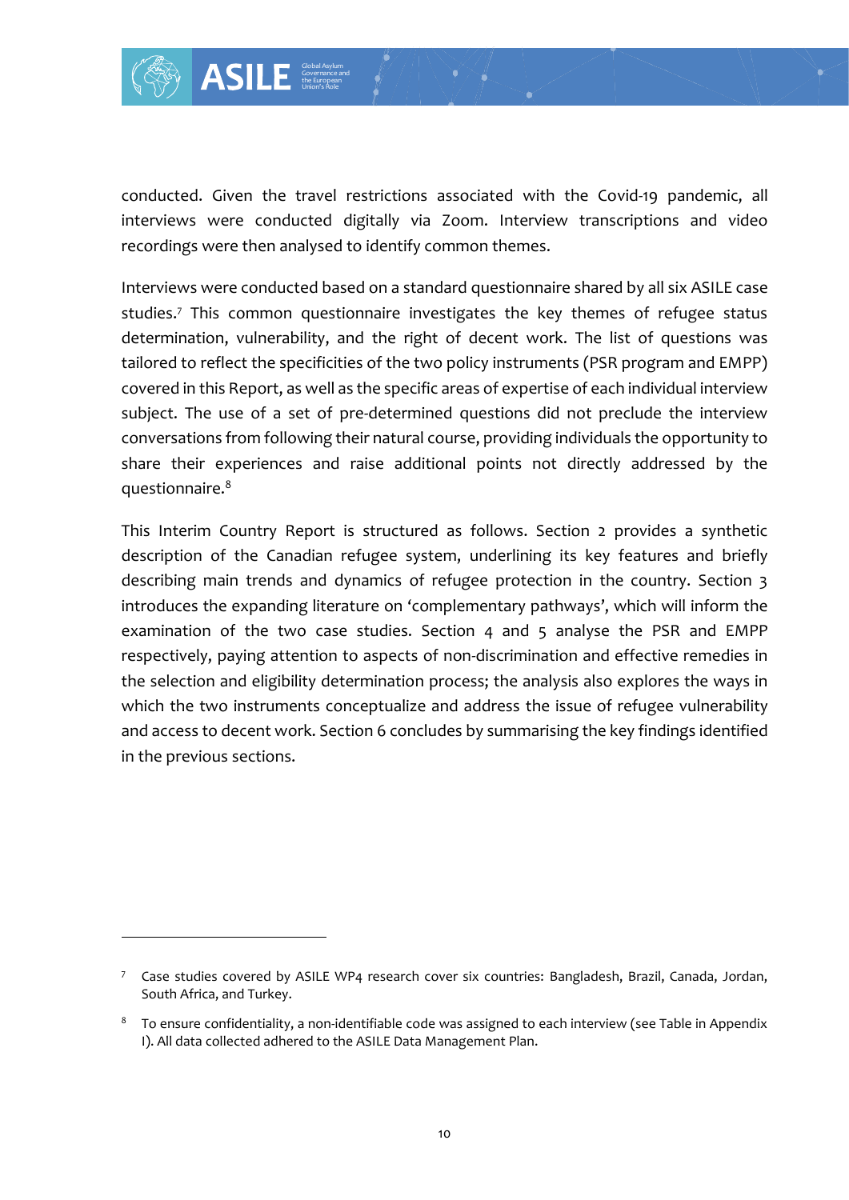conducted. Given the travel restrictions associated with the Covid-19 pandemic, all interviews were conducted digitally via Zoom. Interview transcriptions and video recordings were then analysed to identify common themes.

Interviews were conducted based on a standard questionnaire shared by all six ASILE case studies.[7] This common questionnaire investigates the key themes of refugee status determination, vulnerability, and the right of decent work. The list of questions was tailored to reflect the specificities of the two policy instruments (PSR program and EMPP) covered in this Report, as well as the specific areas of expertise of each individual interview subject. The use of a set of pre-determined questions did not preclude the interview conversations from following their natural course, providing individuals the opportunity to share their experiences and raise additional points not directly addressed by the questionnaire.[8]

This Interim Country Report is structured as follows. Section 2 provides a synthetic description of the Canadian refugee system, underlining its key features and briefly describing main trends and dynamics of refugee protection in the country. Section 3 introduces the expanding literature on 'complementary pathways', which will inform the examination of the two case studies. Section 4 and 5 analyse the PSR and EMPP respectively, paying attention to aspects of non-discrimination and effective remedies in the selection and eligibility determination process; the analysis also explores the ways in which the two instruments conceptualize and address the issue of refugee vulnerability and access to decent work. Section 6 concludes by summarising the key findings identified in the previous sections.

---

[7] Case studies covered by ASILE WP4 research cover six countries: Bangladesh, Brazil, Canada, Jordan, South Africa, and Turkey.

[8] To ensure confidentiality, a non-identifiable code was assigned to each interview (see Table in Appendix I). All data collected adhered to the ASILE Data Management Plan.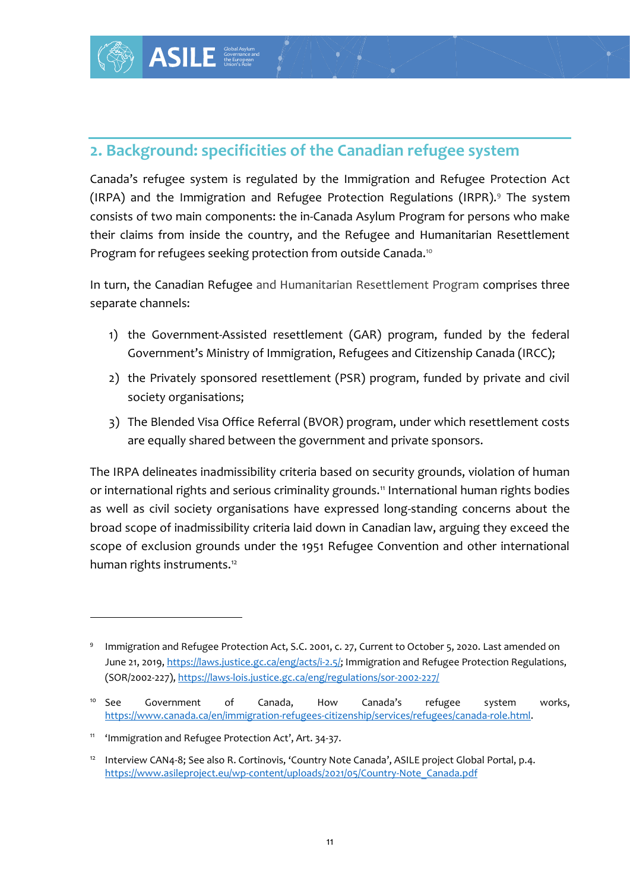## 2. Background: specificities of the Canadian refugee system

Canada's refugee system is regulated by the Immigration and Refugee Protection Act (IRPA) and the Immigration and Refugee Protection Regulations (IRPR).[9] The system consists of two main components: the in-Canada Asylum Program for persons who make their claims from inside the country, and the Refugee and Humanitarian Resettlement Program for refugees seeking protection from outside Canada.[10]

In turn, the Canadian Refugee and Humanitarian Resettlement Program comprises three separate channels:

1) the Government-Assisted resettlement (GAR) program, funded by the federal Government's Ministry of Immigration, Refugees and Citizenship Canada (IRCC);
2) the Privately sponsored resettlement (PSR) program, funded by private and civil society organisations;
3) The Blended Visa Office Referral (BVOR) program, under which resettlement costs are equally shared between the government and private sponsors.

The IRPA delineates inadmissibility criteria based on security grounds, violation of human or international rights and serious criminality grounds.[11] International human rights bodies as well as civil society organisations have expressed long-standing concerns about the broad scope of inadmissibility criteria laid down in Canadian law, arguing they exceed the scope of exclusion grounds under the 1951 Refugee Convention and other international human rights instruments.[12]

---

[9] Immigration and Refugee Protection Act, S.C. 2001, c. 27, Current to October 5, 2020. Last amended on June 21, 2019, https://laws.justice.gc.ca/eng/acts/i-2.5/; Immigration and Refugee Protection Regulations, (SOR/2002-227), https://laws-lois.justice.gc.ca/eng/regulations/sor-2002-227/

[10] See Government of Canada, How Canada's refugee system works, https://www.canada.ca/en/immigration-refugees-citizenship/services/refugees/canada-role.html.

[11] 'Immigration and Refugee Protection Act', Art. 34-37.

[12] Interview CAN4-8; See also R. Cortinovis, 'Country Note Canada', ASILE project Global Portal, p.4. https://www.asileproject.eu/wp-content/uploads/2021/05/Country-Note_Canada.pdf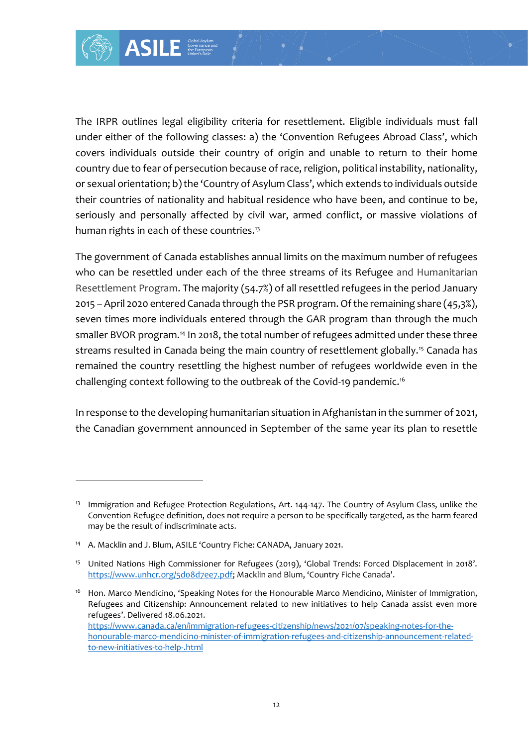The IRPR outlines legal eligibility criteria for resettlement. Eligible individuals must fall under either of the following classes: a) the 'Convention Refugees Abroad Class', which covers individuals outside their country of origin and unable to return to their home country due to fear of persecution because of race, religion, political instability, nationality, or sexual orientation; b) the 'Country of Asylum Class', which extends to individuals outside their countries of nationality and habitual residence who have been, and continue to be, seriously and personally affected by civil war, armed conflict, or massive violations of human rights in each of these countries.[13]

The government of Canada establishes annual limits on the maximum number of refugees who can be resettled under each of the three streams of its Refugee and Humanitarian Resettlement Program. The majority (54.7%) of all resettled refugees in the period January 2015 – April 2020 entered Canada through the PSR program. Of the remaining share (45,3%), seven times more individuals entered through the GAR program than through the much smaller BVOR program.[14] In 2018, the total number of refugees admitted under these three streams resulted in Canada being the main country of resettlement globally.[15] Canada has remained the country resettling the highest number of refugees worldwide even in the challenging context following to the outbreak of the Covid-19 pandemic.[16]

In response to the developing humanitarian situation in Afghanistan in the summer of 2021, the Canadian government announced in September of the same year its plan to resettle

---

[13] Immigration and Refugee Protection Regulations, Art. 144-147. The Country of Asylum Class, unlike the Convention Refugee definition, does not require a person to be specifically targeted, as the harm feared may be the result of indiscriminate acts.

[14] A. Macklin and J. Blum, ASILE 'Country Fiche: CANADA, January 2021.

[15] United Nations High Commissioner for Refugees (2019), 'Global Trends: Forced Displacement in 2018'. https://www.unhcr.org/5d08d7ee7.pdf; Macklin and Blum, 'Country Fiche Canada'.

[16] Hon. Marco Mendicino, 'Speaking Notes for the Honourable Marco Mendicino, Minister of Immigration, Refugees and Citizenship: Announcement related to new initiatives to help Canada assist even more refugees'. Delivered 18.06.2021. https://www.canada.ca/en/immigration-refugees-citizenship/news/2021/07/speaking-notes-for-the-honourable-marco-mendicino-minister-of-immigration-refugees-and-citizenship-announcement-related-to-new-initiatives-to-help-.html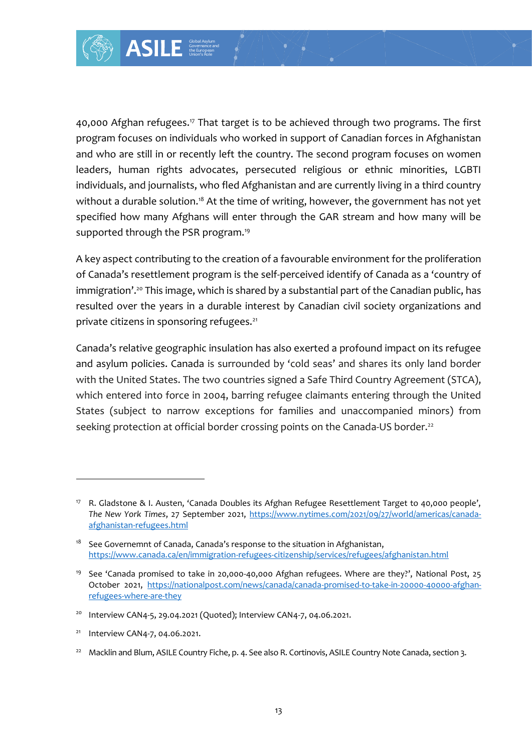40,000 Afghan refugees.[17] That target is to be achieved through two programs. The first program focuses on individuals who worked in support of Canadian forces in Afghanistan and who are still in or recently left the country. The second program focuses on women leaders, human rights advocates, persecuted religious or ethnic minorities, LGBTI individuals, and journalists, who fled Afghanistan and are currently living in a third country without a durable solution.[18] At the time of writing, however, the government has not yet specified how many Afghans will enter through the GAR stream and how many will be supported through the PSR program.[19]

A key aspect contributing to the creation of a favourable environment for the proliferation of Canada's resettlement program is the self-perceived identify of Canada as a 'country of immigration'.[20] This image, which is shared by a substantial part of the Canadian public, has resulted over the years in a durable interest by Canadian civil society organizations and private citizens in sponsoring refugees.[21]

Canada's relative geographic insulation has also exerted a profound impact on its refugee and asylum policies. Canada is surrounded by 'cold seas' and shares its only land border with the United States. The two countries signed a Safe Third Country Agreement (STCA), which entered into force in 2004, barring refugee claimants entering through the United States (subject to narrow exceptions for families and unaccompanied minors) from seeking protection at official border crossing points on the Canada-US border.[22]

---

[17] R. Gladstone & I. Austen, 'Canada Doubles its Afghan Refugee Resettlement Target to 40,000 people', *The New York Times*, 27 September 2021, https://www.nytimes.com/2021/09/27/world/americas/canada-afghanistan-refugees.html

[18] See Governemnt of Canada, Canada's response to the situation in Afghanistan, https://www.canada.ca/en/immigration-refugees-citizenship/services/refugees/afghanistan.html

[19] See 'Canada promised to take in 20,000-40,000 Afghan refugees. Where are they?', National Post, 25 October 2021, https://nationalpost.com/news/canada/canada-promised-to-take-in-20000-40000-afghan-refugees-where-are-they

[20] Interview CAN4-5, 29.04.2021 (Quoted); Interview CAN4-7, 04.06.2021.

[21] Interview CAN4-7, 04.06.2021.

[22] Macklin and Blum, ASILE Country Fiche, p. 4. See also R. Cortinovis, ASILE Country Note Canada, section 3.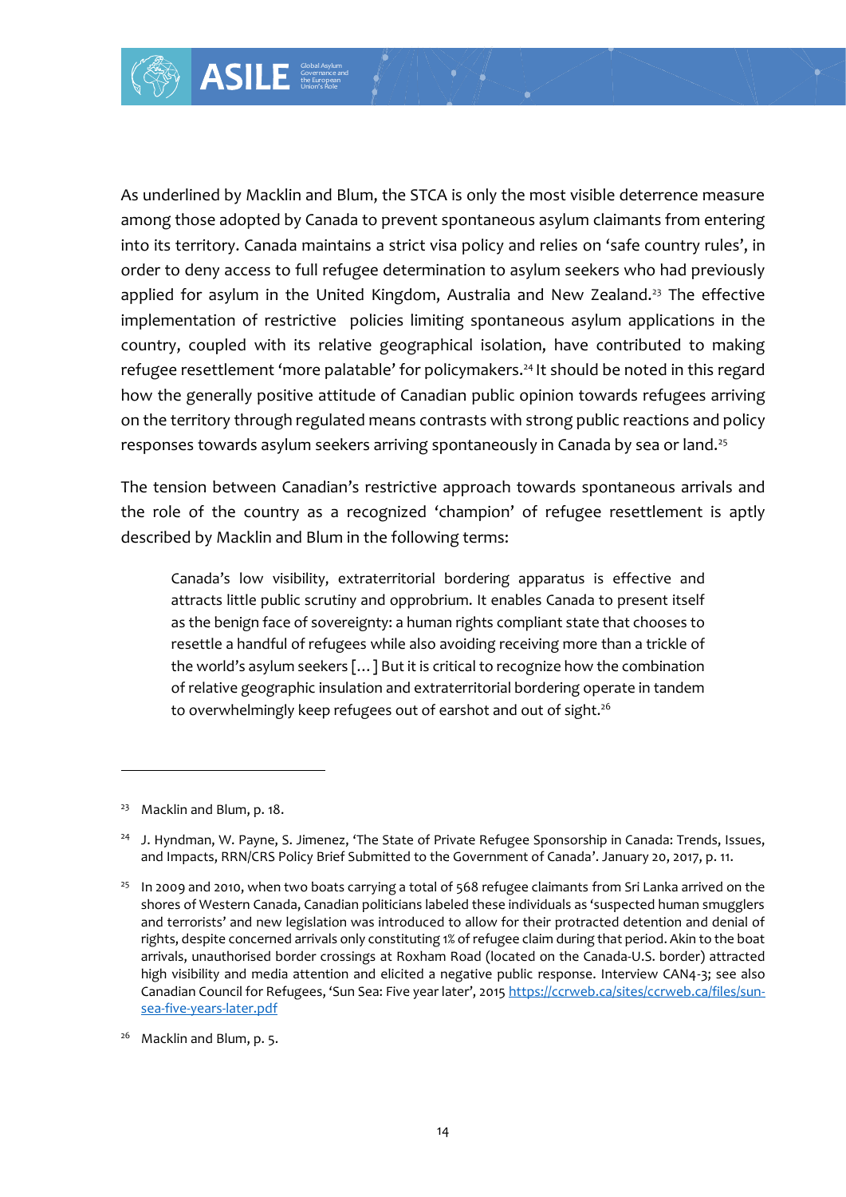As underlined by Macklin and Blum, the STCA is only the most visible deterrence measure among those adopted by Canada to prevent spontaneous asylum claimants from entering into its territory. Canada maintains a strict visa policy and relies on 'safe country rules', in order to deny access to full refugee determination to asylum seekers who had previously applied for asylum in the United Kingdom, Australia and New Zealand.[23] The effective implementation of restrictive policies limiting spontaneous asylum applications in the country, coupled with its relative geographical isolation, have contributed to making refugee resettlement 'more palatable' for policymakers.[24] It should be noted in this regard how the generally positive attitude of Canadian public opinion towards refugees arriving on the territory through regulated means contrasts with strong public reactions and policy responses towards asylum seekers arriving spontaneously in Canada by sea or land.[25]

The tension between Canadian's restrictive approach towards spontaneous arrivals and the role of the country as a recognized 'champion' of refugee resettlement is aptly described by Macklin and Blum in the following terms:

> Canada's low visibility, extraterritorial bordering apparatus is effective and attracts little public scrutiny and opprobrium. It enables Canada to present itself as the benign face of sovereignty: a human rights compliant state that chooses to resettle a handful of refugees while also avoiding receiving more than a trickle of the world's asylum seekers [...] But it is critical to recognize how the combination of relative geographic insulation and extraterritorial bordering operate in tandem to overwhelmingly keep refugees out of earshot and out of sight.[26]

---

[23] Macklin and Blum, p. 18.

[24] J. Hyndman, W. Payne, S. Jimenez, 'The State of Private Refugee Sponsorship in Canada: Trends, Issues, and Impacts, RRN/CRS Policy Brief Submitted to the Government of Canada'. January 20, 2017, p. 11.

[25] In 2009 and 2010, when two boats carrying a total of 568 refugee claimants from Sri Lanka arrived on the shores of Western Canada, Canadian politicians labeled these individuals as 'suspected human smugglers and terrorists' and new legislation was introduced to allow for their protracted detention and denial of rights, despite concerned arrivals only constituting 1% of refugee claim during that period. Akin to the boat arrivals, unauthorised border crossings at Roxham Road (located on the Canada-U.S. border) attracted high visibility and media attention and elicited a negative public response. Interview CAN4-3; see also Canadian Council for Refugees, 'Sun Sea: Five year later', 2015 https://ccrweb.ca/sites/ccrweb.ca/files/sun-sea-five-years-later.pdf

[26] Macklin and Blum, p. 5.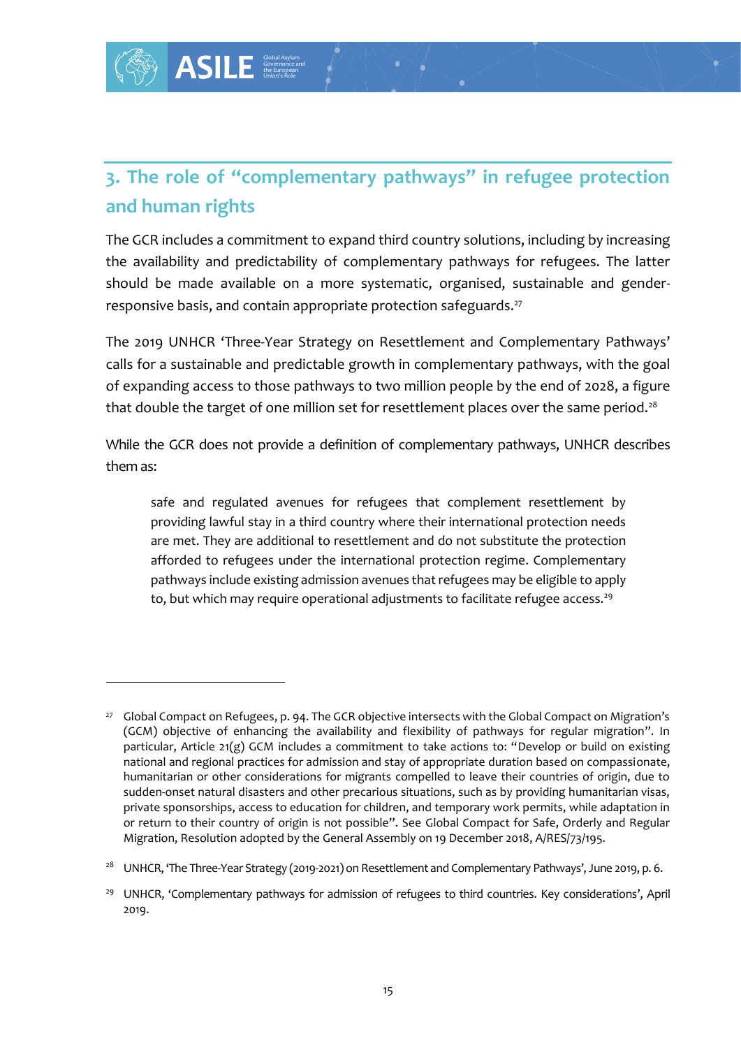## 3. The role of "complementary pathways" in refugee protection and human rights

The GCR includes a commitment to expand third country solutions, including by increasing the availability and predictability of complementary pathways for refugees. The latter should be made available on a more systematic, organised, sustainable and gender-responsive basis, and contain appropriate protection safeguards.[27]

The 2019 UNHCR 'Three-Year Strategy on Resettlement and Complementary Pathways' calls for a sustainable and predictable growth in complementary pathways, with the goal of expanding access to those pathways to two million people by the end of 2028, a figure that double the target of one million set for resettlement places over the same period.[28]

While the GCR does not provide a definition of complementary pathways, UNHCR describes them as:

> safe and regulated avenues for refugees that complement resettlement by providing lawful stay in a third country where their international protection needs are met. They are additional to resettlement and do not substitute the protection afforded to refugees under the international protection regime. Complementary pathways include existing admission avenues that refugees may be eligible to apply to, but which may require operational adjustments to facilitate refugee access.[29]

---

[27] Global Compact on Refugees, p. 94. The GCR objective intersects with the Global Compact on Migration's (GCM) objective of enhancing the availability and flexibility of pathways for regular migration". In particular, Article 21(g) GCM includes a commitment to take actions to: "Develop or build on existing national and regional practices for admission and stay of appropriate duration based on compassionate, humanitarian or other considerations for migrants compelled to leave their countries of origin, due to sudden-onset natural disasters and other precarious situations, such as by providing humanitarian visas, private sponsorships, access to education for children, and temporary work permits, while adaptation in or return to their country of origin is not possible". See Global Compact for Safe, Orderly and Regular Migration, Resolution adopted by the General Assembly on 19 December 2018, A/RES/73/195.

[28] UNHCR, 'The Three-Year Strategy (2019-2021) on Resettlement and Complementary Pathways', June 2019, p. 6.

[29] UNHCR, 'Complementary pathways for admission of refugees to third countries. Key considerations', April 2019.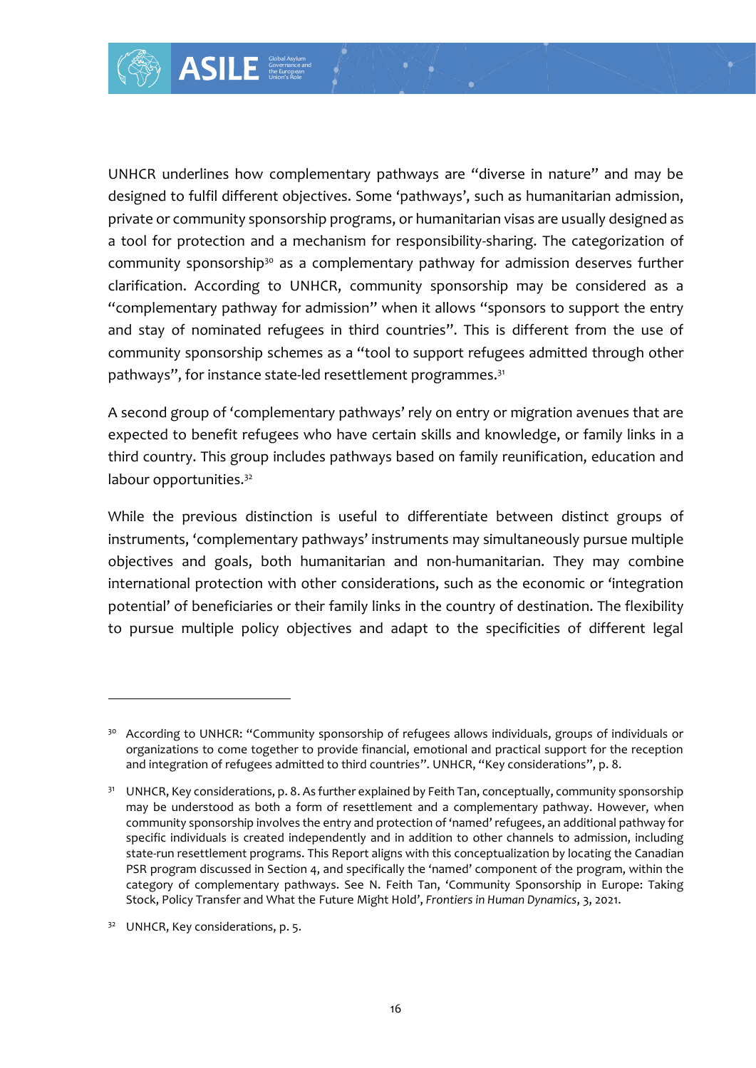UNHCR underlines how complementary pathways are “diverse in nature” and may be designed to fulfil different objectives. Some ‘pathways’, such as humanitarian admission, private or community sponsorship programs, or humanitarian visas are usually designed as a tool for protection and a mechanism for responsibility-sharing. The categorization of community sponsorship[30] as a complementary pathway for admission deserves further clarification. According to UNHCR, community sponsorship may be considered as a “complementary pathway for admission” when it allows “sponsors to support the entry and stay of nominated refugees in third countries”. This is different from the use of community sponsorship schemes as a “tool to support refugees admitted through other pathways”, for instance state-led resettlement programmes.[31]

A second group of ‘complementary pathways’ rely on entry or migration avenues that are expected to benefit refugees who have certain skills and knowledge, or family links in a third country. This group includes pathways based on family reunification, education and labour opportunities.[32]

While the previous distinction is useful to differentiate between distinct groups of instruments, ‘complementary pathways’ instruments may simultaneously pursue multiple objectives and goals, both humanitarian and non-humanitarian. They may combine international protection with other considerations, such as the economic or ‘integration potential’ of beneficiaries or their family links in the country of destination. The flexibility to pursue multiple policy objectives and adapt to the specificities of different legal

---

[30] According to UNHCR: “Community sponsorship of refugees allows individuals, groups of individuals or organizations to come together to provide financial, emotional and practical support for the reception and integration of refugees admitted to third countries”. UNHCR, “Key considerations”, p. 8.

[31] UNHCR, Key considerations, p. 8. As further explained by Feith Tan, conceptually, community sponsorship may be understood as both a form of resettlement and a complementary pathway. However, when community sponsorship involves the entry and protection of ‘named’ refugees, an additional pathway for specific individuals is created independently and in addition to other channels to admission, including state-run resettlement programs. This Report aligns with this conceptualization by locating the Canadian PSR program discussed in Section 4, and specifically the ‘named’ component of the program, within the category of complementary pathways. See N. Feith Tan, ‘Community Sponsorship in Europe: Taking Stock, Policy Transfer and What the Future Might Hold’, *Frontiers in Human Dynamics*, 3, 2021.

[32] UNHCR, Key considerations, p. 5.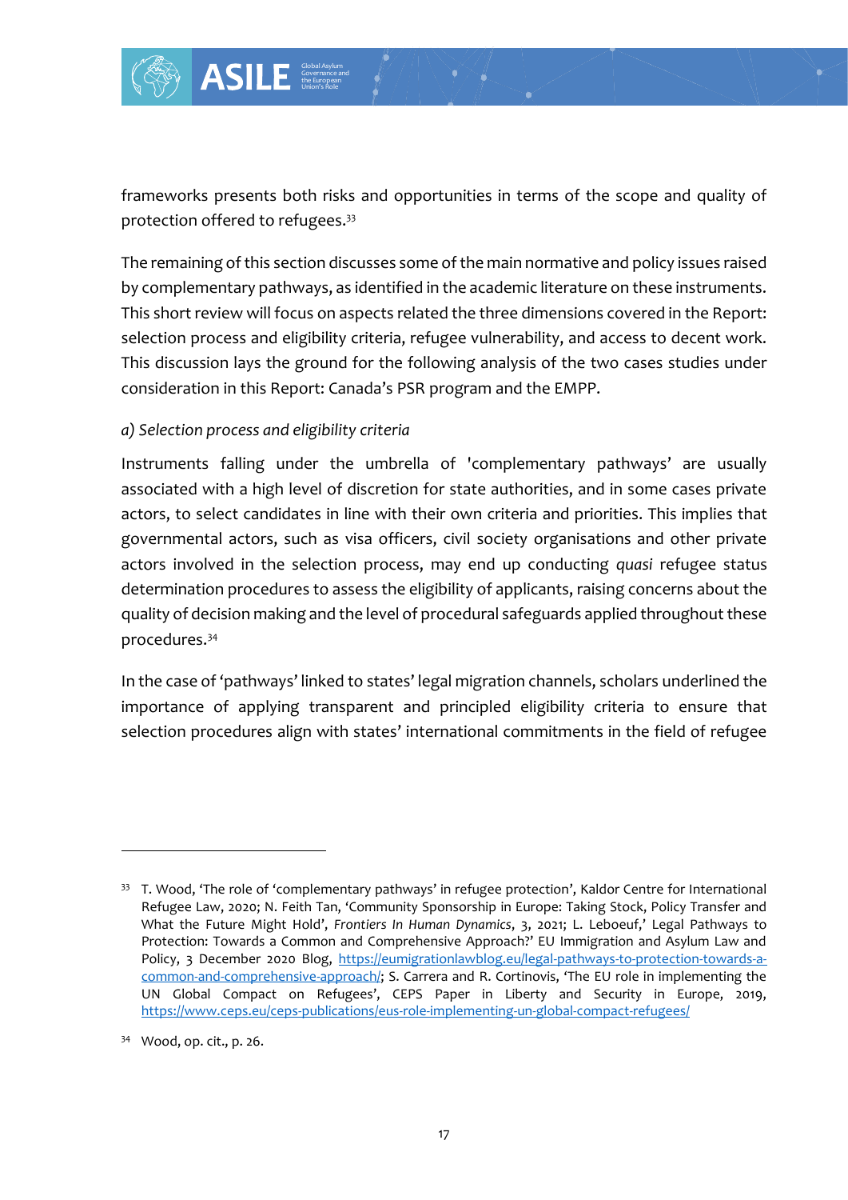frameworks presents both risks and opportunities in terms of the scope and quality of protection offered to refugees.[33]

The remaining of this section discusses some of the main normative and policy issues raised by complementary pathways, as identified in the academic literature on these instruments. This short review will focus on aspects related the three dimensions covered in the Report: selection process and eligibility criteria, refugee vulnerability, and access to decent work. This discussion lays the ground for the following analysis of the two cases studies under consideration in this Report: Canada's PSR program and the EMPP.

*a) Selection process and eligibility criteria*

Instruments falling under the umbrella of 'complementary pathways' are usually associated with a high level of discretion for state authorities, and in some cases private actors, to select candidates in line with their own criteria and priorities. This implies that governmental actors, such as visa officers, civil society organisations and other private actors involved in the selection process, may end up conducting *quasi* refugee status determination procedures to assess the eligibility of applicants, raising concerns about the quality of decision making and the level of procedural safeguards applied throughout these procedures.[34]

In the case of 'pathways' linked to states' legal migration channels, scholars underlined the importance of applying transparent and principled eligibility criteria to ensure that selection procedures align with states' international commitments in the field of refugee

---

[33] T. Wood, 'The role of 'complementary pathways' in refugee protection', Kaldor Centre for International Refugee Law, 2020; N. Feith Tan, 'Community Sponsorship in Europe: Taking Stock, Policy Transfer and What the Future Might Hold', *Frontiers In Human Dynamics*, 3, 2021; L. Leboeuf,' Legal Pathways to Protection: Towards a Common and Comprehensive Approach?' EU Immigration and Asylum Law and Policy, 3 December 2020 Blog, https://eumigrationlawblog.eu/legal-pathways-to-protection-towards-a-common-and-comprehensive-approach/; S. Carrera and R. Cortinovis, 'The EU role in implementing the UN Global Compact on Refugees', CEPS Paper in Liberty and Security in Europe, 2019, https://www.ceps.eu/ceps-publications/eus-role-implementing-un-global-compact-refugees/

[34] Wood, op. cit., p. 26.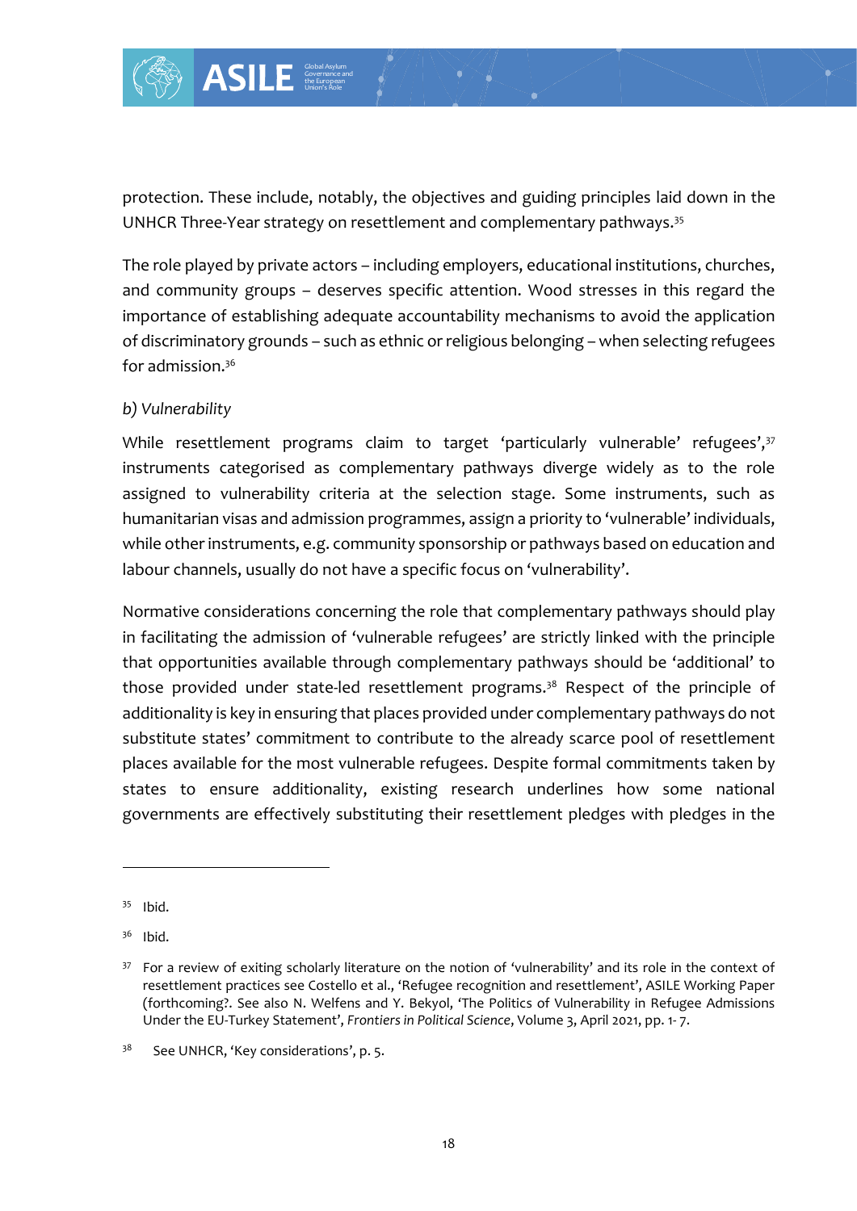protection. These include, notably, the objectives and guiding principles laid down in the UNHCR Three-Year strategy on resettlement and complementary pathways.[35]

The role played by private actors – including employers, educational institutions, churches, and community groups – deserves specific attention. Wood stresses in this regard the importance of establishing adequate accountability mechanisms to avoid the application of discriminatory grounds – such as ethnic or religious belonging – when selecting refugees for admission.[36]

*b) Vulnerability*

While resettlement programs claim to target 'particularly vulnerable' refugees',[37] instruments categorised as complementary pathways diverge widely as to the role assigned to vulnerability criteria at the selection stage. Some instruments, such as humanitarian visas and admission programmes, assign a priority to 'vulnerable' individuals, while other instruments, e.g. community sponsorship or pathways based on education and labour channels, usually do not have a specific focus on 'vulnerability'.

Normative considerations concerning the role that complementary pathways should play in facilitating the admission of 'vulnerable refugees' are strictly linked with the principle that opportunities available through complementary pathways should be 'additional' to those provided under state-led resettlement programs.[38] Respect of the principle of additionality is key in ensuring that places provided under complementary pathways do not substitute states' commitment to contribute to the already scarce pool of resettlement places available for the most vulnerable refugees. Despite formal commitments taken by states to ensure additionality, existing research underlines how some national governments are effectively substituting their resettlement pledges with pledges in the

---

[35] Ibid.

[36] Ibid.

[37] For a review of exiting scholarly literature on the notion of 'vulnerability' and its role in the context of resettlement practices see Costello et al., 'Refugee recognition and resettlement', ASILE Working Paper (forthcoming?. See also N. Welfens and Y. Bekyol, 'The Politics of Vulnerability in Refugee Admissions Under the EU-Turkey Statement', *Frontiers in Political Science*, Volume 3, April 2021, pp. 1- 7.

[38] See UNHCR, 'Key considerations', p. 5.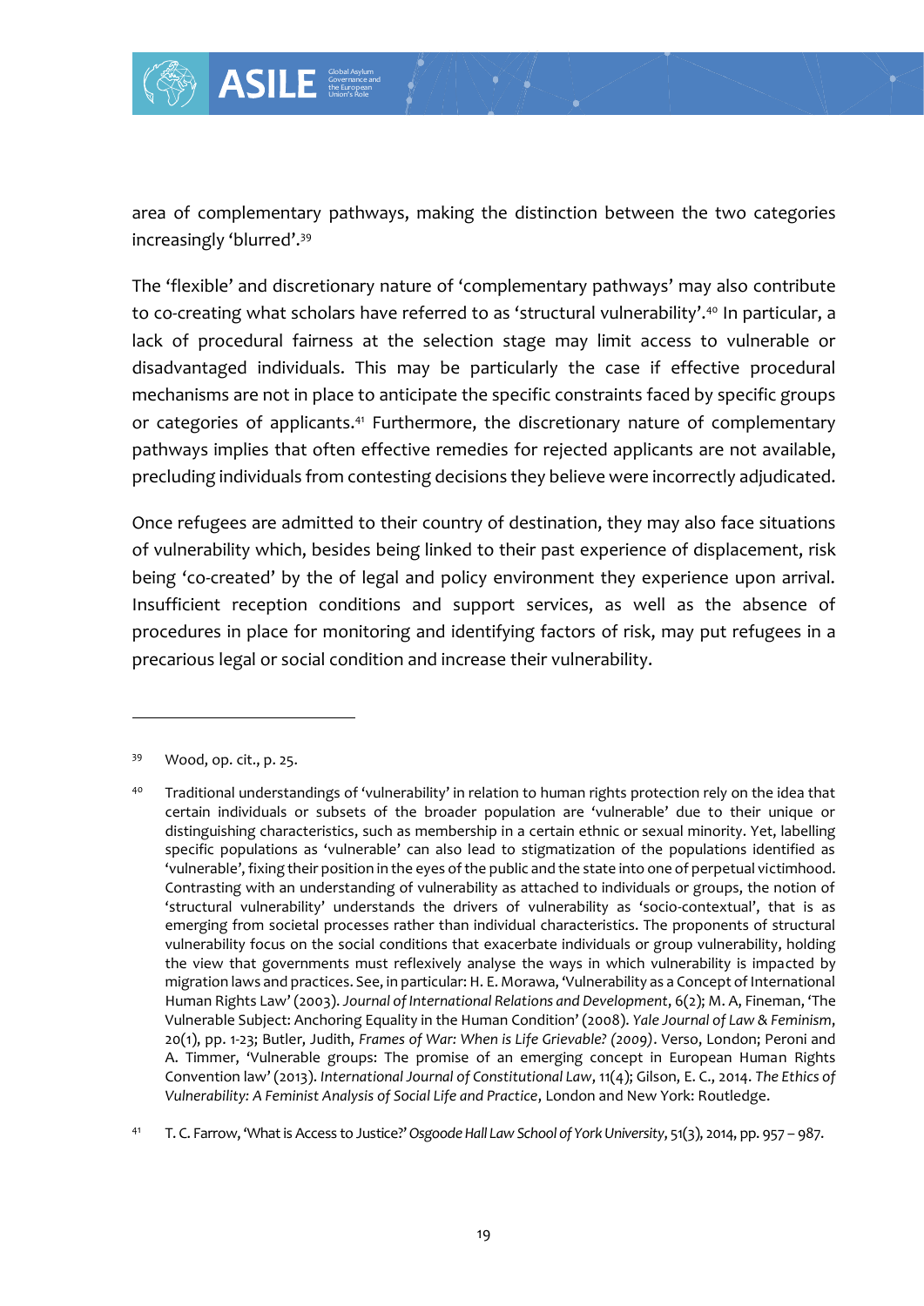area of complementary pathways, making the distinction between the two categories increasingly 'blurred'.[39]

The 'flexible' and discretionary nature of 'complementary pathways' may also contribute to co-creating what scholars have referred to as 'structural vulnerability'.[40] In particular, a lack of procedural fairness at the selection stage may limit access to vulnerable or disadvantaged individuals. This may be particularly the case if effective procedural mechanisms are not in place to anticipate the specific constraints faced by specific groups or categories of applicants.[41] Furthermore, the discretionary nature of complementary pathways implies that often effective remedies for rejected applicants are not available, precluding individuals from contesting decisions they believe were incorrectly adjudicated.

Once refugees are admitted to their country of destination, they may also face situations of vulnerability which, besides being linked to their past experience of displacement, risk being 'co-created' by the of legal and policy environment they experience upon arrival. Insufficient reception conditions and support services, as well as the absence of procedures in place for monitoring and identifying factors of risk, may put refugees in a precarious legal or social condition and increase their vulnerability.

---

[39] Wood, op. cit., p. 25.

[40] Traditional understandings of 'vulnerability' in relation to human rights protection rely on the idea that certain individuals or subsets of the broader population are 'vulnerable' due to their unique or distinguishing characteristics, such as membership in a certain ethnic or sexual minority. Yet, labelling specific populations as 'vulnerable' can also lead to stigmatization of the populations identified as 'vulnerable', fixing their position in the eyes of the public and the state into one of perpetual victimhood. Contrasting with an understanding of vulnerability as attached to individuals or groups, the notion of 'structural vulnerability' understands the drivers of vulnerability as 'socio-contextual', that is as emerging from societal processes rather than individual characteristics. The proponents of structural vulnerability focus on the social conditions that exacerbate individuals or group vulnerability, holding the view that governments must reflexively analyse the ways in which vulnerability is impacted by migration laws and practices. See, in particular: H. E. Morawa, 'Vulnerability as a Concept of International Human Rights Law' (2003). *Journal of International Relations and Development*, 6(2); M. A, Fineman, 'The Vulnerable Subject: Anchoring Equality in the Human Condition' (2008). *Yale Journal of Law & Feminism*, 20(1), pp. 1-23; Butler, Judith, *Frames of War: When is Life Grievable? (2009)*. Verso, London; Peroni and A. Timmer, 'Vulnerable groups: The promise of an emerging concept in European Human Rights Convention law' (2013). *International Journal of Constitutional Law*, 11(4); Gilson, E. C., 2014. *The Ethics of Vulnerability: A Feminist Analysis of Social Life and Practice*, London and New York: Routledge.

[41] T. C. Farrow, 'What is Access to Justice?' *Osgoode Hall Law School of York University*, 51(3), 2014, pp. 957 – 987.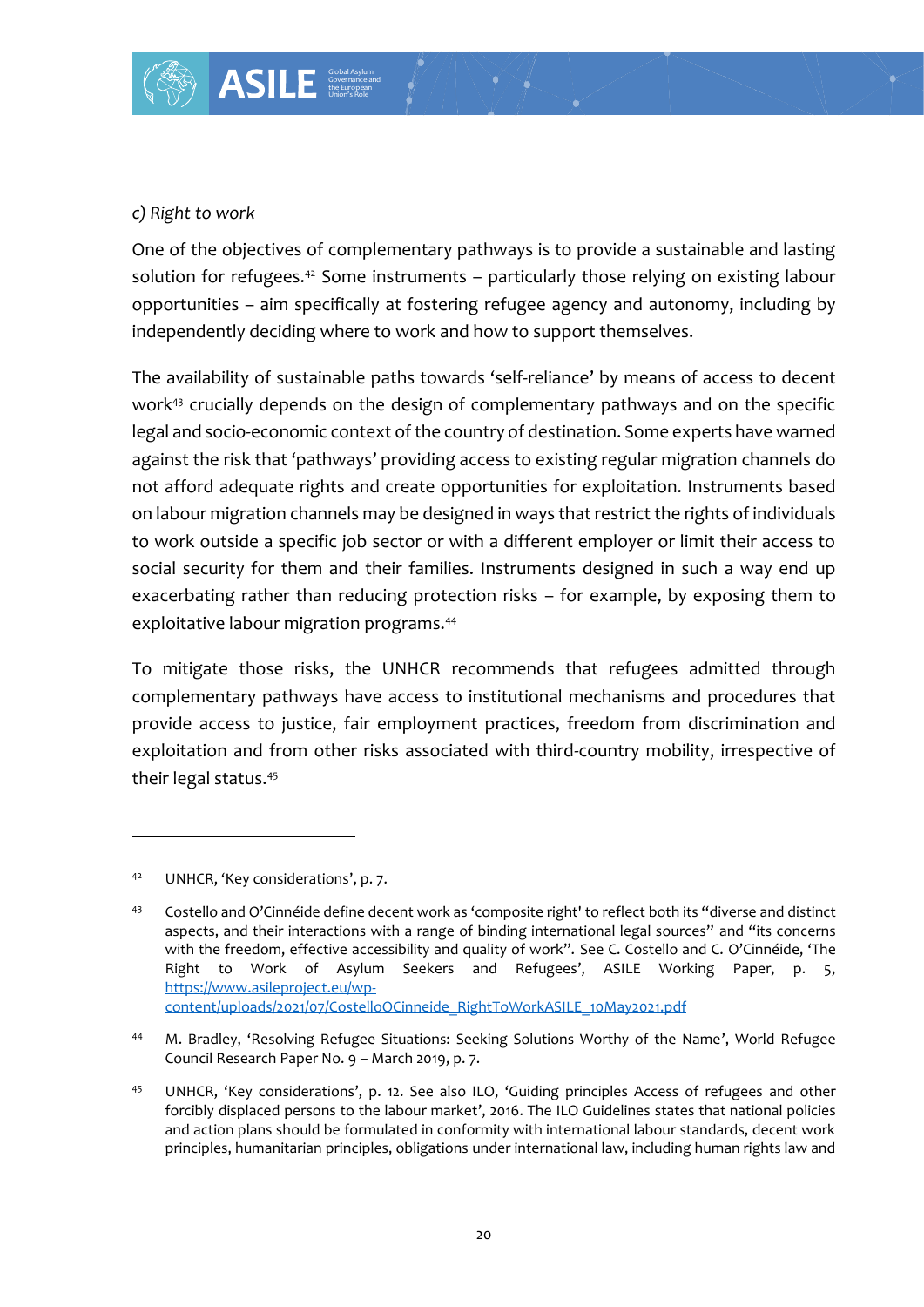*c) Right to work*

One of the objectives of complementary pathways is to provide a sustainable and lasting solution for refugees.[42] Some instruments – particularly those relying on existing labour opportunities – aim specifically at fostering refugee agency and autonomy, including by independently deciding where to work and how to support themselves.

The availability of sustainable paths towards 'self-reliance' by means of access to decent work[43] crucially depends on the design of complementary pathways and on the specific legal and socio-economic context of the country of destination. Some experts have warned against the risk that 'pathways' providing access to existing regular migration channels do not afford adequate rights and create opportunities for exploitation. Instruments based on labour migration channels may be designed in ways that restrict the rights of individuals to work outside a specific job sector or with a different employer or limit their access to social security for them and their families. Instruments designed in such a way end up exacerbating rather than reducing protection risks – for example, by exposing them to exploitative labour migration programs.[44]

To mitigate those risks, the UNHCR recommends that refugees admitted through complementary pathways have access to institutional mechanisms and procedures that provide access to justice, fair employment practices, freedom from discrimination and exploitation and from other risks associated with third-country mobility, irrespective of their legal status.[45]

---

[42] UNHCR, 'Key considerations', p. 7.

[43] Costello and O'Cinnéide define decent work as 'composite right' to reflect both its "diverse and distinct aspects, and their interactions with a range of binding international legal sources" and "its concerns with the freedom, effective accessibility and quality of work". See C. Costello and C. O'Cinnéide, 'The Right to Work of Asylum Seekers and Refugees', ASILE Working Paper, p. 5, https://www.asileproject.eu/wp-content/uploads/2021/07/CostelloOCinneide_RightToWorkASILE_10May2021.pdf

[44] M. Bradley, 'Resolving Refugee Situations: Seeking Solutions Worthy of the Name', World Refugee Council Research Paper No. 9 – March 2019, p. 7.

[45] UNHCR, 'Key considerations', p. 12. See also ILO, 'Guiding principles Access of refugees and other forcibly displaced persons to the labour market', 2016. The ILO Guidelines states that national policies and action plans should be formulated in conformity with international labour standards, decent work principles, humanitarian principles, obligations under international law, including human rights law and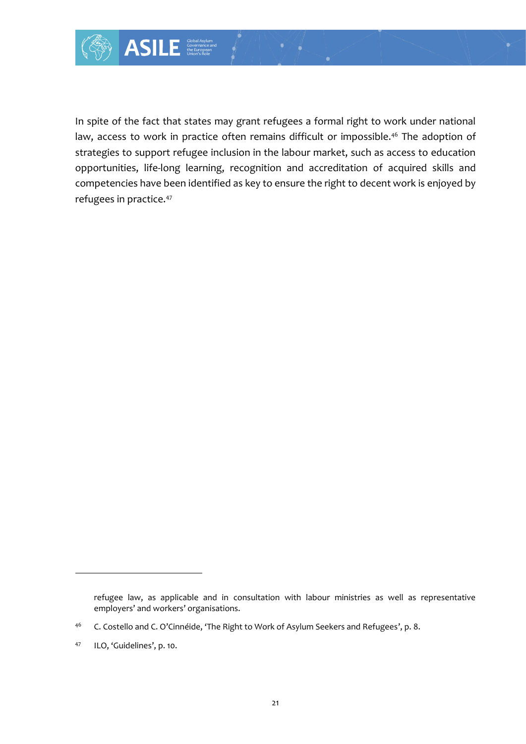In spite of the fact that states may grant refugees a formal right to work under national law, access to work in practice often remains difficult or impossible.[46] The adoption of strategies to support refugee inclusion in the labour market, such as access to education opportunities, life-long learning, recognition and accreditation of acquired skills and competencies have been identified as key to ensure the right to decent work is enjoyed by refugees in practice.[47]

---

refugee law, as applicable and in consultation with labour ministries as well as representative employers' and workers' organisations.

[46] C. Costello and C. O'Cinnéide, 'The Right to Work of Asylum Seekers and Refugees', p. 8.

[47] ILO, 'Guidelines', p. 10.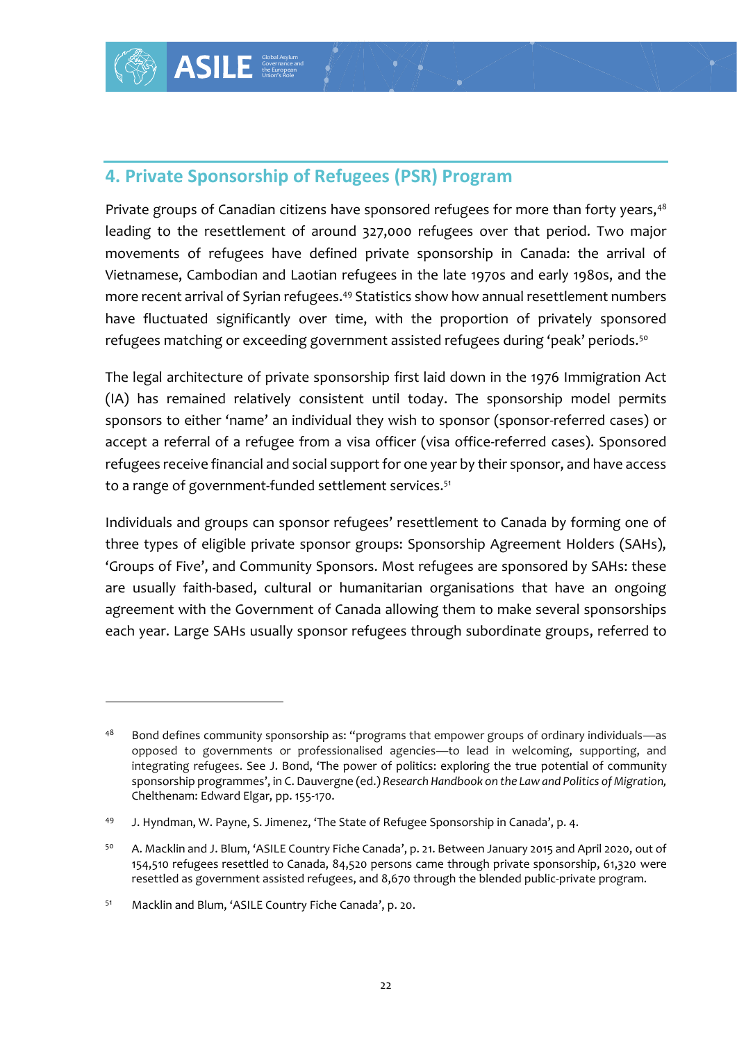## 4. Private Sponsorship of Refugees (PSR) Program

Private groups of Canadian citizens have sponsored refugees for more than forty years,[48] leading to the resettlement of around 327,000 refugees over that period. Two major movements of refugees have defined private sponsorship in Canada: the arrival of Vietnamese, Cambodian and Laotian refugees in the late 1970s and early 1980s, and the more recent arrival of Syrian refugees.[49] Statistics show how annual resettlement numbers have fluctuated significantly over time, with the proportion of privately sponsored refugees matching or exceeding government assisted refugees during 'peak' periods.[50]

The legal architecture of private sponsorship first laid down in the 1976 Immigration Act (IA) has remained relatively consistent until today. The sponsorship model permits sponsors to either 'name' an individual they wish to sponsor (sponsor-referred cases) or accept a referral of a refugee from a visa officer (visa office-referred cases). Sponsored refugees receive financial and social support for one year by their sponsor, and have access to a range of government-funded settlement services.[51]

Individuals and groups can sponsor refugees' resettlement to Canada by forming one of three types of eligible private sponsor groups: Sponsorship Agreement Holders (SAHs), 'Groups of Five', and Community Sponsors. Most refugees are sponsored by SAHs: these are usually faith-based, cultural or humanitarian organisations that have an ongoing agreement with the Government of Canada allowing them to make several sponsorships each year. Large SAHs usually sponsor refugees through subordinate groups, referred to

---

[48] Bond defines community sponsorship as: "programs that empower groups of ordinary individuals—as opposed to governments or professionalised agencies—to lead in welcoming, supporting, and integrating refugees. See J. Bond, 'The power of politics: exploring the true potential of community sponsorship programmes', in C. Dauvergne (ed.) *Research Handbook on the Law and Politics of Migration,* Chelthenam: Edward Elgar, pp. 155-170.

[49] J. Hyndman, W. Payne, S. Jimenez, 'The State of Refugee Sponsorship in Canada', p. 4.

[50] A. Macklin and J. Blum, 'ASILE Country Fiche Canada', p. 21. Between January 2015 and April 2020, out of 154,510 refugees resettled to Canada, 84,520 persons came through private sponsorship, 61,320 were resettled as government assisted refugees, and 8,670 through the blended public-private program.

[51] Macklin and Blum, 'ASILE Country Fiche Canada', p. 20.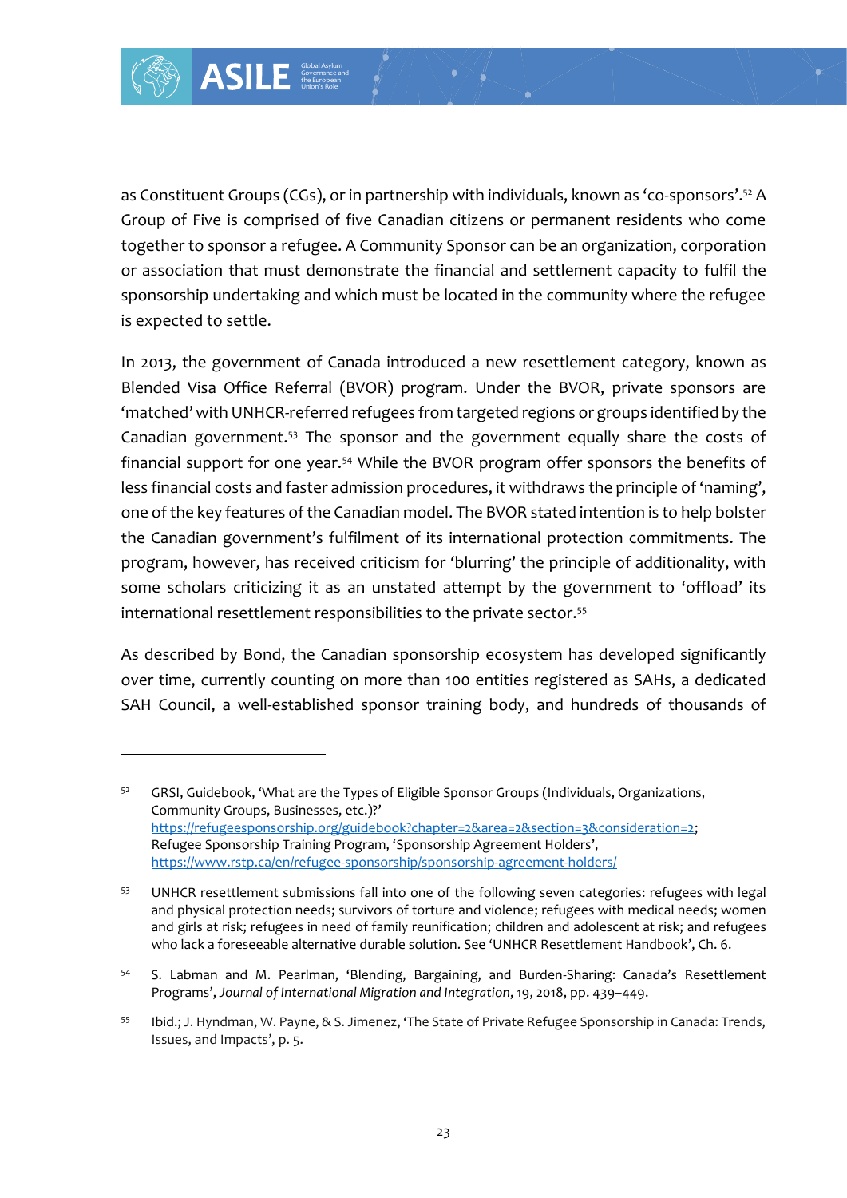as Constituent Groups (CGs), or in partnership with individuals, known as 'co-sponsors'.[52] A Group of Five is comprised of five Canadian citizens or permanent residents who come together to sponsor a refugee. A Community Sponsor can be an organization, corporation or association that must demonstrate the financial and settlement capacity to fulfil the sponsorship undertaking and which must be located in the community where the refugee is expected to settle.

In 2013, the government of Canada introduced a new resettlement category, known as Blended Visa Office Referral (BVOR) program. Under the BVOR, private sponsors are 'matched' with UNHCR-referred refugees from targeted regions or groups identified by the Canadian government.[53] The sponsor and the government equally share the costs of financial support for one year.[54] While the BVOR program offer sponsors the benefits of less financial costs and faster admission procedures, it withdraws the principle of 'naming', one of the key features of the Canadian model. The BVOR stated intention is to help bolster the Canadian government's fulfilment of its international protection commitments. The program, however, has received criticism for 'blurring' the principle of additionality, with some scholars criticizing it as an unstated attempt by the government to 'offload' its international resettlement responsibilities to the private sector.[55]

As described by Bond, the Canadian sponsorship ecosystem has developed significantly over time, currently counting on more than 100 entities registered as SAHs, a dedicated SAH Council, a well-established sponsor training body, and hundreds of thousands of

---

[52] GRSI, Guidebook, 'What are the Types of Eligible Sponsor Groups (Individuals, Organizations, Community Groups, Businesses, etc.)?' https://refugeesponsorship.org/guidebook?chapter=2&area=2&section=3&consideration=2; Refugee Sponsorship Training Program, 'Sponsorship Agreement Holders', https://www.rstp.ca/en/refugee-sponsorship/sponsorship-agreement-holders/

[53] UNHCR resettlement submissions fall into one of the following seven categories: refugees with legal and physical protection needs; survivors of torture and violence; refugees with medical needs; women and girls at risk; refugees in need of family reunification; children and adolescent at risk; and refugees who lack a foreseeable alternative durable solution. See 'UNHCR Resettlement Handbook', Ch. 6.

[54] S. Labman and M. Pearlman, 'Blending, Bargaining, and Burden-Sharing: Canada's Resettlement Programs', *Journal of International Migration and Integration*, 19, 2018, pp. 439–449.

[55] Ibid.; J. Hyndman, W. Payne, & S. Jimenez, 'The State of Private Refugee Sponsorship in Canada: Trends, Issues, and Impacts', p. 5.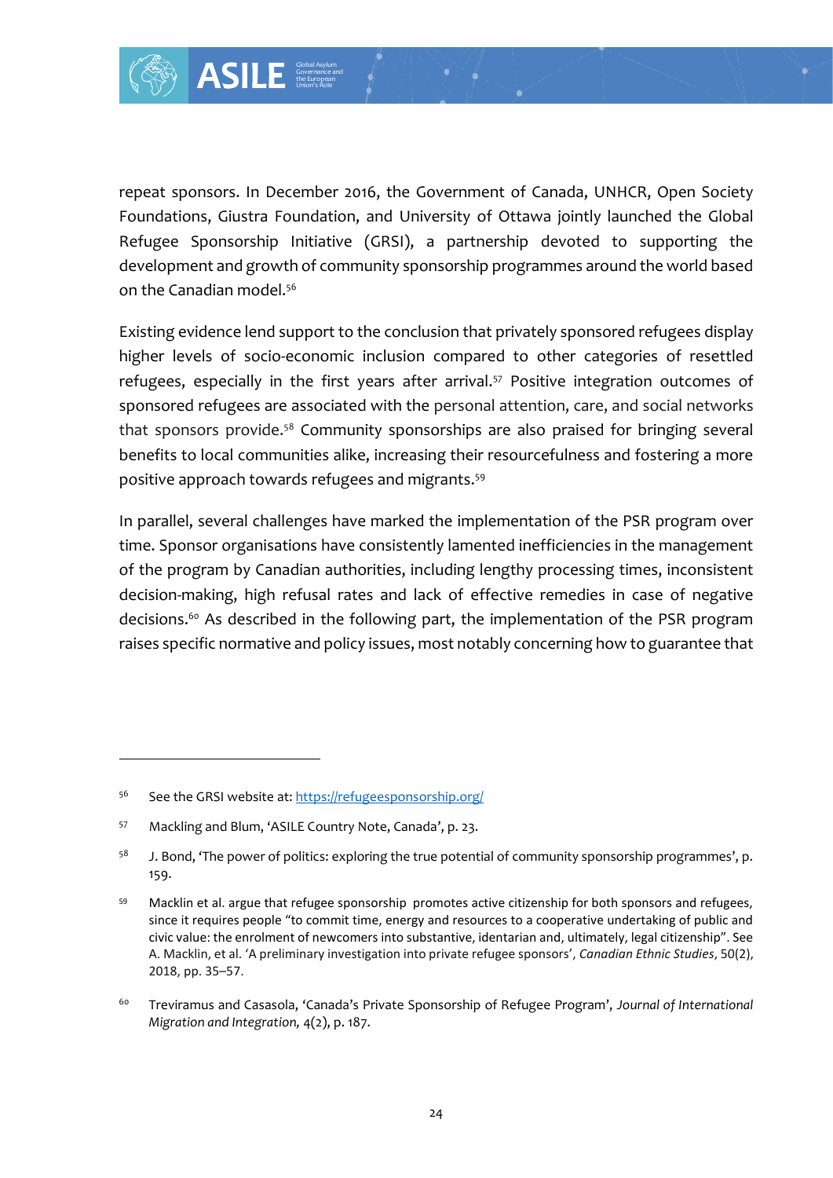repeat sponsors. In December 2016, the Government of Canada, UNHCR, Open Society Foundations, Giustra Foundation, and University of Ottawa jointly launched the Global Refugee Sponsorship Initiative (GRSI), a partnership devoted to supporting the development and growth of community sponsorship programmes around the world based on the Canadian model.[56]

Existing evidence lend support to the conclusion that privately sponsored refugees display higher levels of socio-economic inclusion compared to other categories of resettled refugees, especially in the first years after arrival.[57] Positive integration outcomes of sponsored refugees are associated with the personal attention, care, and social networks that sponsors provide.[58] Community sponsorships are also praised for bringing several benefits to local communities alike, increasing their resourcefulness and fostering a more positive approach towards refugees and migrants.[59]

In parallel, several challenges have marked the implementation of the PSR program over time. Sponsor organisations have consistently lamented inefficiencies in the management of the program by Canadian authorities, including lengthy processing times, inconsistent decision-making, high refusal rates and lack of effective remedies in case of negative decisions.[60] As described in the following part, the implementation of the PSR program raises specific normative and policy issues, most notably concerning how to guarantee that

---

[56] See the GRSI website at: https://refugeesponsorship.org/

[57] Mackling and Blum, 'ASILE Country Note, Canada', p. 23.

[58] J. Bond, 'The power of politics: exploring the true potential of community sponsorship programmes', p. 159.

[59] Macklin et al. argue that refugee sponsorship promotes active citizenship for both sponsors and refugees, since it requires people "to commit time, energy and resources to a cooperative undertaking of public and civic value: the enrolment of newcomers into substantive, identarian and, ultimately, legal citizenship". See A. Macklin, et al. 'A preliminary investigation into private refugee sponsors', *Canadian Ethnic Studies*, 50(2), 2018, pp. 35–57.

[60] Treviramus and Casasola, 'Canada's Private Sponsorship of Refugee Program', *Journal of International Migration and Integration,* 4(2), p. 187.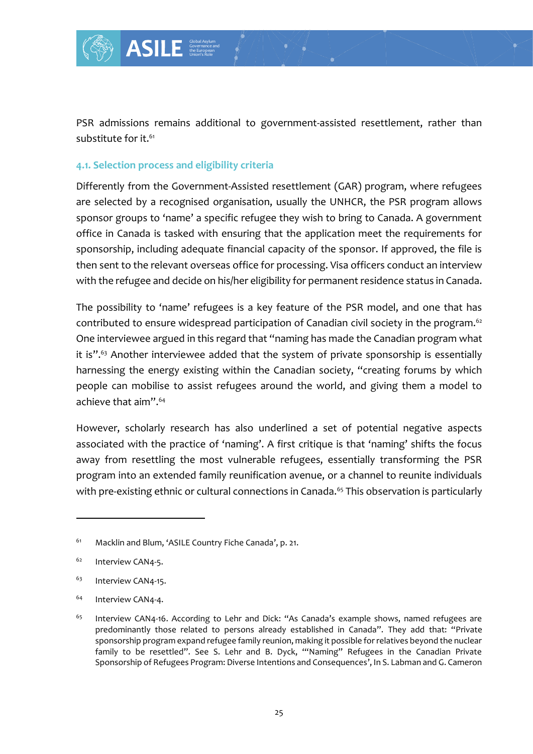PSR admissions remains additional to government-assisted resettlement, rather than substitute for it.[61]

### 4.1. Selection process and eligibility criteria

Differently from the Government-Assisted resettlement (GAR) program, where refugees are selected by a recognised organisation, usually the UNHCR, the PSR program allows sponsor groups to 'name' a specific refugee they wish to bring to Canada. A government office in Canada is tasked with ensuring that the application meet the requirements for sponsorship, including adequate financial capacity of the sponsor. If approved, the file is then sent to the relevant overseas office for processing. Visa officers conduct an interview with the refugee and decide on his/her eligibility for permanent residence status in Canada.

The possibility to 'name' refugees is a key feature of the PSR model, and one that has contributed to ensure widespread participation of Canadian civil society in the program.[62] One interviewee argued in this regard that "naming has made the Canadian program what it is".[63] Another interviewee added that the system of private sponsorship is essentially harnessing the energy existing within the Canadian society, "creating forums by which people can mobilise to assist refugees around the world, and giving them a model to achieve that aim".[64]

However, scholarly research has also underlined a set of potential negative aspects associated with the practice of 'naming'. A first critique is that 'naming' shifts the focus away from resettling the most vulnerable refugees, essentially transforming the PSR program into an extended family reunification avenue, or a channel to reunite individuals with pre-existing ethnic or cultural connections in Canada.[65] This observation is particularly

---

[61] Macklin and Blum, 'ASILE Country Fiche Canada', p. 21.

[62] Interview CAN4-5.

[63] Interview CAN4-15.

[64] Interview CAN4-4.

[65] Interview CAN4-16. According to Lehr and Dick: "As Canada's example shows, named refugees are predominantly those related to persons already established in Canada". They add that: "Private sponsorship program expand refugee family reunion, making it possible for relatives beyond the nuclear family to be resettled". See S. Lehr and B. Dyck, '"Naming" Refugees in the Canadian Private Sponsorship of Refugees Program: Diverse Intentions and Consequences', In S. Labman and G. Cameron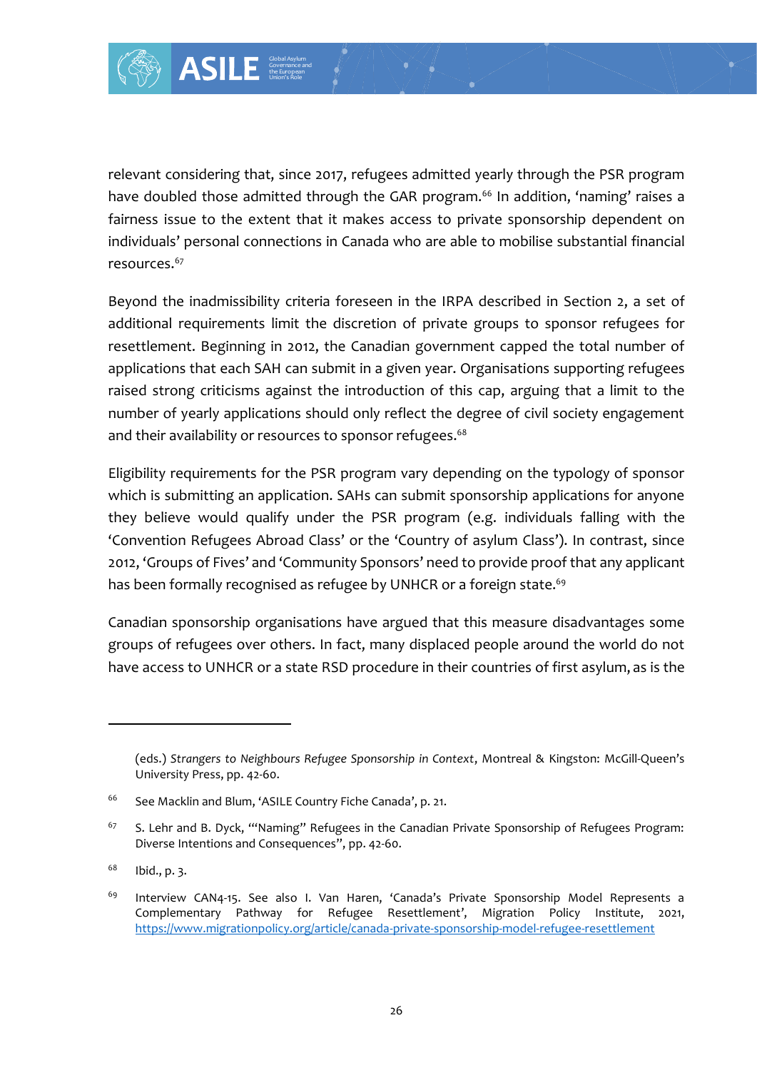relevant considering that, since 2017, refugees admitted yearly through the PSR program have doubled those admitted through the GAR program.[66] In addition, 'naming' raises a fairness issue to the extent that it makes access to private sponsorship dependent on individuals' personal connections in Canada who are able to mobilise substantial financial resources.[67]

Beyond the inadmissibility criteria foreseen in the IRPA described in Section 2, a set of additional requirements limit the discretion of private groups to sponsor refugees for resettlement. Beginning in 2012, the Canadian government capped the total number of applications that each SAH can submit in a given year. Organisations supporting refugees raised strong criticisms against the introduction of this cap, arguing that a limit to the number of yearly applications should only reflect the degree of civil society engagement and their availability or resources to sponsor refugees.[68]

Eligibility requirements for the PSR program vary depending on the typology of sponsor which is submitting an application. SAHs can submit sponsorship applications for anyone they believe would qualify under the PSR program (e.g. individuals falling with the 'Convention Refugees Abroad Class' or the 'Country of asylum Class'). In contrast, since 2012, 'Groups of Fives' and 'Community Sponsors' need to provide proof that any applicant has been formally recognised as refugee by UNHCR or a foreign state.[69]

Canadian sponsorship organisations have argued that this measure disadvantages some groups of refugees over others. In fact, many displaced people around the world do not have access to UNHCR or a state RSD procedure in their countries of first asylum, as is the

---

(eds.) *Strangers to Neighbours Refugee Sponsorship in Context*, Montreal & Kingston: McGill-Queen's University Press, pp. 42-60.

[66] See Macklin and Blum, 'ASILE Country Fiche Canada', p. 21.

[67] S. Lehr and B. Dyck, '"Naming" Refugees in the Canadian Private Sponsorship of Refugees Program: Diverse Intentions and Consequences", pp. 42-60.

[68] Ibid., p. 3.

[69] Interview CAN4-15. See also I. Van Haren, 'Canada's Private Sponsorship Model Represents a Complementary Pathway for Refugee Resettlement', Migration Policy Institute, 2021, https://www.migrationpolicy.org/article/canada-private-sponsorship-model-refugee-resettlement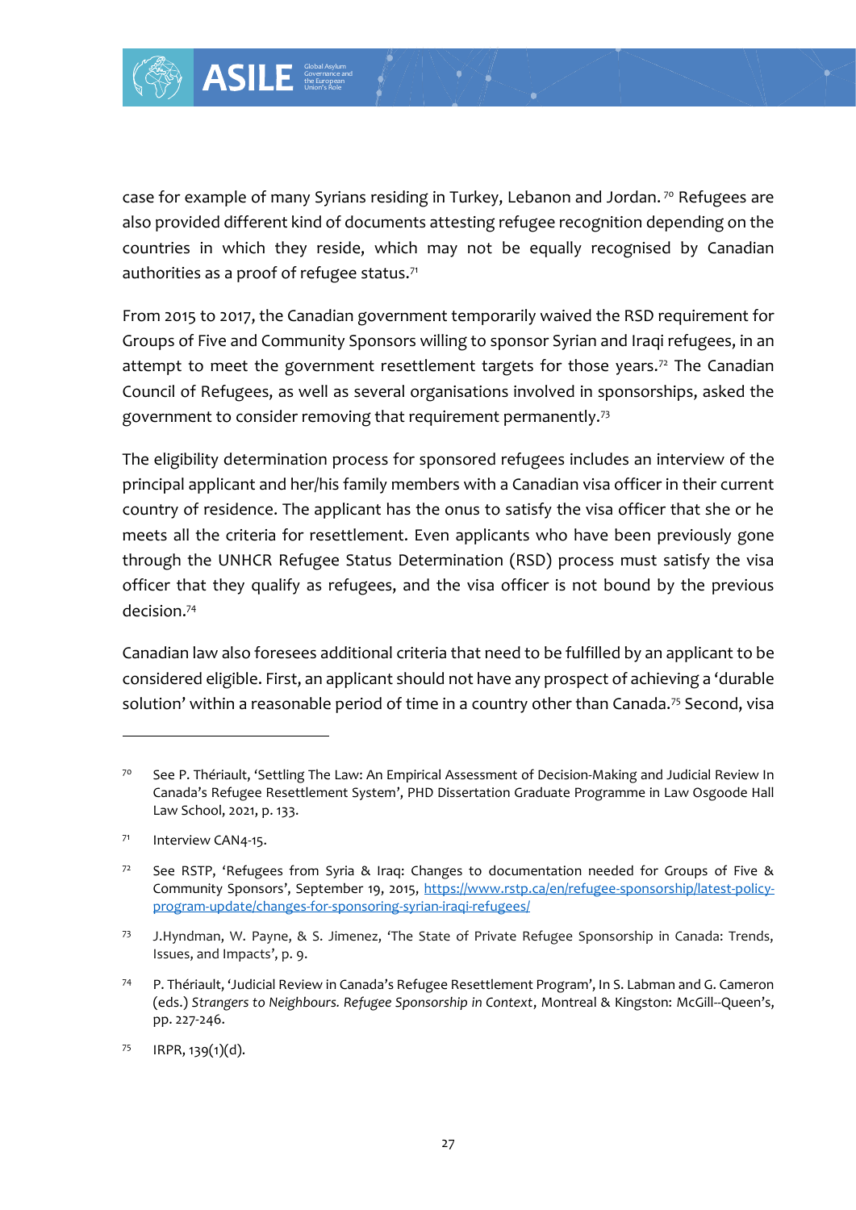case for example of many Syrians residing in Turkey, Lebanon and Jordan. [70] Refugees are also provided different kind of documents attesting refugee recognition depending on the countries in which they reside, which may not be equally recognised by Canadian authorities as a proof of refugee status.[71]

From 2015 to 2017, the Canadian government temporarily waived the RSD requirement for Groups of Five and Community Sponsors willing to sponsor Syrian and Iraqi refugees, in an attempt to meet the government resettlement targets for those years.[72] The Canadian Council of Refugees, as well as several organisations involved in sponsorships, asked the government to consider removing that requirement permanently.[73]

The eligibility determination process for sponsored refugees includes an interview of the principal applicant and her/his family members with a Canadian visa officer in their current country of residence. The applicant has the onus to satisfy the visa officer that she or he meets all the criteria for resettlement. Even applicants who have been previously gone through the UNHCR Refugee Status Determination (RSD) process must satisfy the visa officer that they qualify as refugees, and the visa officer is not bound by the previous decision.[74]

Canadian law also foresees additional criteria that need to be fulfilled by an applicant to be considered eligible. First, an applicant should not have any prospect of achieving a 'durable solution' within a reasonable period of time in a country other than Canada.[75] Second, visa

---

[70] See P. Thériault, 'Settling The Law: An Empirical Assessment of Decision-Making and Judicial Review In Canada's Refugee Resettlement System', PHD Dissertation Graduate Programme in Law Osgoode Hall Law School, 2021, p. 133.

[71] Interview CAN4-15.

[72] See RSTP, 'Refugees from Syria & Iraq: Changes to documentation needed for Groups of Five & Community Sponsors', September 19, 2015, [https://www.rstp.ca/en/refugee-sponsorship/latest-policy-program-update/changes-for-sponsoring-syrian-iraqi-refugees/](https://www.rstp.ca/en/refugee-sponsorship/latest-policy-program-update/changes-for-sponsoring-syrian-iraqi-refugees/)

[73] J.Hyndman, W. Payne, & S. Jimenez, 'The State of Private Refugee Sponsorship in Canada: Trends, Issues, and Impacts', p. 9.

[74] P. Thériault, 'Judicial Review in Canada's Refugee Resettlement Program', In S. Labman and G. Cameron (eds.) *Strangers to Neighbours. Refugee Sponsorship in Context*, Montreal & Kingston: McGill--Queen's, pp. 227-246.

[75] IRPR, 139(1)(d).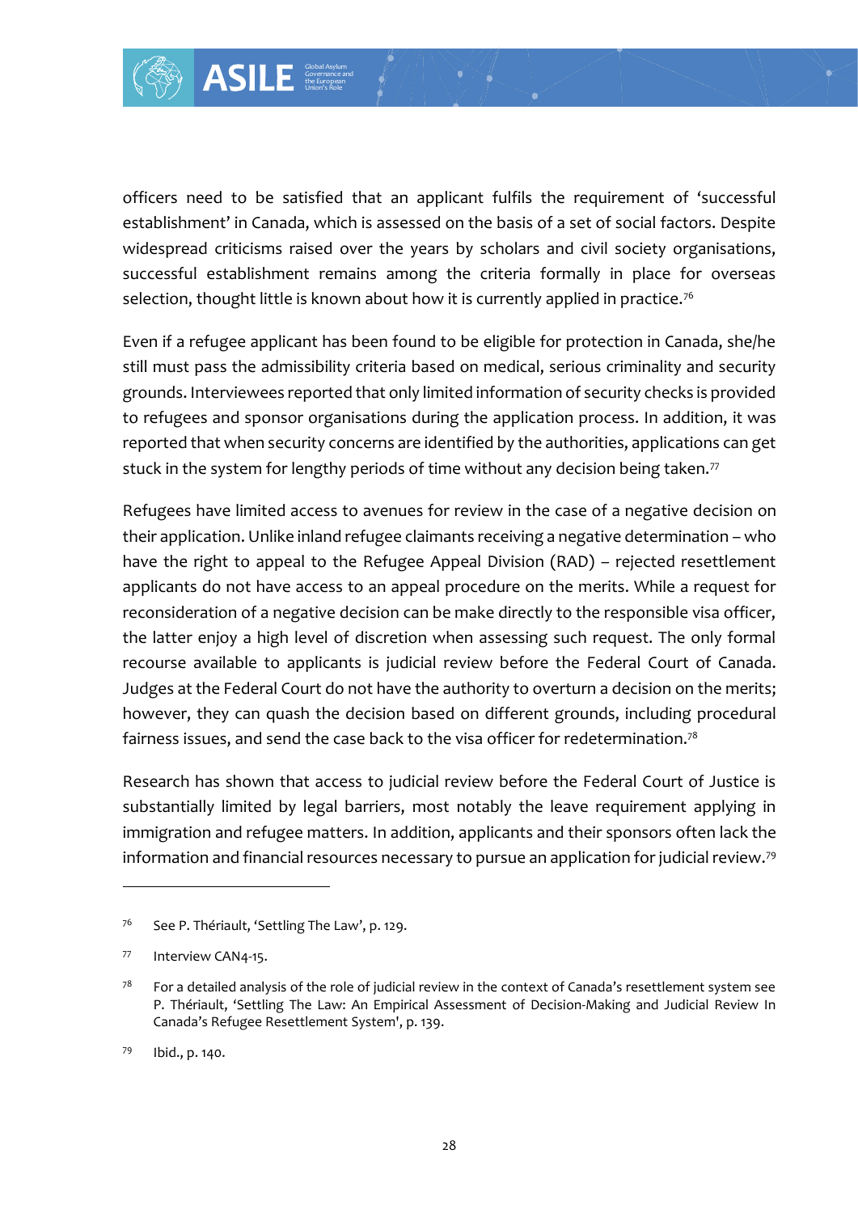officers need to be satisfied that an applicant fulfils the requirement of 'successful establishment' in Canada, which is assessed on the basis of a set of social factors. Despite widespread criticisms raised over the years by scholars and civil society organisations, successful establishment remains among the criteria formally in place for overseas selection, thought little is known about how it is currently applied in practice.[76]

Even if a refugee applicant has been found to be eligible for protection in Canada, she/he still must pass the admissibility criteria based on medical, serious criminality and security grounds. Interviewees reported that only limited information of security checks is provided to refugees and sponsor organisations during the application process. In addition, it was reported that when security concerns are identified by the authorities, applications can get stuck in the system for lengthy periods of time without any decision being taken.[77]

Refugees have limited access to avenues for review in the case of a negative decision on their application. Unlike inland refugee claimants receiving a negative determination – who have the right to appeal to the Refugee Appeal Division (RAD) – rejected resettlement applicants do not have access to an appeal procedure on the merits. While a request for reconsideration of a negative decision can be make directly to the responsible visa officer, the latter enjoy a high level of discretion when assessing such request. The only formal recourse available to applicants is judicial review before the Federal Court of Canada. Judges at the Federal Court do not have the authority to overturn a decision on the merits; however, they can quash the decision based on different grounds, including procedural fairness issues, and send the case back to the visa officer for redetermination.[78]

Research has shown that access to judicial review before the Federal Court of Justice is substantially limited by legal barriers, most notably the leave requirement applying in immigration and refugee matters. In addition, applicants and their sponsors often lack the information and financial resources necessary to pursue an application for judicial review.[79]

---

[76] See P. Thériault, 'Settling The Law', p. 129.

[77] Interview CAN4-15.

[78] For a detailed analysis of the role of judicial review in the context of Canada's resettlement system see P. Thériault, 'Settling The Law: An Empirical Assessment of Decision-Making and Judicial Review In Canada's Refugee Resettlement System', p. 139.

[79] Ibid., p. 140.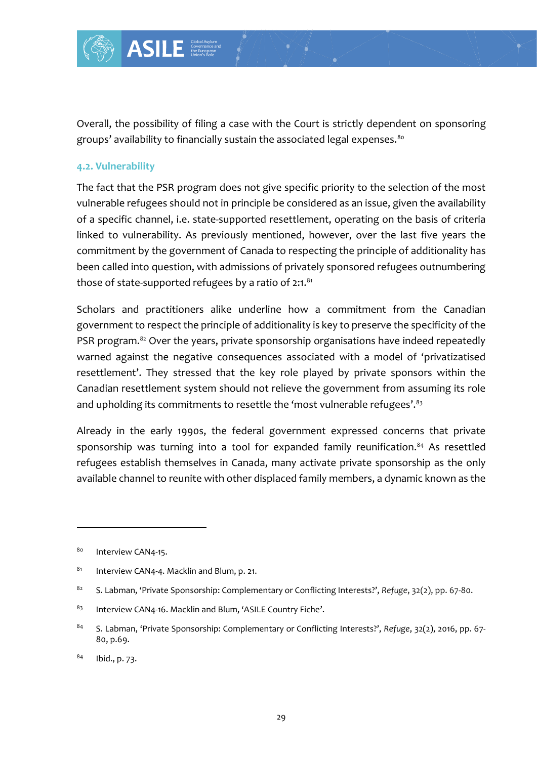Overall, the possibility of filing a case with the Court is strictly dependent on sponsoring groups' availability to financially sustain the associated legal expenses.[80]

### 4.2. Vulnerability

The fact that the PSR program does not give specific priority to the selection of the most vulnerable refugees should not in principle be considered as an issue, given the availability of a specific channel, i.e. state-supported resettlement, operating on the basis of criteria linked to vulnerability. As previously mentioned, however, over the last five years the commitment by the government of Canada to respecting the principle of additionality has been called into question, with admissions of privately sponsored refugees outnumbering those of state-supported refugees by a ratio of 2:1.[81]

Scholars and practitioners alike underline how a commitment from the Canadian government to respect the principle of additionality is key to preserve the specificity of the PSR program.[82] Over the years, private sponsorship organisations have indeed repeatedly warned against the negative consequences associated with a model of 'privatizatised resettlement'. They stressed that the key role played by private sponsors within the Canadian resettlement system should not relieve the government from assuming its role and upholding its commitments to resettle the 'most vulnerable refugees'.[83]

Already in the early 1990s, the federal government expressed concerns that private sponsorship was turning into a tool for expanded family reunification.[84] As resettled refugees establish themselves in Canada, many activate private sponsorship as the only available channel to reunite with other displaced family members, a dynamic known as the

---

[80] Interview CAN4-15.

[81] Interview CAN4-4. Macklin and Blum, p. 21.

[82] S. Labman, 'Private Sponsorship: Complementary or Conflicting Interests?', *Refuge*, 32(2), pp. 67-80.

[83] Interview CAN4-16. Macklin and Blum, 'ASILE Country Fiche'.

[84] S. Labman, 'Private Sponsorship: Complementary or Conflicting Interests?', *Refuge*, 32(2), 2016, pp. 67-80, p.69.

[84] Ibid., p. 73.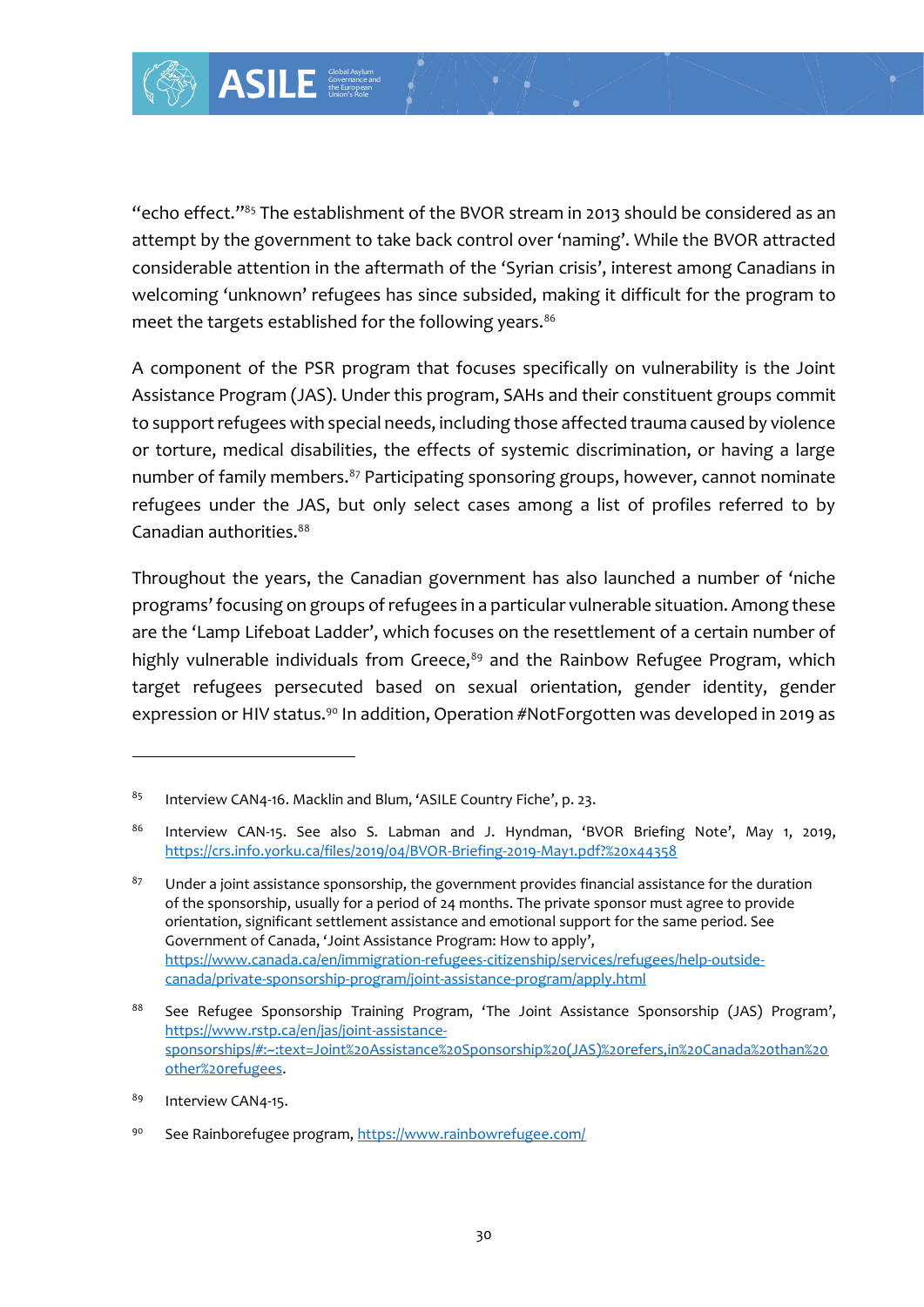"echo effect."[85] The establishment of the BVOR stream in 2013 should be considered as an attempt by the government to take back control over 'naming'. While the BVOR attracted considerable attention in the aftermath of the 'Syrian crisis', interest among Canadians in welcoming 'unknown' refugees has since subsided, making it difficult for the program to meet the targets established for the following years.[86]

A component of the PSR program that focuses specifically on vulnerability is the Joint Assistance Program (JAS). Under this program, SAHs and their constituent groups commit to support refugees with special needs, including those affected trauma caused by violence or torture, medical disabilities, the effects of systemic discrimination, or having a large number of family members.[87] Participating sponsoring groups, however, cannot nominate refugees under the JAS, but only select cases among a list of profiles referred to by Canadian authorities.[88]

Throughout the years, the Canadian government has also launched a number of 'niche programs' focusing on groups of refugees in a particular vulnerable situation. Among these are the 'Lamp Lifeboat Ladder', which focuses on the resettlement of a certain number of highly vulnerable individuals from Greece,[89] and the Rainbow Refugee Program, which target refugees persecuted based on sexual orientation, gender identity, gender expression or HIV status.[90] In addition, Operation #NotForgotten was developed in 2019 as

---

[85] Interview CAN4-16. Macklin and Blum, 'ASILE Country Fiche', p. 23.

[86] Interview CAN-15. See also S. Labman and J. Hyndman, 'BVOR Briefing Note', May 1, 2019, https://crs.info.yorku.ca/files/2019/04/BVOR-Briefing-2019-May1.pdf?%20x44358

[87] Under a joint assistance sponsorship, the government provides financial assistance for the duration of the sponsorship, usually for a period of 24 months. The private sponsor must agree to provide orientation, significant settlement assistance and emotional support for the same period. See Government of Canada, 'Joint Assistance Program: How to apply', https://www.canada.ca/en/immigration-refugees-citizenship/services/refugees/help-outside-canada/private-sponsorship-program/joint-assistance-program/apply.html

[88] See Refugee Sponsorship Training Program, 'The Joint Assistance Sponsorship (JAS) Program', https://www.rstp.ca/en/jas/joint-assistance-sponsorships/#:~:text=Joint%20Assistance%20Sponsorship%20(JAS)%20refers,in%20Canada%20than%20other%20refugees.

[89] Interview CAN4-15.

[90] See Rainborefugee program, https://www.rainbowrefugee.com/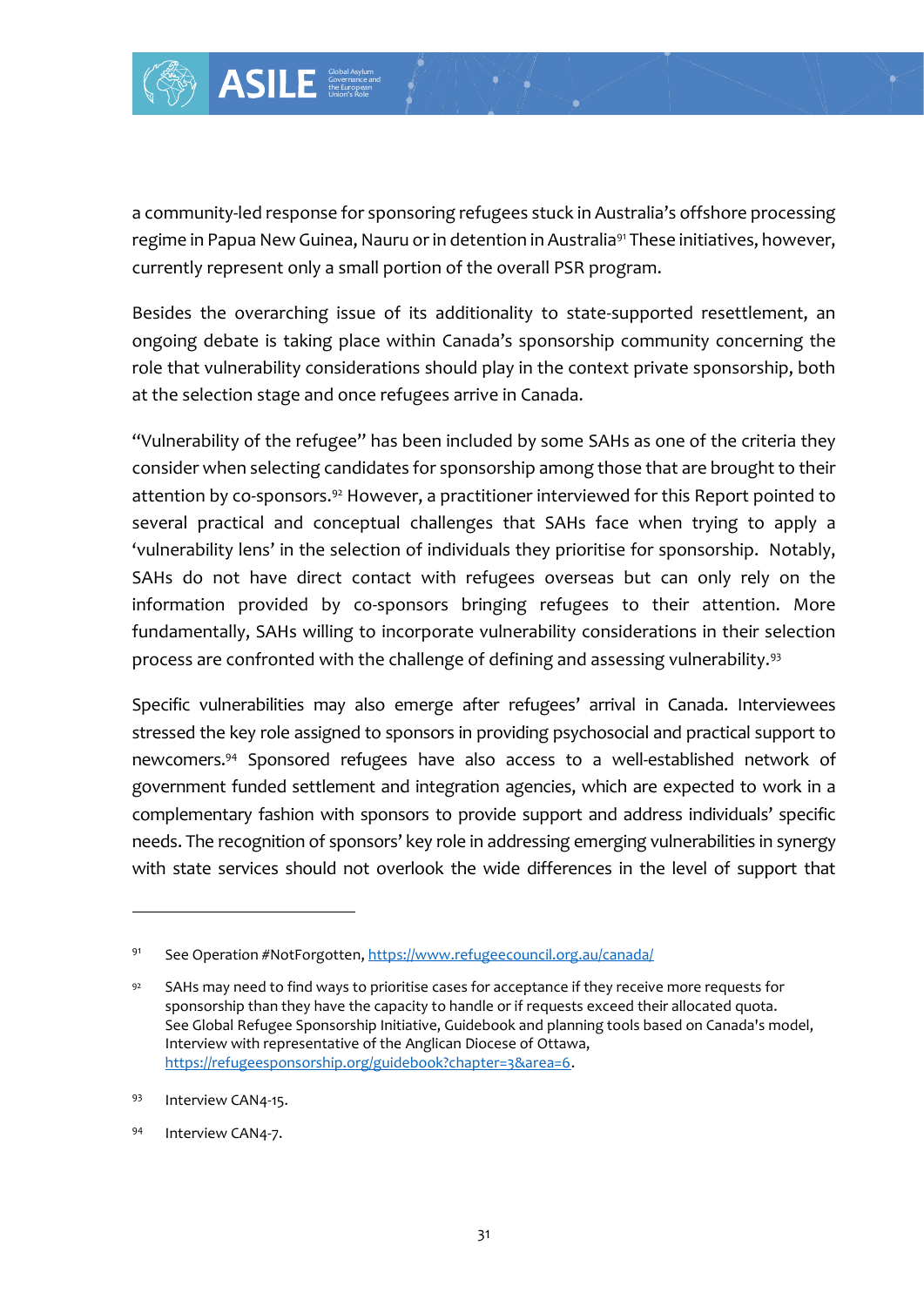a community-led response for sponsoring refugees stuck in Australia's offshore processing regime in Papua New Guinea, Nauru or in detention in Australia[91] These initiatives, however, currently represent only a small portion of the overall PSR program.

Besides the overarching issue of its additionality to state-supported resettlement, an ongoing debate is taking place within Canada's sponsorship community concerning the role that vulnerability considerations should play in the context private sponsorship, both at the selection stage and once refugees arrive in Canada.

"Vulnerability of the refugee" has been included by some SAHs as one of the criteria they consider when selecting candidates for sponsorship among those that are brought to their attention by co-sponsors.[92] However, a practitioner interviewed for this Report pointed to several practical and conceptual challenges that SAHs face when trying to apply a 'vulnerability lens' in the selection of individuals they prioritise for sponsorship. Notably, SAHs do not have direct contact with refugees overseas but can only rely on the information provided by co-sponsors bringing refugees to their attention. More fundamentally, SAHs willing to incorporate vulnerability considerations in their selection process are confronted with the challenge of defining and assessing vulnerability.[93]

Specific vulnerabilities may also emerge after refugees' arrival in Canada. Interviewees stressed the key role assigned to sponsors in providing psychosocial and practical support to newcomers.[94] Sponsored refugees have also access to a well-established network of government funded settlement and integration agencies, which are expected to work in a complementary fashion with sponsors to provide support and address individuals' specific needs. The recognition of sponsors' key role in addressing emerging vulnerabilities in synergy with state services should not overlook the wide differences in the level of support that

---

[91] See Operation #NotForgotten, https://www.refugeecouncil.org.au/canada/

[92] SAHs may need to find ways to prioritise cases for acceptance if they receive more requests for sponsorship than they have the capacity to handle or if requests exceed their allocated quota. See Global Refugee Sponsorship Initiative, Guidebook and planning tools based on Canada's model, Interview with representative of the Anglican Diocese of Ottawa, https://refugeesponsorship.org/guidebook?chapter=3&area=6.

[93] Interview CAN4-15.

[94] Interview CAN4-7.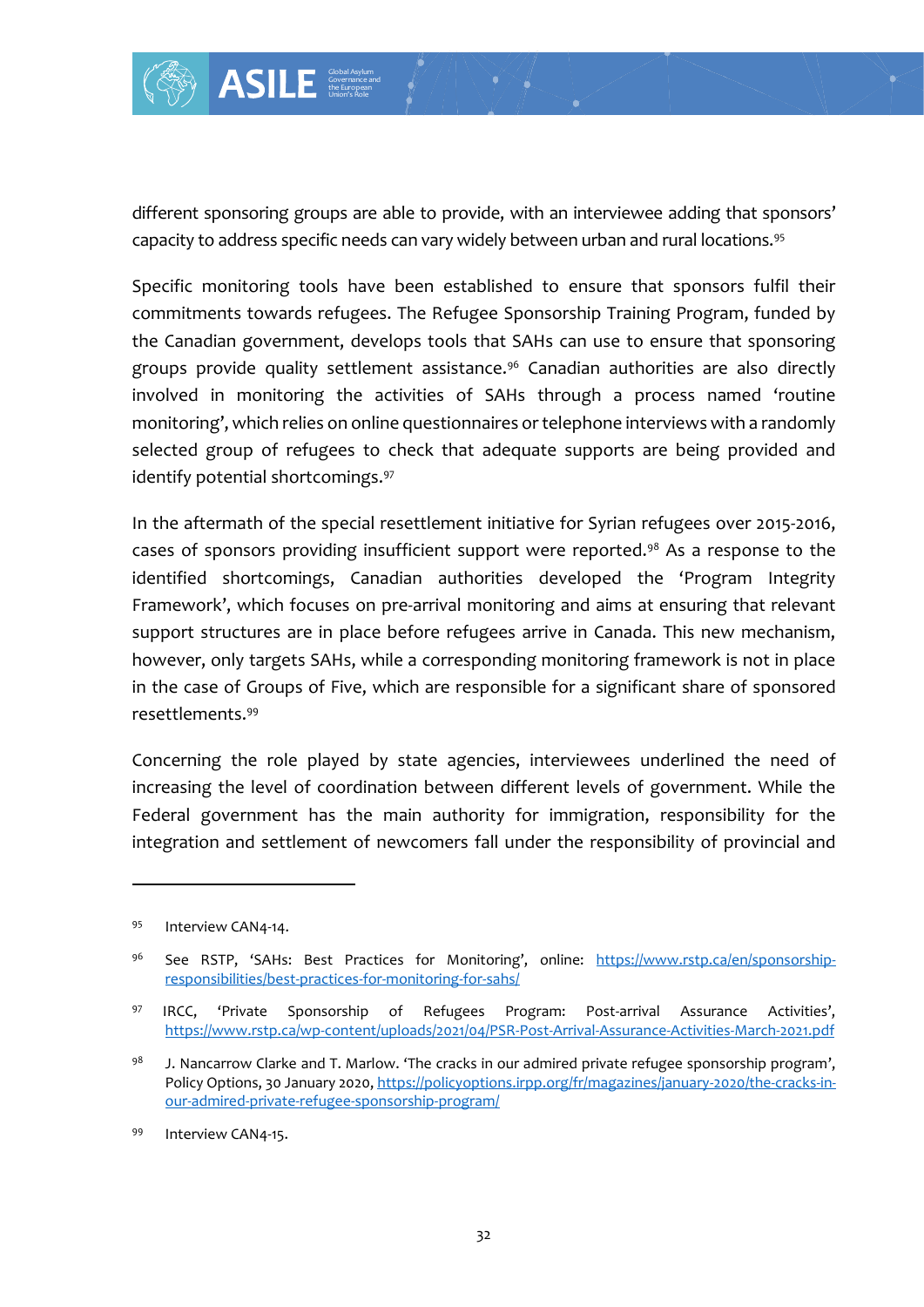different sponsoring groups are able to provide, with an interviewee adding that sponsors' capacity to address specific needs can vary widely between urban and rural locations.[95]

Specific monitoring tools have been established to ensure that sponsors fulfil their commitments towards refugees. The Refugee Sponsorship Training Program, funded by the Canadian government, develops tools that SAHs can use to ensure that sponsoring groups provide quality settlement assistance.[96] Canadian authorities are also directly involved in monitoring the activities of SAHs through a process named 'routine monitoring', which relies on online questionnaires or telephone interviews with a randomly selected group of refugees to check that adequate supports are being provided and identify potential shortcomings.[97]

In the aftermath of the special resettlement initiative for Syrian refugees over 2015-2016, cases of sponsors providing insufficient support were reported.[98] As a response to the identified shortcomings, Canadian authorities developed the 'Program Integrity Framework', which focuses on pre-arrival monitoring and aims at ensuring that relevant support structures are in place before refugees arrive in Canada. This new mechanism, however, only targets SAHs, while a corresponding monitoring framework is not in place in the case of Groups of Five, which are responsible for a significant share of sponsored resettlements.[99]

Concerning the role played by state agencies, interviewees underlined the need of increasing the level of coordination between different levels of government. While the Federal government has the main authority for immigration, responsibility for the integration and settlement of newcomers fall under the responsibility of provincial and

---

[95] Interview CAN4-14.

[96] See RSTP, 'SAHs: Best Practices for Monitoring', online: https://www.rstp.ca/en/sponsorship-responsibilities/best-practices-for-monitoring-for-sahs/

[97] IRCC, 'Private Sponsorship of Refugees Program: Post-arrival Assurance Activities', https://www.rstp.ca/wp-content/uploads/2021/04/PSR-Post-Arrival-Assurance-Activities-March-2021.pdf

[98] J. Nancarrow Clarke and T. Marlow. 'The cracks in our admired private refugee sponsorship program', Policy Options, 30 January 2020, https://policyoptions.irpp.org/fr/magazines/january-2020/the-cracks-in-our-admired-private-refugee-sponsorship-program/

[99] Interview CAN4-15.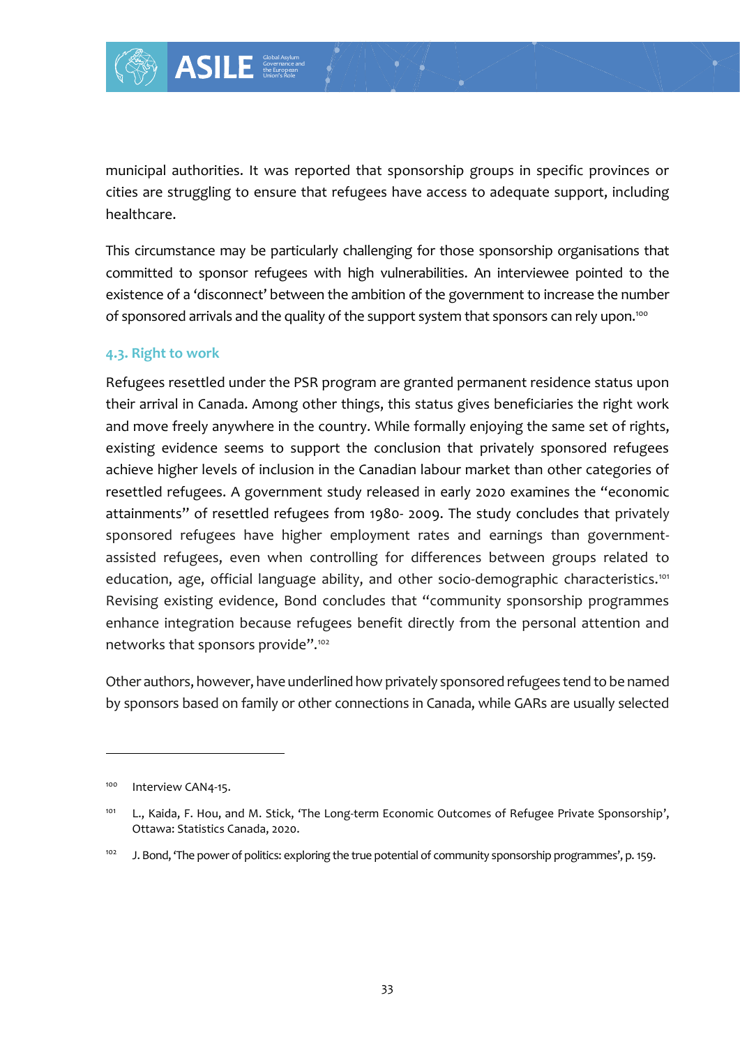municipal authorities. It was reported that sponsorship groups in specific provinces or cities are struggling to ensure that refugees have access to adequate support, including healthcare.

This circumstance may be particularly challenging for those sponsorship organisations that committed to sponsor refugees with high vulnerabilities. An interviewee pointed to the existence of a 'disconnect' between the ambition of the government to increase the number of sponsored arrivals and the quality of the support system that sponsors can rely upon.[100]

### 4.3. Right to work

Refugees resettled under the PSR program are granted permanent residence status upon their arrival in Canada. Among other things, this status gives beneficiaries the right work and move freely anywhere in the country. While formally enjoying the same set of rights, existing evidence seems to support the conclusion that privately sponsored refugees achieve higher levels of inclusion in the Canadian labour market than other categories of resettled refugees. A government study released in early 2020 examines the "economic attainments" of resettled refugees from 1980- 2009. The study concludes that privately sponsored refugees have higher employment rates and earnings than government-assisted refugees, even when controlling for differences between groups related to education, age, official language ability, and other socio-demographic characteristics.[101] Revising existing evidence, Bond concludes that "community sponsorship programmes enhance integration because refugees benefit directly from the personal attention and networks that sponsors provide".[102]

Other authors, however, have underlined how privately sponsored refugees tend to be named by sponsors based on family or other connections in Canada, while GARs are usually selected

---

[100] Interview CAN4-15.

[101] L., Kaida, F. Hou, and M. Stick, 'The Long-term Economic Outcomes of Refugee Private Sponsorship', Ottawa: Statistics Canada, 2020.

[102] J. Bond, 'The power of politics: exploring the true potential of community sponsorship programmes', p. 159.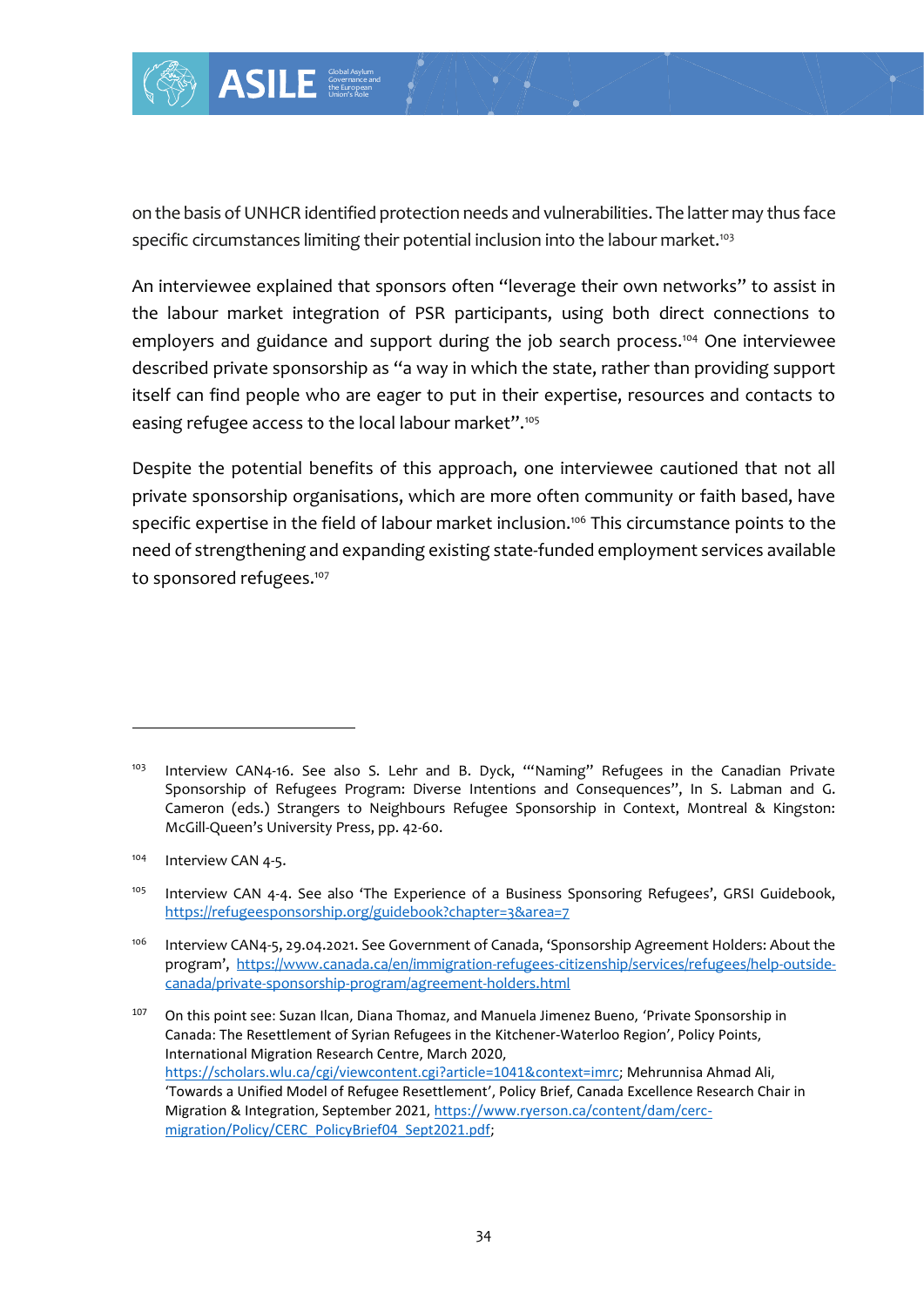on the basis of UNHCR identified protection needs and vulnerabilities. The latter may thus face specific circumstances limiting their potential inclusion into the labour market.[103]

An interviewee explained that sponsors often "leverage their own networks" to assist in the labour market integration of PSR participants, using both direct connections to employers and guidance and support during the job search process.[104] One interviewee described private sponsorship as "a way in which the state, rather than providing support itself can find people who are eager to put in their expertise, resources and contacts to easing refugee access to the local labour market".[105]

Despite the potential benefits of this approach, one interviewee cautioned that not all private sponsorship organisations, which are more often community or faith based, have specific expertise in the field of labour market inclusion.[106] This circumstance points to the need of strengthening and expanding existing state-funded employment services available to sponsored refugees.[107]

---

[103] Interview CAN4-16. See also S. Lehr and B. Dyck, "'Naming" Refugees in the Canadian Private Sponsorship of Refugees Program: Diverse Intentions and Consequences", In S. Labman and G. Cameron (eds.) Strangers to Neighbours Refugee Sponsorship in Context, Montreal & Kingston: McGill-Queen's University Press, pp. 42-60.

[104] Interview CAN 4-5.

[105] Interview CAN 4-4. See also 'The Experience of a Business Sponsoring Refugees', GRSI Guidebook, https://refugeesponsorship.org/guidebook?chapter=3&area=7

[106] Interview CAN4-5, 29.04.2021. See Government of Canada, 'Sponsorship Agreement Holders: About the program', https://www.canada.ca/en/immigration-refugees-citizenship/services/refugees/help-outside-canada/private-sponsorship-program/agreement-holders.html

[107] On this point see: Suzan Ilcan, Diana Thomaz, and Manuela Jimenez Bueno, 'Private Sponsorship in Canada: The Resettlement of Syrian Refugees in the Kitchener-Waterloo Region', Policy Points, International Migration Research Centre, March 2020, https://scholars.wlu.ca/cgi/viewcontent.cgi?article=1041&context=imrc; Mehrunnisa Ahmad Ali, 'Towards a Unified Model of Refugee Resettlement', Policy Brief, Canada Excellence Research Chair in Migration & Integration, September 2021, https://www.ryerson.ca/content/dam/cerc-migration/Policy/CERC_PolicyBrief04_Sept2021.pdf;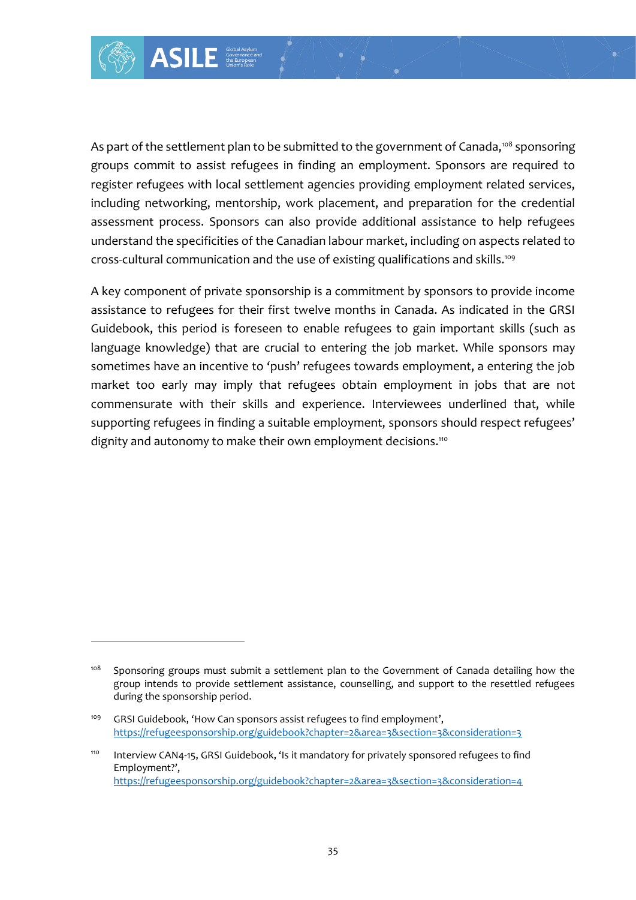As part of the settlement plan to be submitted to the government of Canada,[108] sponsoring groups commit to assist refugees in finding an employment. Sponsors are required to register refugees with local settlement agencies providing employment related services, including networking, mentorship, work placement, and preparation for the credential assessment process. Sponsors can also provide additional assistance to help refugees understand the specificities of the Canadian labour market, including on aspects related to cross-cultural communication and the use of existing qualifications and skills.[109]

A key component of private sponsorship is a commitment by sponsors to provide income assistance to refugees for their first twelve months in Canada. As indicated in the GRSI Guidebook, this period is foreseen to enable refugees to gain important skills (such as language knowledge) that are crucial to entering the job market. While sponsors may sometimes have an incentive to 'push' refugees towards employment, a entering the job market too early may imply that refugees obtain employment in jobs that are not commensurate with their skills and experience. Interviewees underlined that, while supporting refugees in finding a suitable employment, sponsors should respect refugees' dignity and autonomy to make their own employment decisions.[110]

---

[108] Sponsoring groups must submit a settlement plan to the Government of Canada detailing how the group intends to provide settlement assistance, counselling, and support to the resettled refugees during the sponsorship period.

[109] GRSI Guidebook, 'How Can sponsors assist refugees to find employment', https://refugeesponsorship.org/guidebook?chapter=2&area=3&section=3&consideration=3

[110] Interview CAN4-15, GRSI Guidebook, 'Is it mandatory for privately sponsored refugees to find Employment?', https://refugeesponsorship.org/guidebook?chapter=2&area=3&section=3&consideration=4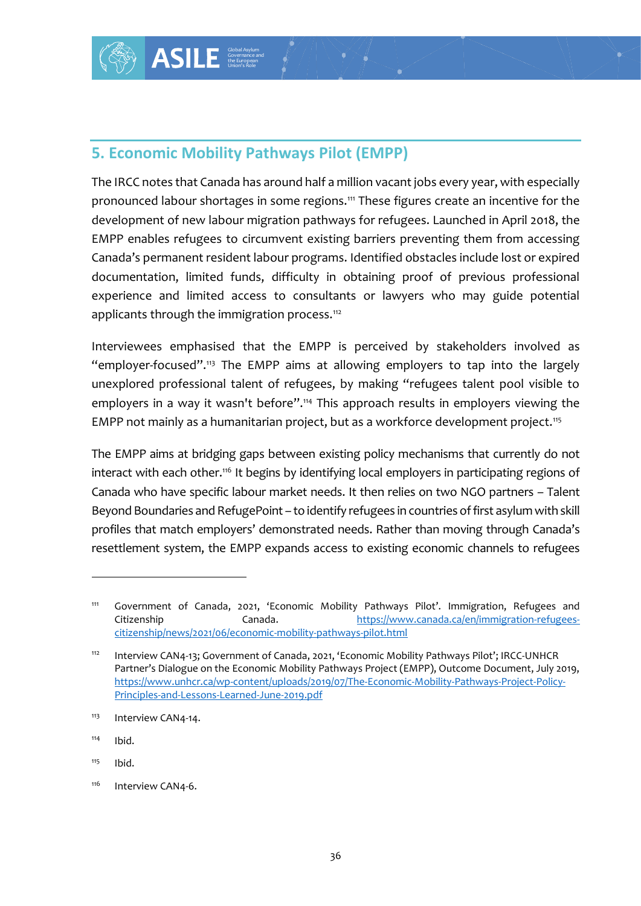## 5. Economic Mobility Pathways Pilot (EMPP)

The IRCC notes that Canada has around half a million vacant jobs every year, with especially pronounced labour shortages in some regions.[111] These figures create an incentive for the development of new labour migration pathways for refugees. Launched in April 2018, the EMPP enables refugees to circumvent existing barriers preventing them from accessing Canada's permanent resident labour programs. Identified obstacles include lost or expired documentation, limited funds, difficulty in obtaining proof of previous professional experience and limited access to consultants or lawyers who may guide potential applicants through the immigration process.[112]

Interviewees emphasised that the EMPP is perceived by stakeholders involved as "employer-focused".[113] The EMPP aims at allowing employers to tap into the largely unexplored professional talent of refugees, by making "refugees talent pool visible to employers in a way it wasn't before".[114] This approach results in employers viewing the EMPP not mainly as a humanitarian project, but as a workforce development project.[115]

The EMPP aims at bridging gaps between existing policy mechanisms that currently do not interact with each other.[116] It begins by identifying local employers in participating regions of Canada who have specific labour market needs. It then relies on two NGO partners – Talent Beyond Boundaries and RefugePoint – to identify refugees in countries of first asylum with skill profiles that match employers' demonstrated needs. Rather than moving through Canada's resettlement system, the EMPP expands access to existing economic channels to refugees

---

[111] Government of Canada, 2021, 'Economic Mobility Pathways Pilot'. Immigration, Refugees and Citizenship Canada. https://www.canada.ca/en/immigration-refugees-citizenship/news/2021/06/economic-mobility-pathways-pilot.html

[112] Interview CAN4-13; Government of Canada, 2021, 'Economic Mobility Pathways Pilot'; IRCC-UNHCR Partner's Dialogue on the Economic Mobility Pathways Project (EMPP), Outcome Document, July 2019, https://www.unhcr.ca/wp-content/uploads/2019/07/The-Economic-Mobility-Pathways-Project-Policy-Principles-and-Lessons-Learned-June-2019.pdf

[113] Interview CAN4-14.

[114] Ibid.

[115] Ibid.

[116] Interview CAN4-6.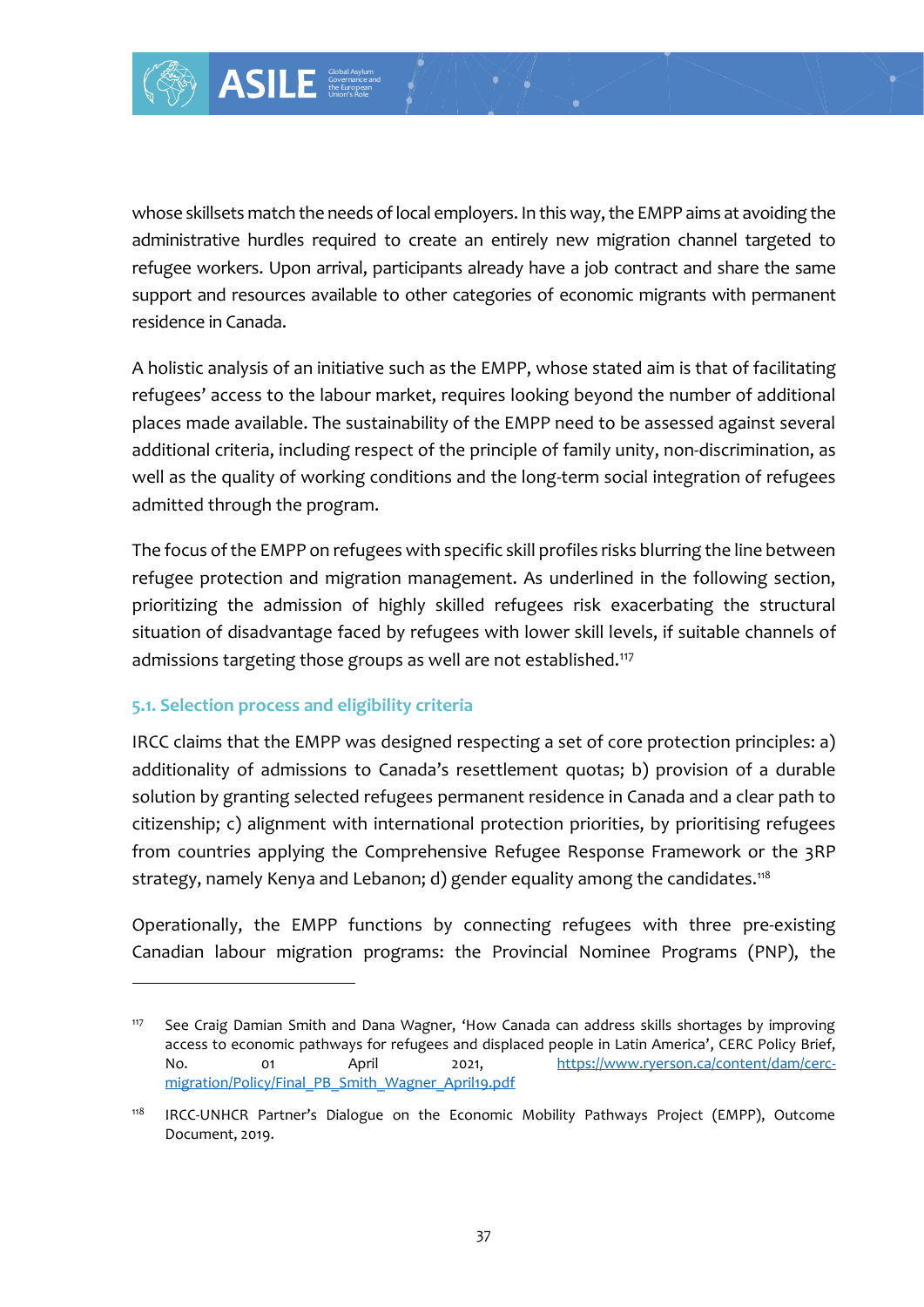whose skillsets match the needs of local employers. In this way, the EMPP aims at avoiding the administrative hurdles required to create an entirely new migration channel targeted to refugee workers. Upon arrival, participants already have a job contract and share the same support and resources available to other categories of economic migrants with permanent residence in Canada.

A holistic analysis of an initiative such as the EMPP, whose stated aim is that of facilitating refugees' access to the labour market, requires looking beyond the number of additional places made available. The sustainability of the EMPP need to be assessed against several additional criteria, including respect of the principle of family unity, non-discrimination, as well as the quality of working conditions and the long-term social integration of refugees admitted through the program.

The focus of the EMPP on refugees with specific skill profiles risks blurring the line between refugee protection and migration management. As underlined in the following section, prioritizing the admission of highly skilled refugees risk exacerbating the structural situation of disadvantage faced by refugees with lower skill levels, if suitable channels of admissions targeting those groups as well are not established.[117]

### 5.1. Selection process and eligibility criteria

IRCC claims that the EMPP was designed respecting a set of core protection principles: a) additionality of admissions to Canada's resettlement quotas; b) provision of a durable solution by granting selected refugees permanent residence in Canada and a clear path to citizenship; c) alignment with international protection priorities, by prioritising refugees from countries applying the Comprehensive Refugee Response Framework or the 3RP strategy, namely Kenya and Lebanon; d) gender equality among the candidates.[118]

Operationally, the EMPP functions by connecting refugees with three pre-existing Canadian labour migration programs: the Provincial Nominee Programs (PNP), the

---

[117] See Craig Damian Smith and Dana Wagner, 'How Canada can address skills shortages by improving access to economic pathways for refugees and displaced people in Latin America', CERC Policy Brief, No. 01 April 2021, https://www.ryerson.ca/content/dam/cerc-migration/Policy/Final_PB_Smith_Wagner_April19.pdf

[118] IRCC-UNHCR Partner's Dialogue on the Economic Mobility Pathways Project (EMPP), Outcome Document, 2019.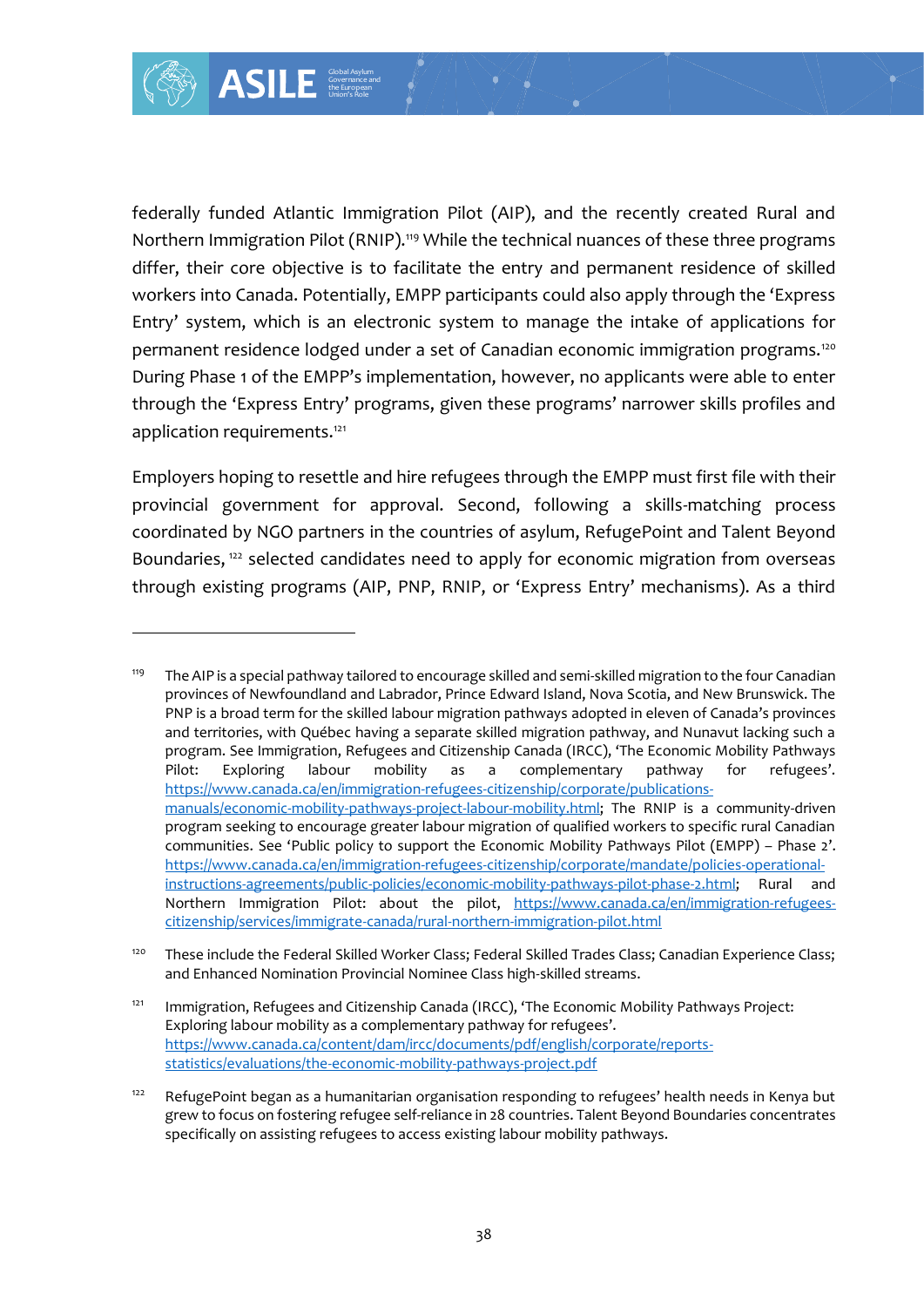federally funded Atlantic Immigration Pilot (AIP), and the recently created Rural and Northern Immigration Pilot (RNIP).[119] While the technical nuances of these three programs differ, their core objective is to facilitate the entry and permanent residence of skilled workers into Canada. Potentially, EMPP participants could also apply through the 'Express Entry' system, which is an electronic system to manage the intake of applications for permanent residence lodged under a set of Canadian economic immigration programs.[120] During Phase 1 of the EMPP's implementation, however, no applicants were able to enter through the 'Express Entry' programs, given these programs' narrower skills profiles and application requirements.[121]

Employers hoping to resettle and hire refugees through the EMPP must first file with their provincial government for approval. Second, following a skills-matching process coordinated by NGO partners in the countries of asylum, RefugePoint and Talent Beyond Boundaries,[122] selected candidates need to apply for economic migration from overseas through existing programs (AIP, PNP, RNIP, or 'Express Entry' mechanisms). As a third

---

[119] The AIP is a special pathway tailored to encourage skilled and semi-skilled migration to the four Canadian provinces of Newfoundland and Labrador, Prince Edward Island, Nova Scotia, and New Brunswick. The PNP is a broad term for the skilled labour migration pathways adopted in eleven of Canada's provinces and territories, with Québec having a separate skilled migration pathway, and Nunavut lacking such a program. See Immigration, Refugees and Citizenship Canada (IRCC), 'The Economic Mobility Pathways Pilot: Exploring labour mobility as a complementary pathway for refugees'. https://www.canada.ca/en/immigration-refugees-citizenship/corporate/publications-manuals/economic-mobility-pathways-project-labour-mobility.html; The RNIP is a community-driven program seeking to encourage greater labour migration of qualified workers to specific rural Canadian communities. See 'Public policy to support the Economic Mobility Pathways Pilot (EMPP) – Phase 2'. https://www.canada.ca/en/immigration-refugees-citizenship/corporate/mandate/policies-operational-instructions-agreements/public-policies/economic-mobility-pathways-pilot-phase-2.html; Rural and Northern Immigration Pilot: about the pilot, https://www.canada.ca/en/immigration-refugees-citizenship/services/immigrate-canada/rural-northern-immigration-pilot.html

[120] These include the Federal Skilled Worker Class; Federal Skilled Trades Class; Canadian Experience Class; and Enhanced Nomination Provincial Nominee Class high-skilled streams.

[121] Immigration, Refugees and Citizenship Canada (IRCC), 'The Economic Mobility Pathways Project: Exploring labour mobility as a complementary pathway for refugees'. https://www.canada.ca/content/dam/ircc/documents/pdf/english/corporate/reports-statistics/evaluations/the-economic-mobility-pathways-project.pdf

[122] RefugePoint began as a humanitarian organisation responding to refugees' health needs in Kenya but grew to focus on fostering refugee self-reliance in 28 countries. Talent Beyond Boundaries concentrates specifically on assisting refugees to access existing labour mobility pathways.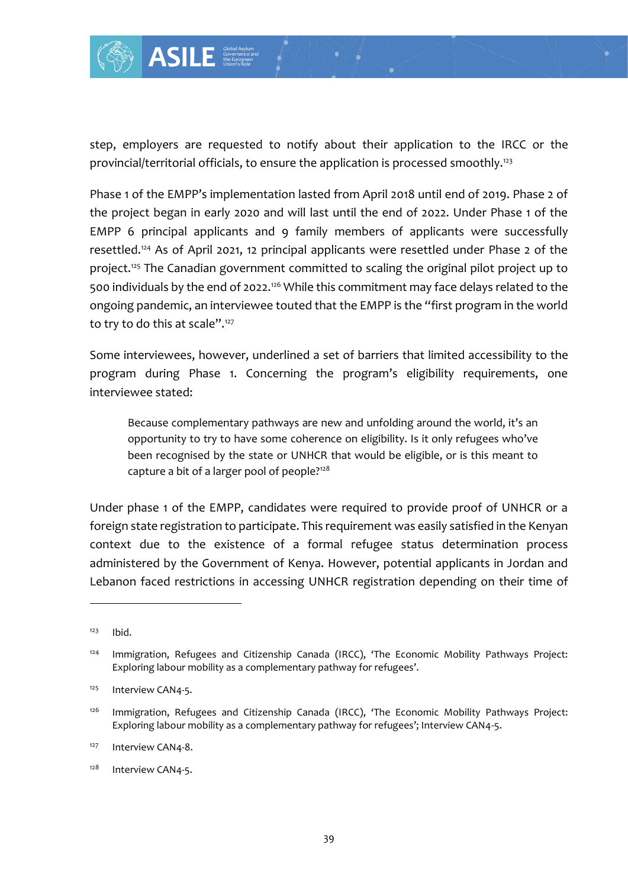step, employers are requested to notify about their application to the IRCC or the provincial/territorial officials, to ensure the application is processed smoothly.[123]

Phase 1 of the EMPP's implementation lasted from April 2018 until end of 2019. Phase 2 of the project began in early 2020 and will last until the end of 2022. Under Phase 1 of the EMPP 6 principal applicants and 9 family members of applicants were successfully resettled.[124] As of April 2021, 12 principal applicants were resettled under Phase 2 of the project.[125] The Canadian government committed to scaling the original pilot project up to 500 individuals by the end of 2022.[126] While this commitment may face delays related to the ongoing pandemic, an interviewee touted that the EMPP is the "first program in the world to try to do this at scale".[127]

Some interviewees, however, underlined a set of barriers that limited accessibility to the program during Phase 1. Concerning the program's eligibility requirements, one interviewee stated:

> Because complementary pathways are new and unfolding around the world, it's an opportunity to try to have some coherence on eligibility. Is it only refugees who've been recognised by the state or UNHCR that would be eligible, or is this meant to capture a bit of a larger pool of people?[128]

Under phase 1 of the EMPP, candidates were required to provide proof of UNHCR or a foreign state registration to participate. This requirement was easily satisfied in the Kenyan context due to the existence of a formal refugee status determination process administered by the Government of Kenya. However, potential applicants in Jordan and Lebanon faced restrictions in accessing UNHCR registration depending on their time of

---

[123] Ibid.

[124] Immigration, Refugees and Citizenship Canada (IRCC), 'The Economic Mobility Pathways Project: Exploring labour mobility as a complementary pathway for refugees'.

[125] Interview CAN4-5.

[126] Immigration, Refugees and Citizenship Canada (IRCC), 'The Economic Mobility Pathways Project: Exploring labour mobility as a complementary pathway for refugees'; Interview CAN4-5.

[127] Interview CAN4-8.

[128] Interview CAN4-5.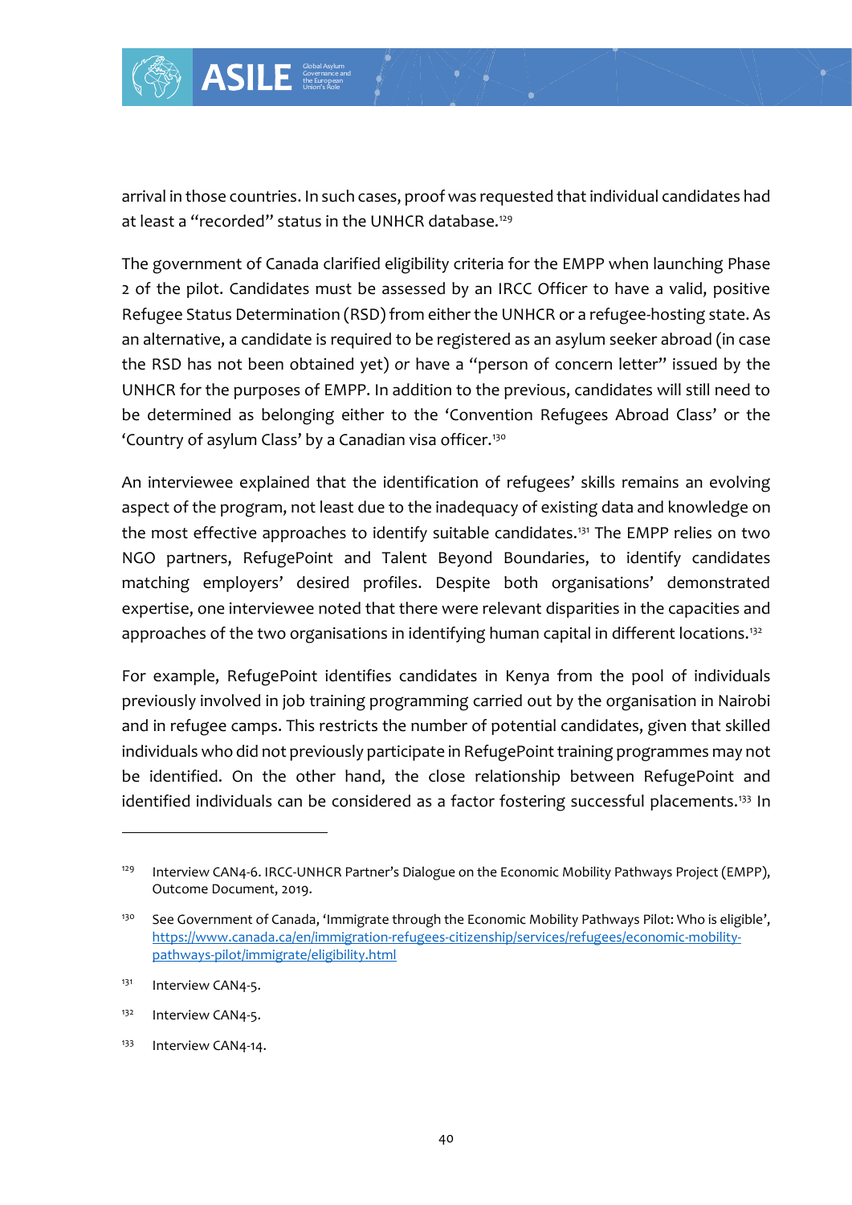arrival in those countries. In such cases, proof was requested that individual candidates had at least a "recorded" status in the UNHCR database.[129]

The government of Canada clarified eligibility criteria for the EMPP when launching Phase 2 of the pilot. Candidates must be assessed by an IRCC Officer to have a valid, positive Refugee Status Determination (RSD) from either the UNHCR or a refugee-hosting state. As an alternative, a candidate is required to be registered as an asylum seeker abroad (in case the RSD has not been obtained yet) *or* have a "person of concern letter" issued by the UNHCR for the purposes of EMPP. In addition to the previous, candidates will still need to be determined as belonging either to the 'Convention Refugees Abroad Class' or the 'Country of asylum Class' by a Canadian visa officer.[130]

An interviewee explained that the identification of refugees' skills remains an evolving aspect of the program, not least due to the inadequacy of existing data and knowledge on the most effective approaches to identify suitable candidates.[131] The EMPP relies on two NGO partners, RefugePoint and Talent Beyond Boundaries, to identify candidates matching employers' desired profiles. Despite both organisations' demonstrated expertise, one interviewee noted that there were relevant disparities in the capacities and approaches of the two organisations in identifying human capital in different locations.[132]

For example, RefugePoint identifies candidates in Kenya from the pool of individuals previously involved in job training programming carried out by the organisation in Nairobi and in refugee camps. This restricts the number of potential candidates, given that skilled individuals who did not previously participate in RefugePoint training programmes may not be identified. On the other hand, the close relationship between RefugePoint and identified individuals can be considered as a factor fostering successful placements.[133] In

---

[129] Interview CAN4-6. IRCC-UNHCR Partner's Dialogue on the Economic Mobility Pathways Project (EMPP), Outcome Document, 2019.

[130] See Government of Canada, 'Immigrate through the Economic Mobility Pathways Pilot: Who is eligible', https://www.canada.ca/en/immigration-refugees-citizenship/services/refugees/economic-mobility-pathways-pilot/immigrate/eligibility.html

[131] Interview CAN4-5.

[132] Interview CAN4-5.

[133] Interview CAN4-14.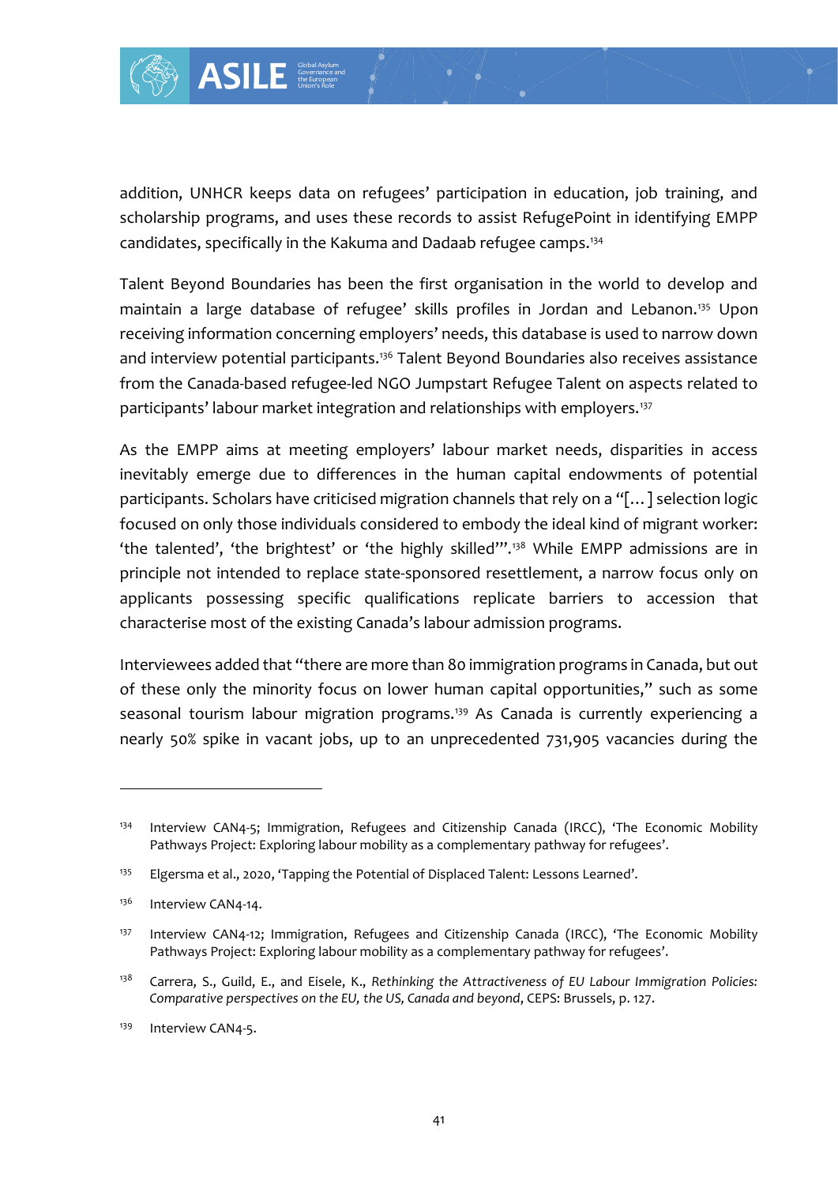addition, UNHCR keeps data on refugees' participation in education, job training, and scholarship programs, and uses these records to assist RefugePoint in identifying EMPP candidates, specifically in the Kakuma and Dadaab refugee camps.[134]

Talent Beyond Boundaries has been the first organisation in the world to develop and maintain a large database of refugee' skills profiles in Jordan and Lebanon.[135] Upon receiving information concerning employers' needs, this database is used to narrow down and interview potential participants.[136] Talent Beyond Boundaries also receives assistance from the Canada-based refugee-led NGO Jumpstart Refugee Talent on aspects related to participants' labour market integration and relationships with employers.[137]

As the EMPP aims at meeting employers' labour market needs, disparities in access inevitably emerge due to differences in the human capital endowments of potential participants. Scholars have criticised migration channels that rely on a "[…] selection logic focused on only those individuals considered to embody the ideal kind of migrant worker: 'the talented', 'the brightest' or 'the highly skilled'".[138] While EMPP admissions are in principle not intended to replace state-sponsored resettlement, a narrow focus only on applicants possessing specific qualifications replicate barriers to accession that characterise most of the existing Canada's labour admission programs.

Interviewees added that "there are more than 80 immigration programs in Canada, but out of these only the minority focus on lower human capital opportunities," such as some seasonal tourism labour migration programs.[139] As Canada is currently experiencing a nearly 50% spike in vacant jobs, up to an unprecedented 731,905 vacancies during the

---

[134] Interview CAN4-5; Immigration, Refugees and Citizenship Canada (IRCC), 'The Economic Mobility Pathways Project: Exploring labour mobility as a complementary pathway for refugees'.

[135] Elgersma et al., 2020, 'Tapping the Potential of Displaced Talent: Lessons Learned'.

[136] Interview CAN4-14.

[137] Interview CAN4-12; Immigration, Refugees and Citizenship Canada (IRCC), 'The Economic Mobility Pathways Project: Exploring labour mobility as a complementary pathway for refugees'.

[138] Carrera, S., Guild, E., and Eisele, K., *Rethinking the Attractiveness of EU Labour Immigration Policies: Comparative perspectives on the EU, the US, Canada and beyond*, CEPS: Brussels, p. 127.

[139] Interview CAN4-5.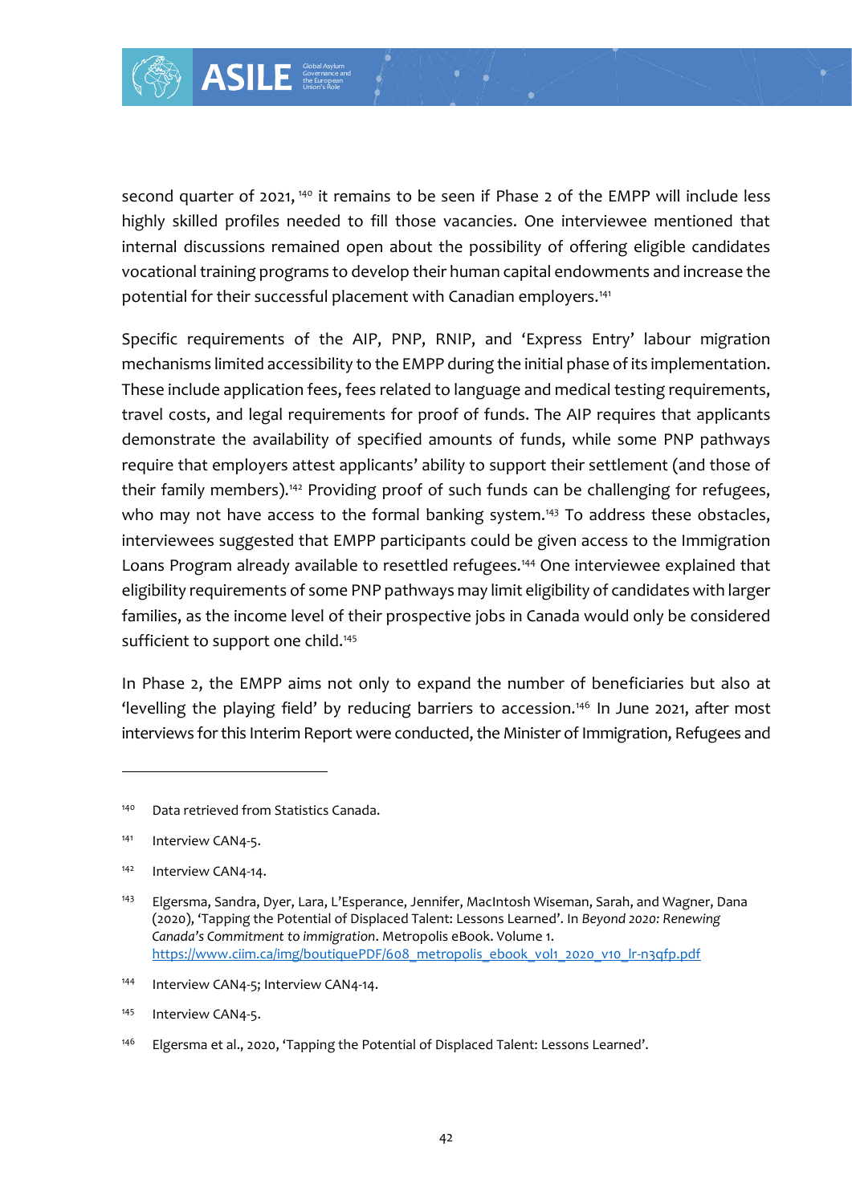second quarter of 2021, [140] it remains to be seen if Phase 2 of the EMPP will include less highly skilled profiles needed to fill those vacancies. One interviewee mentioned that internal discussions remained open about the possibility of offering eligible candidates vocational training programs to develop their human capital endowments and increase the potential for their successful placement with Canadian employers.[141]

Specific requirements of the AIP, PNP, RNIP, and 'Express Entry' labour migration mechanisms limited accessibility to the EMPP during the initial phase of its implementation. These include application fees, fees related to language and medical testing requirements, travel costs, and legal requirements for proof of funds. The AIP requires that applicants demonstrate the availability of specified amounts of funds, while some PNP pathways require that employers attest applicants' ability to support their settlement (and those of their family members).[142] Providing proof of such funds can be challenging for refugees, who may not have access to the formal banking system.[143] To address these obstacles, interviewees suggested that EMPP participants could be given access to the Immigration Loans Program already available to resettled refugees.[144] One interviewee explained that eligibility requirements of some PNP pathways may limit eligibility of candidates with larger families, as the income level of their prospective jobs in Canada would only be considered sufficient to support one child.[145]

In Phase 2, the EMPP aims not only to expand the number of beneficiaries but also at 'levelling the playing field' by reducing barriers to accession.[146] In June 2021, after most interviews for this Interim Report were conducted, the Minister of Immigration, Refugees and

---

[140] Data retrieved from Statistics Canada.

[141] Interview CAN4-5.

[142] Interview CAN4-14.

[143] Elgersma, Sandra, Dyer, Lara, L'Esperance, Jennifer, MacIntosh Wiseman, Sarah, and Wagner, Dana (2020), 'Tapping the Potential of Displaced Talent: Lessons Learned'. In *Beyond 2020: Renewing Canada's Commitment to immigration*. Metropolis eBook. Volume 1. https://www.ciim.ca/img/boutiquePDF/608_metropolis_ebook_vol1_2020_v10_lr-n3qfp.pdf

[144] Interview CAN4-5; Interview CAN4-14.

[145] Interview CAN4-5.

[146] Elgersma et al., 2020, 'Tapping the Potential of Displaced Talent: Lessons Learned'.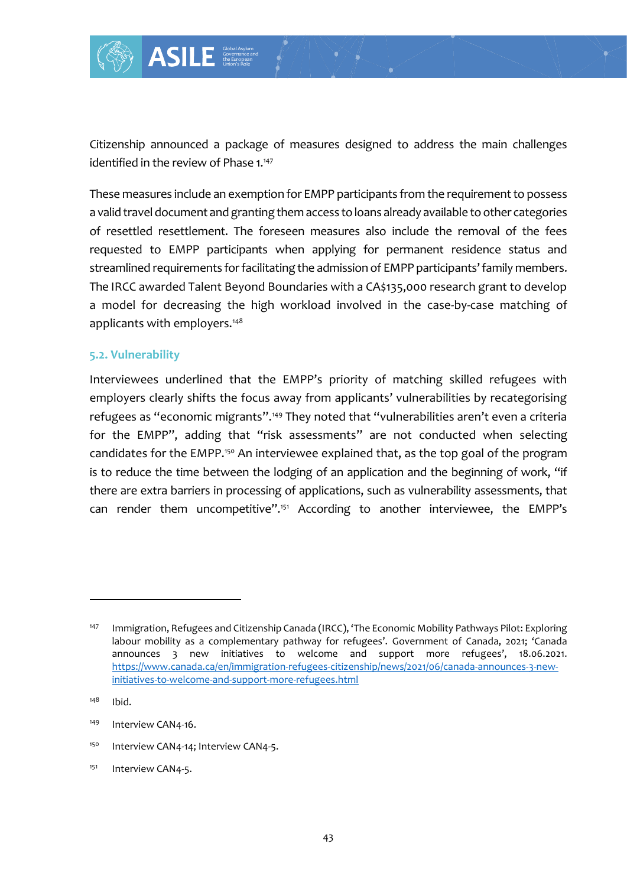Citizenship announced a package of measures designed to address the main challenges identified in the review of Phase 1.[147]

These measures include an exemption for EMPP participants from the requirement to possess a valid travel document and granting them access to loans already available to other categories of resettled resettlement. The foreseen measures also include the removal of the fees requested to EMPP participants when applying for permanent residence status and streamlined requirements for facilitating the admission of EMPP participants' family members. The IRCC awarded Talent Beyond Boundaries with a CA$135,000 research grant to develop a model for decreasing the high workload involved in the case-by-case matching of applicants with employers.[148]

### 5.2. Vulnerability

Interviewees underlined that the EMPP's priority of matching skilled refugees with employers clearly shifts the focus away from applicants' vulnerabilities by recategorising refugees as "economic migrants".[149] They noted that "vulnerabilities aren't even a criteria for the EMPP", adding that "risk assessments" are not conducted when selecting candidates for the EMPP.[150] An interviewee explained that, as the top goal of the program is to reduce the time between the lodging of an application and the beginning of work, "if there are extra barriers in processing of applications, such as vulnerability assessments, that can render them uncompetitive".[151] According to another interviewee, the EMPP's

---

[147] Immigration, Refugees and Citizenship Canada (IRCC), 'The Economic Mobility Pathways Pilot: Exploring labour mobility as a complementary pathway for refugees'. Government of Canada, 2021; 'Canada announces 3 new initiatives to welcome and support more refugees', 18.06.2021. https://www.canada.ca/en/immigration-refugees-citizenship/news/2021/06/canada-announces-3-new-initiatives-to-welcome-and-support-more-refugees.html

[148] Ibid.

[149] Interview CAN4-16.

[150] Interview CAN4-14; Interview CAN4-5.

[151] Interview CAN4-5.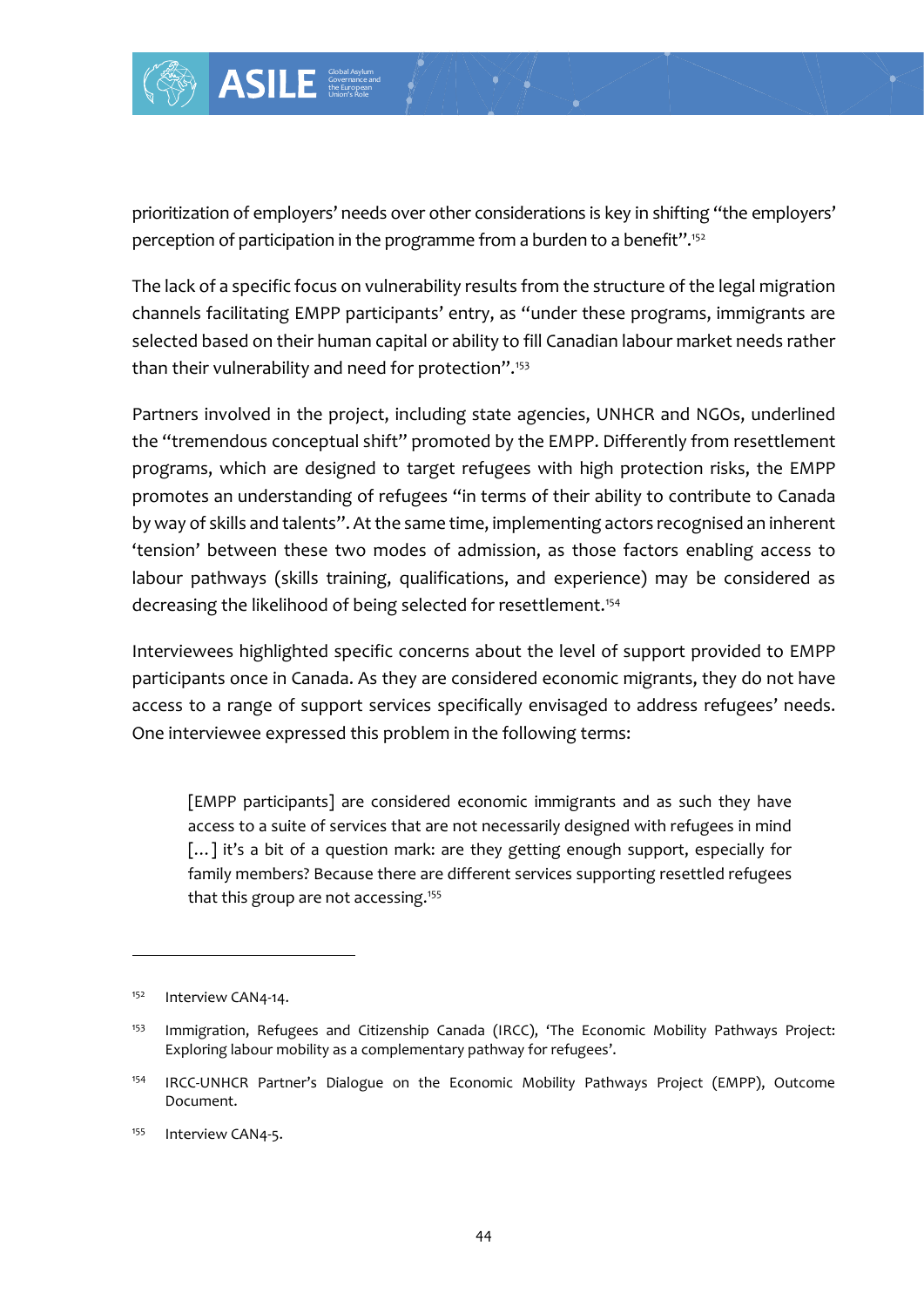prioritization of employers' needs over other considerations is key in shifting "the employers' perception of participation in the programme from a burden to a benefit".[152]

The lack of a specific focus on vulnerability results from the structure of the legal migration channels facilitating EMPP participants' entry, as "under these programs, immigrants are selected based on their human capital or ability to fill Canadian labour market needs rather than their vulnerability and need for protection".[153]

Partners involved in the project, including state agencies, UNHCR and NGOs, underlined the "tremendous conceptual shift" promoted by the EMPP. Differently from resettlement programs, which are designed to target refugees with high protection risks, the EMPP promotes an understanding of refugees "in terms of their ability to contribute to Canada by way of skills and talents". At the same time, implementing actors recognised an inherent 'tension' between these two modes of admission, as those factors enabling access to labour pathways (skills training, qualifications, and experience) may be considered as decreasing the likelihood of being selected for resettlement.[154]

Interviewees highlighted specific concerns about the level of support provided to EMPP participants once in Canada. As they are considered economic migrants, they do not have access to a range of support services specifically envisaged to address refugees' needs. One interviewee expressed this problem in the following terms:

> [EMPP participants] are considered economic immigrants and as such they have access to a suite of services that are not necessarily designed with refugees in mind [...] it's a bit of a question mark: are they getting enough support, especially for family members? Because there are different services supporting resettled refugees that this group are not accessing.[155]

---

[152] Interview CAN4-14.

[153] Immigration, Refugees and Citizenship Canada (IRCC), 'The Economic Mobility Pathways Project: Exploring labour mobility as a complementary pathway for refugees'.

[154] IRCC-UNHCR Partner's Dialogue on the Economic Mobility Pathways Project (EMPP), Outcome Document.

[155] Interview CAN4-5.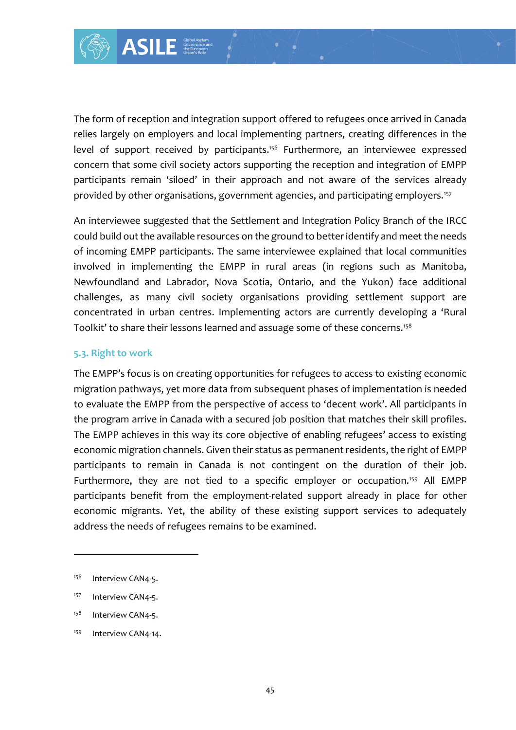The form of reception and integration support offered to refugees once arrived in Canada relies largely on employers and local implementing partners, creating differences in the level of support received by participants.[156] Furthermore, an interviewee expressed concern that some civil society actors supporting the reception and integration of EMPP participants remain 'siloed' in their approach and not aware of the services already provided by other organisations, government agencies, and participating employers.[157]

An interviewee suggested that the Settlement and Integration Policy Branch of the IRCC could build out the available resources on the ground to better identify and meet the needs of incoming EMPP participants. The same interviewee explained that local communities involved in implementing the EMPP in rural areas (in regions such as Manitoba, Newfoundland and Labrador, Nova Scotia, Ontario, and the Yukon) face additional challenges, as many civil society organisations providing settlement support are concentrated in urban centres. Implementing actors are currently developing a 'Rural Toolkit' to share their lessons learned and assuage some of these concerns.[158]

### 5.3. Right to work

The EMPP's focus is on creating opportunities for refugees to access to existing economic migration pathways, yet more data from subsequent phases of implementation is needed to evaluate the EMPP from the perspective of access to 'decent work'. All participants in the program arrive in Canada with a secured job position that matches their skill profiles. The EMPP achieves in this way its core objective of enabling refugees' access to existing economic migration channels. Given their status as permanent residents, the right of EMPP participants to remain in Canada is not contingent on the duration of their job. Furthermore, they are not tied to a specific employer or occupation.[159] All EMPP participants benefit from the employment-related support already in place for other economic migrants. Yet, the ability of these existing support services to adequately address the needs of refugees remains to be examined.

---

[156] Interview CAN4-5.

[157] Interview CAN4-5.

[158] Interview CAN4-5.

[159] Interview CAN4-14.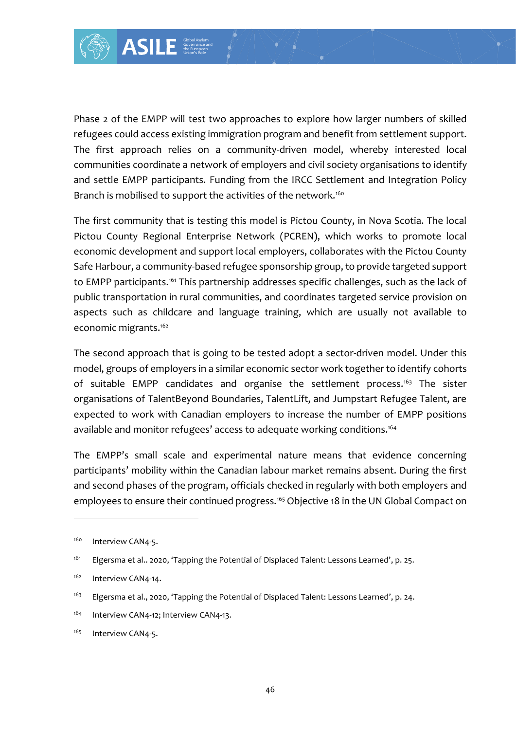Phase 2 of the EMPP will test two approaches to explore how larger numbers of skilled refugees could access existing immigration program and benefit from settlement support. The first approach relies on a community-driven model, whereby interested local communities coordinate a network of employers and civil society organisations to identify and settle EMPP participants. Funding from the IRCC Settlement and Integration Policy Branch is mobilised to support the activities of the network.[160]

The first community that is testing this model is Pictou County, in Nova Scotia. The local Pictou County Regional Enterprise Network (PCREN), which works to promote local economic development and support local employers, collaborates with the Pictou County Safe Harbour, a community-based refugee sponsorship group, to provide targeted support to EMPP participants.[161] This partnership addresses specific challenges, such as the lack of public transportation in rural communities, and coordinates targeted service provision on aspects such as childcare and language training, which are usually not available to economic migrants.[162]

The second approach that is going to be tested adopt a sector-driven model. Under this model, groups of employers in a similar economic sector work together to identify cohorts of suitable EMPP candidates and organise the settlement process.[163] The sister organisations of TalentBeyond Boundaries, TalentLift, and Jumpstart Refugee Talent, are expected to work with Canadian employers to increase the number of EMPP positions available and monitor refugees' access to adequate working conditions.[164]

The EMPP's small scale and experimental nature means that evidence concerning participants' mobility within the Canadian labour market remains absent. During the first and second phases of the program, officials checked in regularly with both employers and employees to ensure their continued progress.[165] Objective 18 in the UN Global Compact on

---

[160] Interview CAN4-5.

[161] Elgersma et al.. 2020, 'Tapping the Potential of Displaced Talent: Lessons Learned', p. 25.

[162] Interview CAN4-14.

[163] Elgersma et al., 2020, 'Tapping the Potential of Displaced Talent: Lessons Learned', p. 24.

[164] Interview CAN4-12; Interview CAN4-13.

[165] Interview CAN4-5.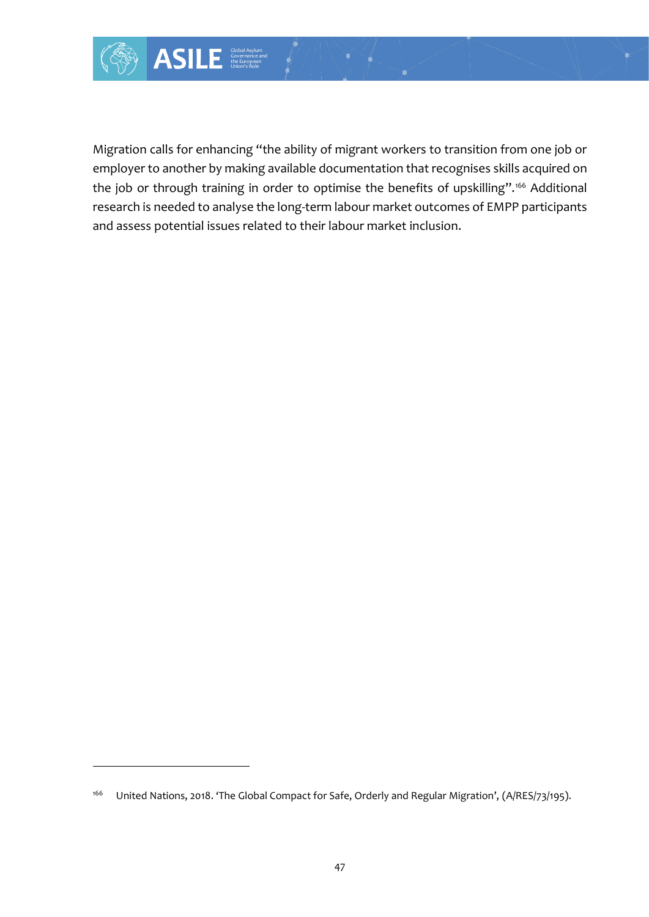Migration calls for enhancing "the ability of migrant workers to transition from one job or employer to another by making available documentation that recognises skills acquired on the job or through training in order to optimise the benefits of upskilling".[166] Additional research is needed to analyse the long-term labour market outcomes of EMPP participants and assess potential issues related to their labour market inclusion.

---

[166] United Nations, 2018. 'The Global Compact for Safe, Orderly and Regular Migration', (A/RES/73/195).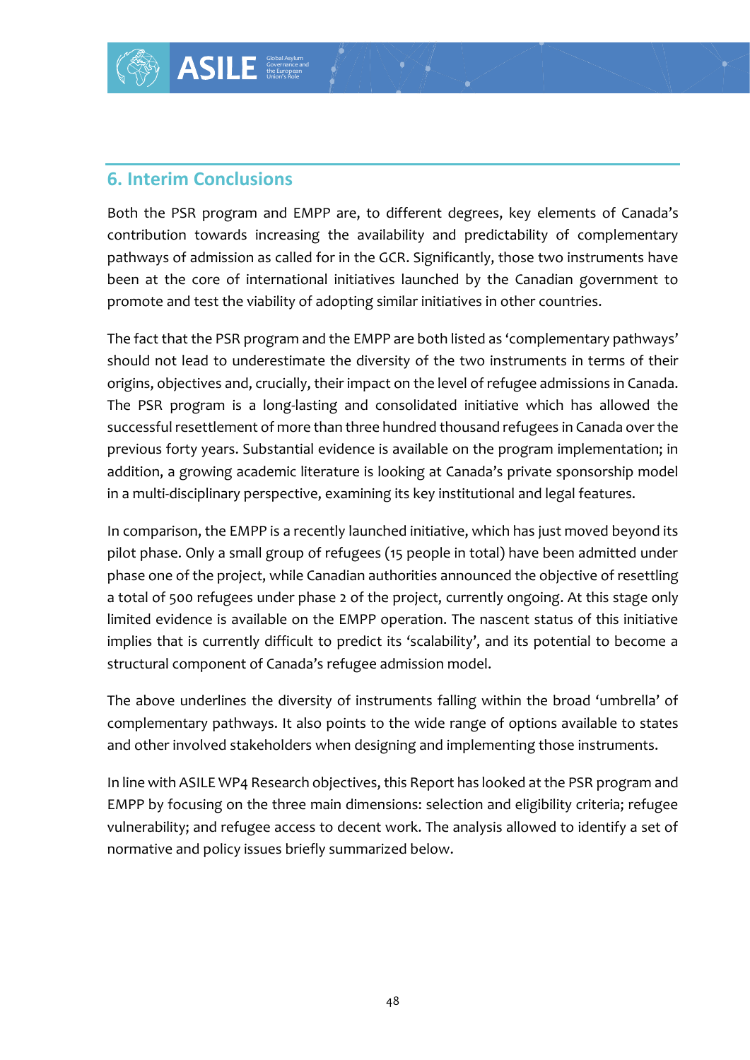## 6. Interim Conclusions

Both the PSR program and EMPP are, to different degrees, key elements of Canada's contribution towards increasing the availability and predictability of complementary pathways of admission as called for in the GCR. Significantly, those two instruments have been at the core of international initiatives launched by the Canadian government to promote and test the viability of adopting similar initiatives in other countries.

The fact that the PSR program and the EMPP are both listed as 'complementary pathways' should not lead to underestimate the diversity of the two instruments in terms of their origins, objectives and, crucially, their impact on the level of refugee admissions in Canada. The PSR program is a long-lasting and consolidated initiative which has allowed the successful resettlement of more than three hundred thousand refugees in Canada over the previous forty years. Substantial evidence is available on the program implementation; in addition, a growing academic literature is looking at Canada's private sponsorship model in a multi-disciplinary perspective, examining its key institutional and legal features.

In comparison, the EMPP is a recently launched initiative, which has just moved beyond its pilot phase. Only a small group of refugees (15 people in total) have been admitted under phase one of the project, while Canadian authorities announced the objective of resettling a total of 500 refugees under phase 2 of the project, currently ongoing. At this stage only limited evidence is available on the EMPP operation. The nascent status of this initiative implies that is currently difficult to predict its 'scalability', and its potential to become a structural component of Canada's refugee admission model.

The above underlines the diversity of instruments falling within the broad 'umbrella' of complementary pathways. It also points to the wide range of options available to states and other involved stakeholders when designing and implementing those instruments.

In line with ASILE WP4 Research objectives, this Report has looked at the PSR program and EMPP by focusing on the three main dimensions: selection and eligibility criteria; refugee vulnerability; and refugee access to decent work. The analysis allowed to identify a set of normative and policy issues briefly summarized below.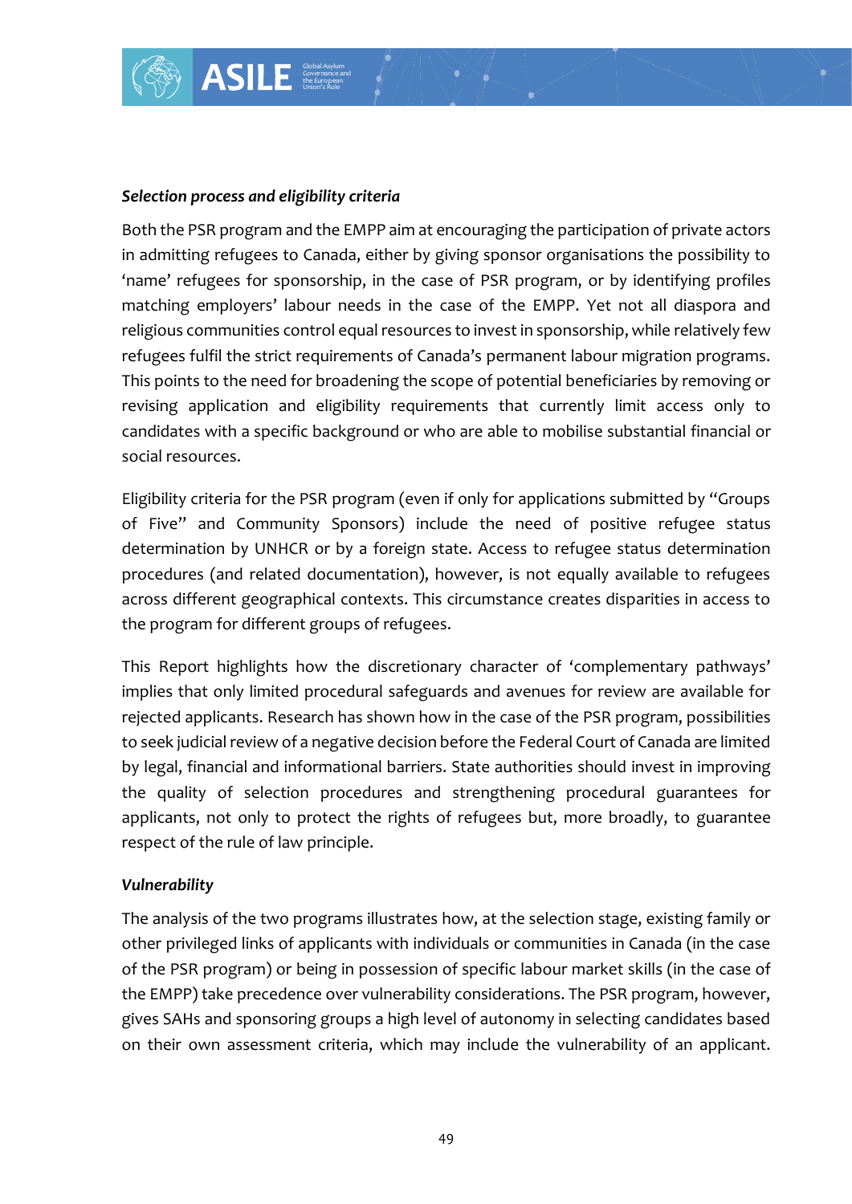***Selection process and eligibility criteria***

Both the PSR program and the EMPP aim at encouraging the participation of private actors in admitting refugees to Canada, either by giving sponsor organisations the possibility to 'name' refugees for sponsorship, in the case of PSR program, or by identifying profiles matching employers' labour needs in the case of the EMPP. Yet not all diaspora and religious communities control equal resources to invest in sponsorship, while relatively few refugees fulfil the strict requirements of Canada's permanent labour migration programs. This points to the need for broadening the scope of potential beneficiaries by removing or revising application and eligibility requirements that currently limit access only to candidates with a specific background or who are able to mobilise substantial financial or social resources.

Eligibility criteria for the PSR program (even if only for applications submitted by "Groups of Five" and Community Sponsors) include the need of positive refugee status determination by UNHCR or by a foreign state. Access to refugee status determination procedures (and related documentation), however, is not equally available to refugees across different geographical contexts. This circumstance creates disparities in access to the program for different groups of refugees.

This Report highlights how the discretionary character of 'complementary pathways' implies that only limited procedural safeguards and avenues for review are available for rejected applicants. Research has shown how in the case of the PSR program, possibilities to seek judicial review of a negative decision before the Federal Court of Canada are limited by legal, financial and informational barriers. State authorities should invest in improving the quality of selection procedures and strengthening procedural guarantees for applicants, not only to protect the rights of refugees but, more broadly, to guarantee respect of the rule of law principle.

***Vulnerability***

The analysis of the two programs illustrates how, at the selection stage, existing family or other privileged links of applicants with individuals or communities in Canada (in the case of the PSR program) or being in possession of specific labour market skills (in the case of the EMPP) take precedence over vulnerability considerations. The PSR program, however, gives SAHs and sponsoring groups a high level of autonomy in selecting candidates based on their own assessment criteria, which may include the vulnerability of an applicant.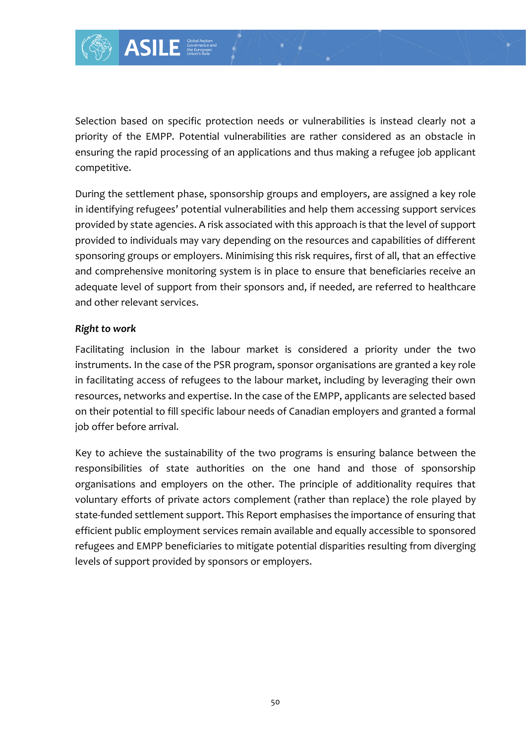Selection based on specific protection needs or vulnerabilities is instead clearly not a priority of the EMPP. Potential vulnerabilities are rather considered as an obstacle in ensuring the rapid processing of an applications and thus making a refugee job applicant competitive.

During the settlement phase, sponsorship groups and employers, are assigned a key role in identifying refugees' potential vulnerabilities and help them accessing support services provided by state agencies. A risk associated with this approach is that the level of support provided to individuals may vary depending on the resources and capabilities of different sponsoring groups or employers. Minimising this risk requires, first of all, that an effective and comprehensive monitoring system is in place to ensure that beneficiaries receive an adequate level of support from their sponsors and, if needed, are referred to healthcare and other relevant services.

***Right to work***

Facilitating inclusion in the labour market is considered a priority under the two instruments. In the case of the PSR program, sponsor organisations are granted a key role in facilitating access of refugees to the labour market, including by leveraging their own resources, networks and expertise. In the case of the EMPP, applicants are selected based on their potential to fill specific labour needs of Canadian employers and granted a formal job offer before arrival.

Key to achieve the sustainability of the two programs is ensuring balance between the responsibilities of state authorities on the one hand and those of sponsorship organisations and employers on the other. The principle of additionality requires that voluntary efforts of private actors complement (rather than replace) the role played by state-funded settlement support. This Report emphasises the importance of ensuring that efficient public employment services remain available and equally accessible to sponsored refugees and EMPP beneficiaries to mitigate potential disparities resulting from diverging levels of support provided by sponsors or employers.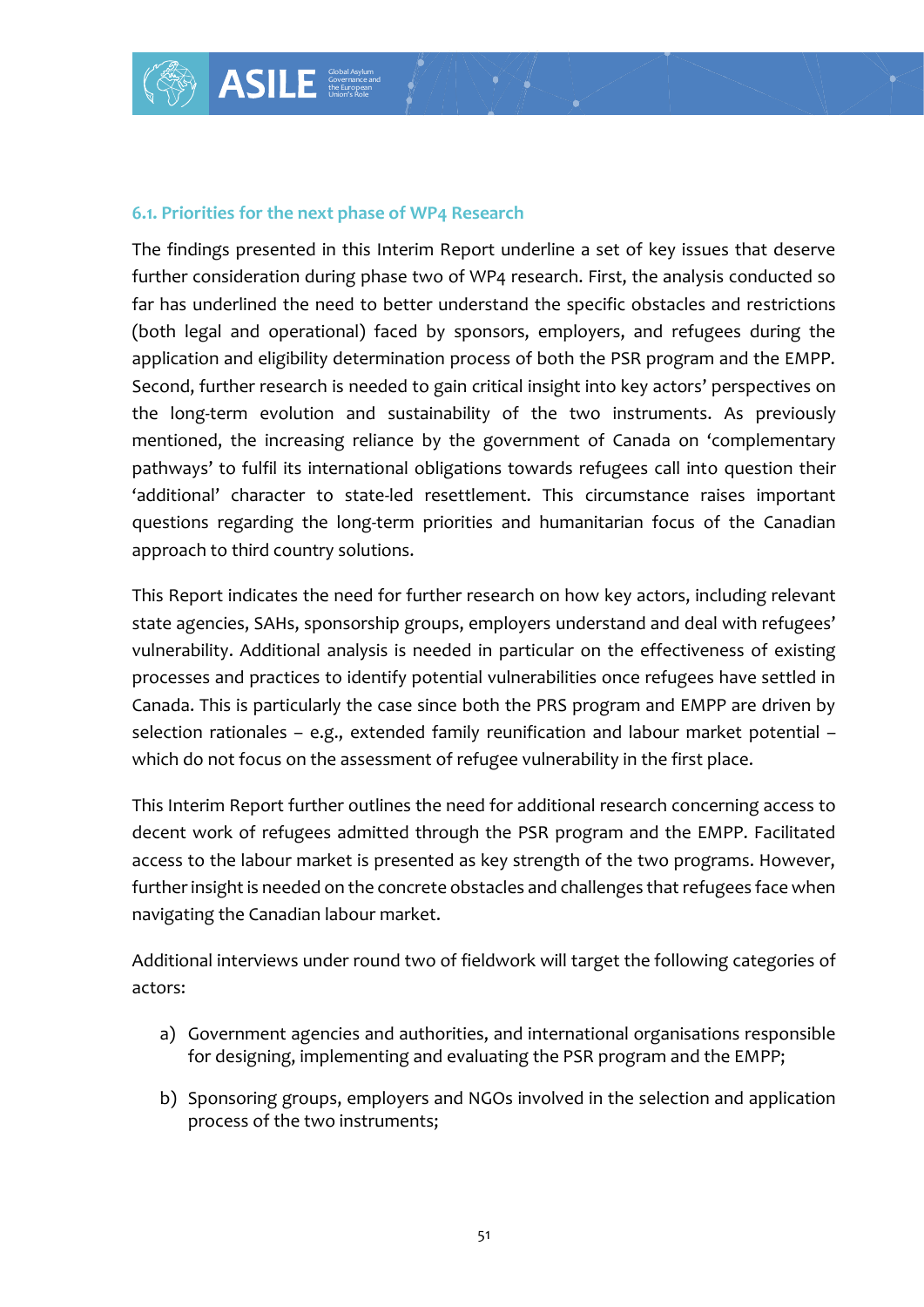### 6.1. Priorities for the next phase of WP4 Research

The findings presented in this Interim Report underline a set of key issues that deserve further consideration during phase two of WP4 research. First, the analysis conducted so far has underlined the need to better understand the specific obstacles and restrictions (both legal and operational) faced by sponsors, employers, and refugees during the application and eligibility determination process of both the PSR program and the EMPP. Second, further research is needed to gain critical insight into key actors' perspectives on the long-term evolution and sustainability of the two instruments. As previously mentioned, the increasing reliance by the government of Canada on 'complementary pathways' to fulfil its international obligations towards refugees call into question their 'additional' character to state-led resettlement. This circumstance raises important questions regarding the long-term priorities and humanitarian focus of the Canadian approach to third country solutions.

This Report indicates the need for further research on how key actors, including relevant state agencies, SAHs, sponsorship groups, employers understand and deal with refugees' vulnerability. Additional analysis is needed in particular on the effectiveness of existing processes and practices to identify potential vulnerabilities once refugees have settled in Canada. This is particularly the case since both the PRS program and EMPP are driven by selection rationales – e.g., extended family reunification and labour market potential – which do not focus on the assessment of refugee vulnerability in the first place.

This Interim Report further outlines the need for additional research concerning access to decent work of refugees admitted through the PSR program and the EMPP. Facilitated access to the labour market is presented as key strength of the two programs. However, further insight is needed on the concrete obstacles and challenges that refugees face when navigating the Canadian labour market.

Additional interviews under round two of fieldwork will target the following categories of actors:

a) Government agencies and authorities, and international organisations responsible for designing, implementing and evaluating the PSR program and the EMPP;

b) Sponsoring groups, employers and NGOs involved in the selection and application process of the two instruments;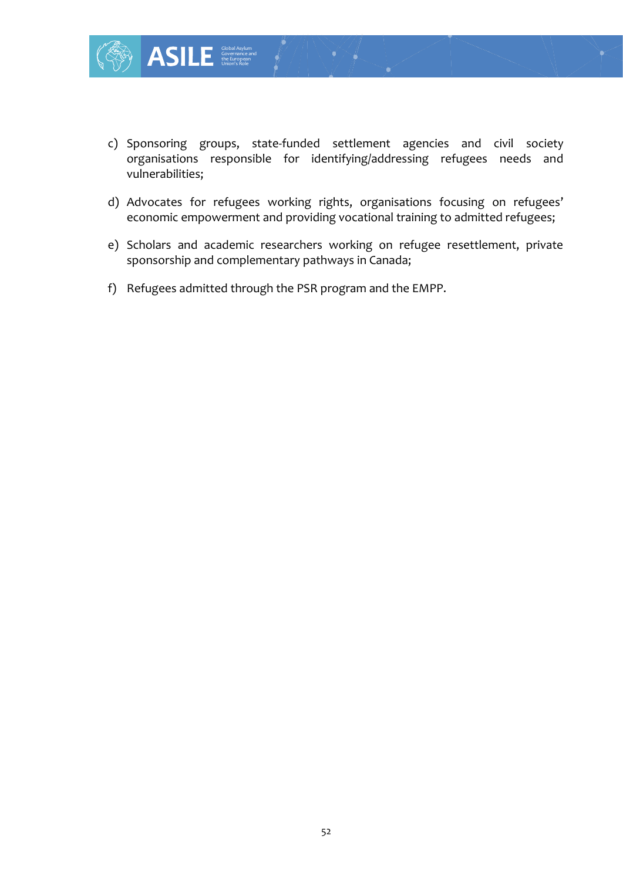c) Sponsoring groups, state-funded settlement agencies and civil society organisations responsible for identifying/addressing refugees needs and vulnerabilities;

d) Advocates for refugees working rights, organisations focusing on refugees' economic empowerment and providing vocational training to admitted refugees;

e) Scholars and academic researchers working on refugee resettlement, private sponsorship and complementary pathways in Canada;

f) Refugees admitted through the PSR program and the EMPP.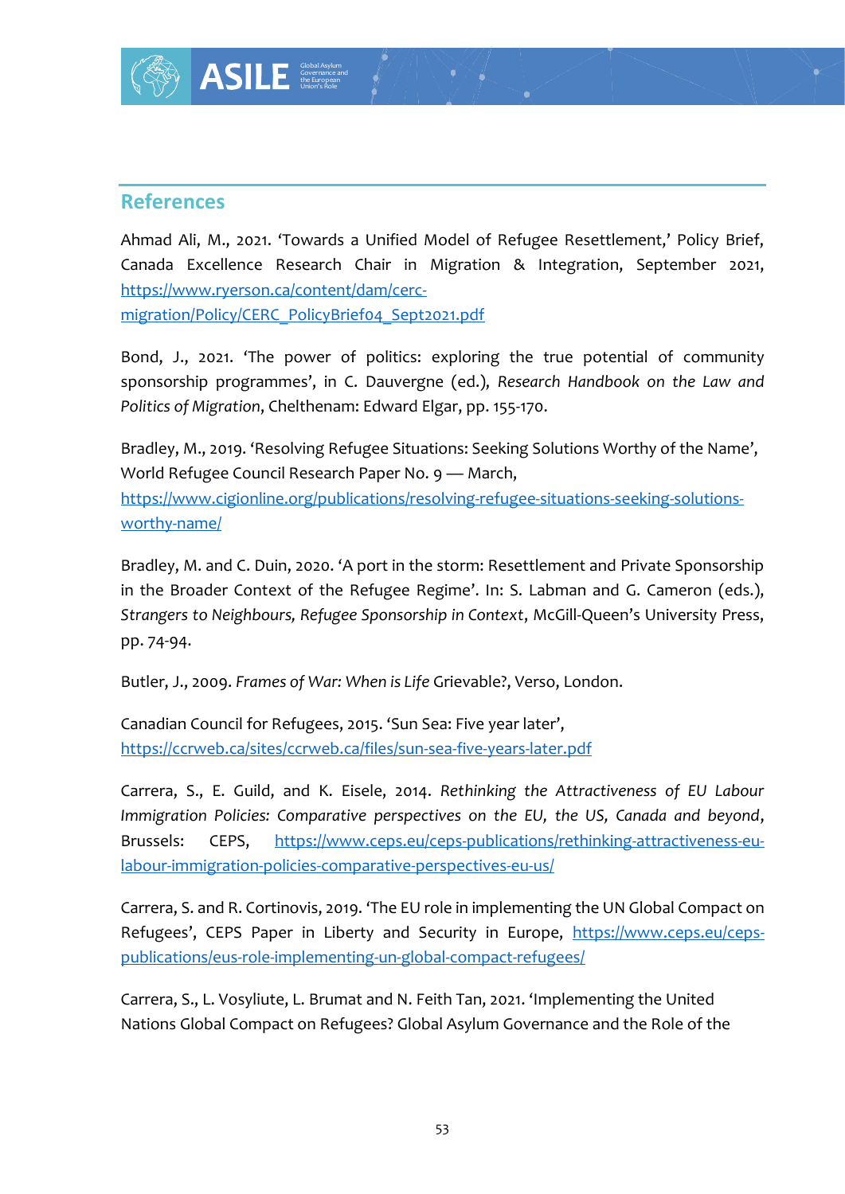## References

Ahmad Ali, M., 2021. 'Towards a Unified Model of Refugee Resettlement,' Policy Brief, Canada Excellence Research Chair in Migration & Integration, September 2021, https://www.ryerson.ca/content/dam/cerc-migration/Policy/CERC_PolicyBrief04_Sept2021.pdf

Bond, J., 2021. 'The power of politics: exploring the true potential of community sponsorship programmes', in C. Dauvergne (ed.), *Research Handbook on the Law and Politics of Migration*, Cheltenham: Edward Elgar, pp. 155-170.

Bradley, M., 2019. 'Resolving Refugee Situations: Seeking Solutions Worthy of the Name', World Refugee Council Research Paper No. 9 — March, https://www.cigionline.org/publications/resolving-refugee-situations-seeking-solutions-worthy-name/

Bradley, M. and C. Duin, 2020. 'A port in the storm: Resettlement and Private Sponsorship in the Broader Context of the Refugee Regime'. In: S. Labman and G. Cameron (eds.), *Strangers to Neighbours, Refugee Sponsorship in Context*, McGill-Queen's University Press, pp. 74-94.

Butler, J., 2009. *Frames of War: When is Life* Grievable?, Verso, London.

Canadian Council for Refugees, 2015. 'Sun Sea: Five year later', https://ccrweb.ca/sites/ccrweb.ca/files/sun-sea-five-years-later.pdf

Carrera, S., E. Guild, and K. Eisele, 2014. *Rethinking the Attractiveness of EU Labour Immigration Policies: Comparative perspectives on the EU, the US, Canada and beyond*, Brussels: CEPS, https://www.ceps.eu/ceps-publications/rethinking-attractiveness-eu-labour-immigration-policies-comparative-perspectives-eu-us/

Carrera, S. and R. Cortinovis, 2019. 'The EU role in implementing the UN Global Compact on Refugees', CEPS Paper in Liberty and Security in Europe, https://www.ceps.eu/ceps-publications/eus-role-implementing-un-global-compact-refugees/

Carrera, S., L. Vosyliute, L. Brumat and N. Feith Tan, 2021. 'Implementing the United Nations Global Compact on Refugees? Global Asylum Governance and the Role of the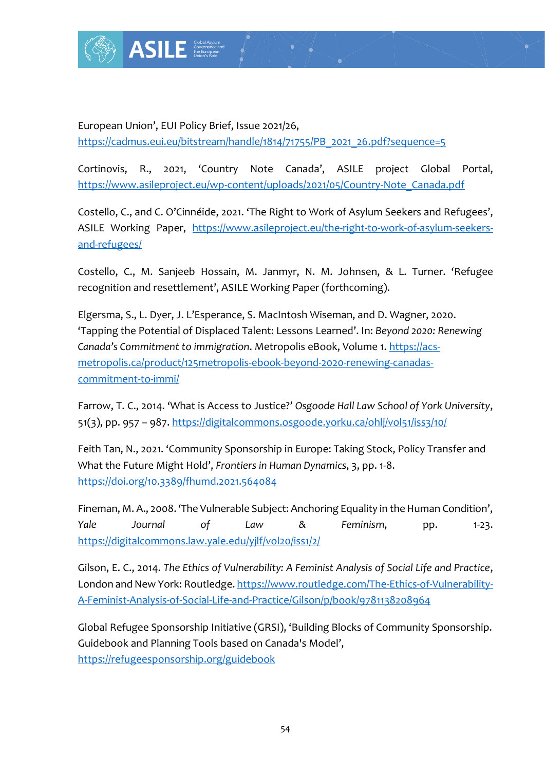European Union', EUI Policy Brief, Issue 2021/26, https://cadmus.eui.eu/bitstream/handle/1814/71755/PB_2021_26.pdf?sequence=5

Cortinovis, R., 2021, 'Country Note Canada', ASILE project Global Portal, https://www.asileproject.eu/wp-content/uploads/2021/05/Country-Note_Canada.pdf

Costello, C., and C. O'Cinnéide, 2021. 'The Right to Work of Asylum Seekers and Refugees', ASILE Working Paper, https://www.asileproject.eu/the-right-to-work-of-asylum-seekers-and-refugees/

Costello, C., M. Sanjeeb Hossain, M. Janmyr, N. M. Johnsen, & L. Turner. 'Refugee recognition and resettlement', ASILE Working Paper (forthcoming).

Elgersma, S., L. Dyer, J. L'Esperance, S. MacIntosh Wiseman, and D. Wagner, 2020. 'Tapping the Potential of Displaced Talent: Lessons Learned'. In: *Beyond 2020: Renewing Canada's Commitment to immigration*. Metropolis eBook, Volume 1. https://acs-metropolis.ca/product/125metropolis-ebook-beyond-2020-renewing-canadas-commitment-to-immi/

Farrow, T. C., 2014. 'What is Access to Justice?' *Osgoode Hall Law School of York University*, 51(3), pp. 957 – 987. https://digitalcommons.osgoode.yorku.ca/ohlj/vol51/iss3/10/

Feith Tan, N., 2021. 'Community Sponsorship in Europe: Taking Stock, Policy Transfer and What the Future Might Hold', *Frontiers in Human Dynamics*, 3, pp. 1-8. https://doi.org/10.3389/fhumd.2021.564084

Fineman, M. A., 2008. 'The Vulnerable Subject: Anchoring Equality in the Human Condition', *Yale Journal of Law & Feminism*, pp. 1-23. https://digitalcommons.law.yale.edu/yjlf/vol20/iss1/2/

Gilson, E. C., 2014. *The Ethics of Vulnerability: A Feminist Analysis of Social Life and Practice*, London and New York: Routledge. https://www.routledge.com/The-Ethics-of-Vulnerability-A-Feminist-Analysis-of-Social-Life-and-Practice/Gilson/p/book/9781138208964

Global Refugee Sponsorship Initiative (GRSI), 'Building Blocks of Community Sponsorship. Guidebook and Planning Tools based on Canada's Model', https://refugeesponsorship.org/guidebook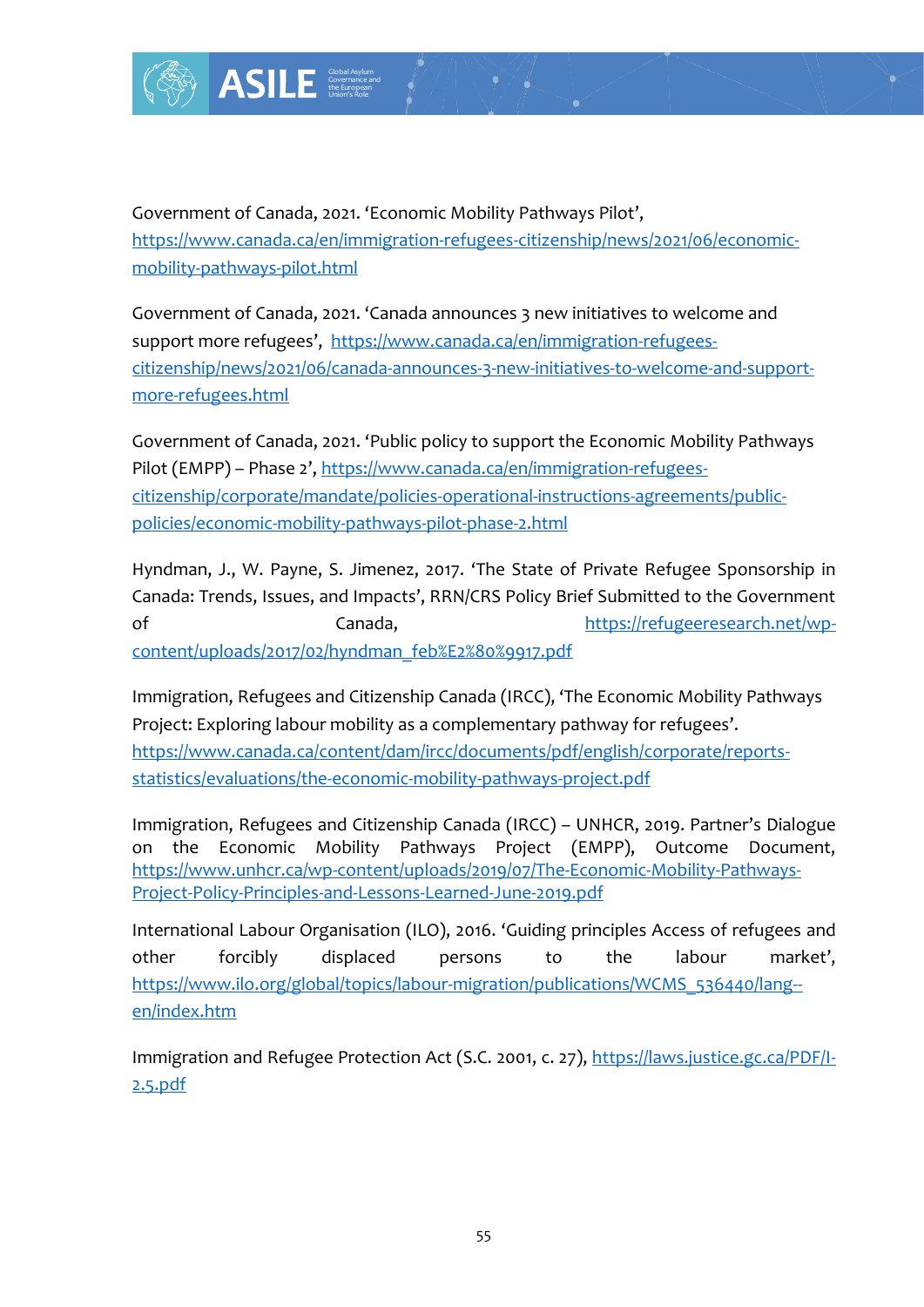Government of Canada, 2021. 'Economic Mobility Pathways Pilot', https://www.canada.ca/en/immigration-refugees-citizenship/news/2021/06/economic-mobility-pathways-pilot.html

Government of Canada, 2021. 'Canada announces 3 new initiatives to welcome and support more refugees', https://www.canada.ca/en/immigration-refugees-citizenship/news/2021/06/canada-announces-3-new-initiatives-to-welcome-and-support-more-refugees.html

Government of Canada, 2021. 'Public policy to support the Economic Mobility Pathways Pilot (EMPP) – Phase 2', https://www.canada.ca/en/immigration-refugees-citizenship/corporate/mandate/policies-operational-instructions-agreements/public-policies/economic-mobility-pathways-pilot-phase-2.html

Hyndman, J., W. Payne, S. Jimenez, 2017. 'The State of Private Refugee Sponsorship in Canada: Trends, Issues, and Impacts', RRN/CRS Policy Brief Submitted to the Government of Canada, https://refugeeresearch.net/wp-content/uploads/2017/02/hyndman_feb%E2%80%9917.pdf

Immigration, Refugees and Citizenship Canada (IRCC), 'The Economic Mobility Pathways Project: Exploring labour mobility as a complementary pathway for refugees'. https://www.canada.ca/content/dam/ircc/documents/pdf/english/corporate/reports-statistics/evaluations/the-economic-mobility-pathways-project.pdf

Immigration, Refugees and Citizenship Canada (IRCC) – UNHCR, 2019. Partner's Dialogue on the Economic Mobility Pathways Project (EMPP), Outcome Document, https://www.unhcr.ca/wp-content/uploads/2019/07/The-Economic-Mobility-Pathways-Project-Policy-Principles-and-Lessons-Learned-June-2019.pdf

International Labour Organisation (ILO), 2016. 'Guiding principles Access of refugees and other forcibly displaced persons to the labour market', https://www.ilo.org/global/topics/labour-migration/publications/WCMS_536440/lang--en/index.htm

Immigration and Refugee Protection Act (S.C. 2001, c. 27), https://laws.justice.gc.ca/PDF/I-2.5.pdf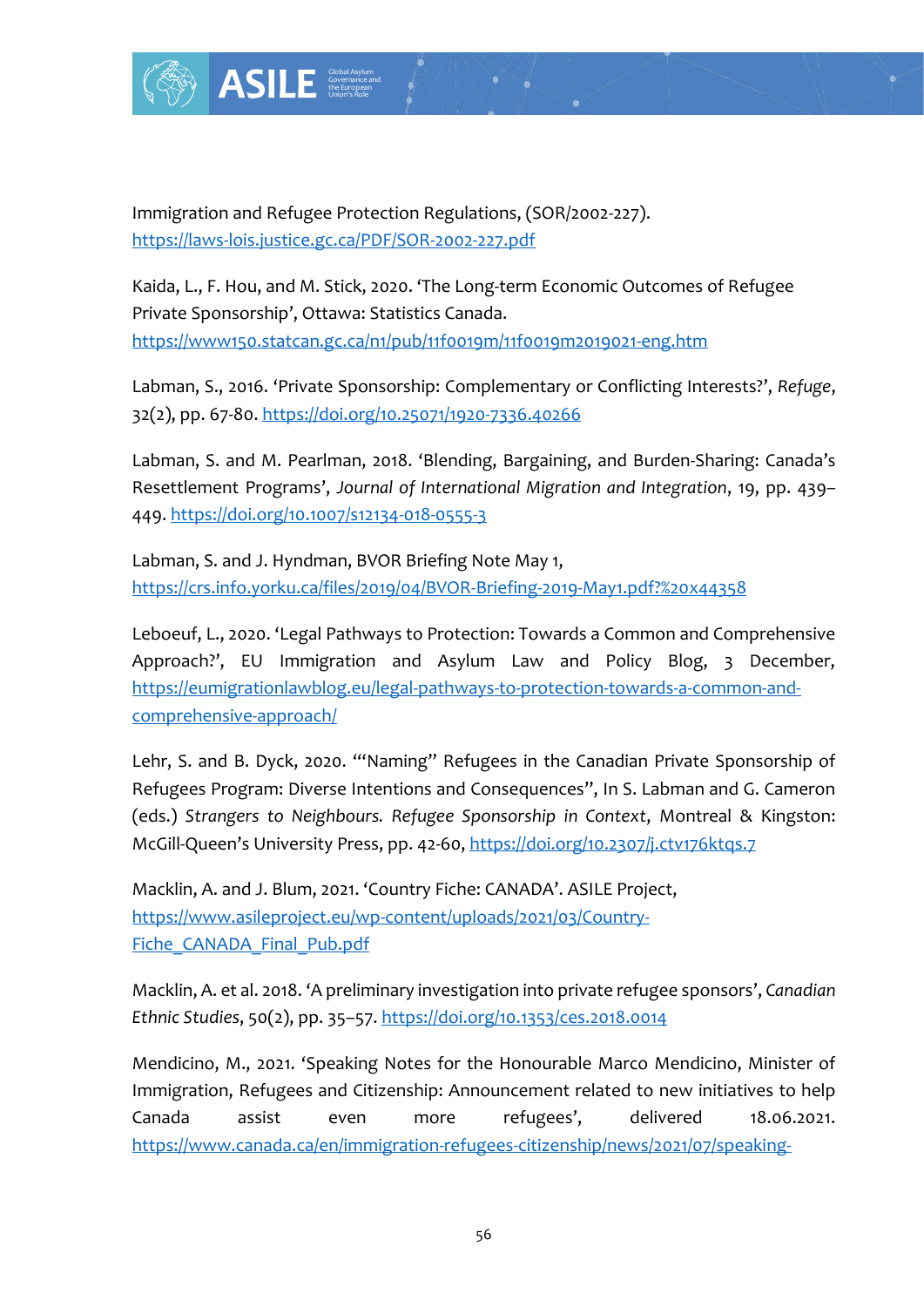Immigration and Refugee Protection Regulations, (SOR/2002-227). https://laws-lois.justice.gc.ca/PDF/SOR-2002-227.pdf

Kaida, L., F. Hou, and M. Stick, 2020. 'The Long-term Economic Outcomes of Refugee Private Sponsorship', Ottawa: Statistics Canada. https://www150.statcan.gc.ca/n1/pub/11f0019m/11f0019m2019021-eng.htm

Labman, S., 2016. 'Private Sponsorship: Complementary or Conflicting Interests?', *Refuge*, 32(2), pp. 67-80. https://doi.org/10.25071/1920-7336.40266

Labman, S. and M. Pearlman, 2018. 'Blending, Bargaining, and Burden-Sharing: Canada's Resettlement Programs', *Journal of International Migration and Integration*, 19, pp. 439–449. https://doi.org/10.1007/s12134-018-0555-3

Labman, S. and J. Hyndman, BVOR Briefing Note May 1, https://crs.info.yorku.ca/files/2019/04/BVOR-Briefing-2019-May1.pdf?%20x44358

Leboeuf, L., 2020. 'Legal Pathways to Protection: Towards a Common and Comprehensive Approach?', EU Immigration and Asylum Law and Policy Blog, 3 December, https://eumigrationlawblog.eu/legal-pathways-to-protection-towards-a-common-and-comprehensive-approach/

Lehr, S. and B. Dyck, 2020. '"Naming" Refugees in the Canadian Private Sponsorship of Refugees Program: Diverse Intentions and Consequences", In S. Labman and G. Cameron (eds.) *Strangers to Neighbours. Refugee Sponsorship in Context*, Montreal & Kingston: McGill-Queen's University Press, pp. 42-60, https://doi.org/10.2307/j.ctv176ktqs.7

Macklin, A. and J. Blum, 2021. 'Country Fiche: CANADA'. ASILE Project, https://www.asileproject.eu/wp-content/uploads/2021/03/Country-Fiche_CANADA_Final_Pub.pdf

Macklin, A. et al. 2018. 'A preliminary investigation into private refugee sponsors', *Canadian Ethnic Studies*, 50(2), pp. 35–57. https://doi.org/10.1353/ces.2018.0014

Mendicino, M., 2021. 'Speaking Notes for the Honourable Marco Mendicino, Minister of Immigration, Refugees and Citizenship: Announcement related to new initiatives to help Canada assist even more refugees', delivered 18.06.2021. https://www.canada.ca/en/immigration-refugees-citizenship/news/2021/07/speaking-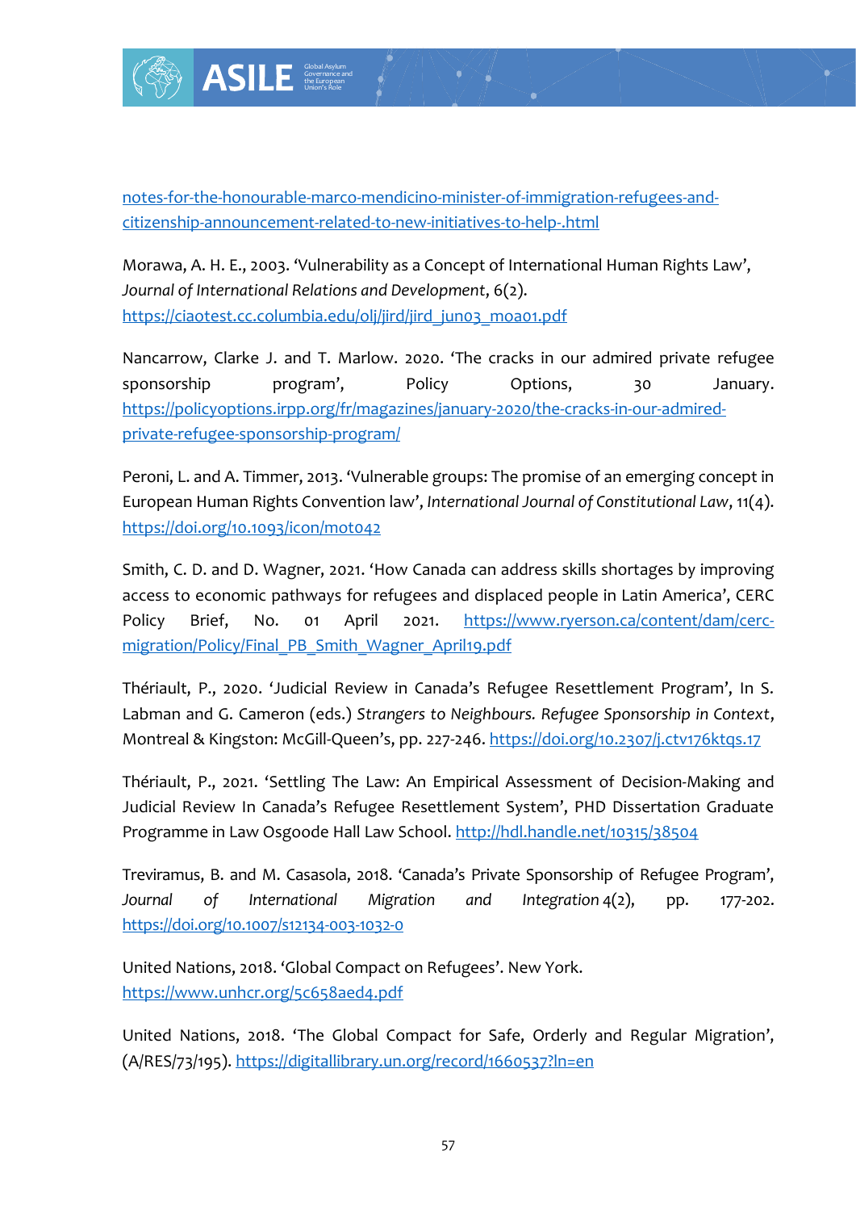notes-for-the-honourable-marco-mendicino-minister-of-immigration-refugees-and-citizenship-announcement-related-to-new-initiatives-to-help-.html

Morawa, A. H. E., 2003. 'Vulnerability as a Concept of International Human Rights Law', *Journal of International Relations and Development*, 6(2). https://ciaotest.cc.columbia.edu/olj/jird/jird_jun03_moa01.pdf

Nancarrow, Clarke J. and T. Marlow. 2020. 'The cracks in our admired private refugee sponsorship program', Policy Options, 30 January. https://policyoptions.irpp.org/fr/magazines/january-2020/the-cracks-in-our-admired-private-refugee-sponsorship-program/

Peroni, L. and A. Timmer, 2013. 'Vulnerable groups: The promise of an emerging concept in European Human Rights Convention law', *International Journal of Constitutional Law*, 11(4). https://doi.org/10.1093/icon/mot042

Smith, C. D. and D. Wagner, 2021. 'How Canada can address skills shortages by improving access to economic pathways for refugees and displaced people in Latin America', CERC Policy Brief, No. 01 April 2021. https://www.ryerson.ca/content/dam/cerc-migration/Policy/Final_PB_Smith_Wagner_April19.pdf

Thériault, P., 2020. 'Judicial Review in Canada's Refugee Resettlement Program', In S. Labman and G. Cameron (eds.) *Strangers to Neighbours. Refugee Sponsorship in Context*, Montreal & Kingston: McGill-Queen's, pp. 227-246. https://doi.org/10.2307/j.ctv176ktqs.17

Thériault, P., 2021. 'Settling The Law: An Empirical Assessment of Decision-Making and Judicial Review In Canada's Refugee Resettlement System', PHD Dissertation Graduate Programme in Law Osgoode Hall Law School. http://hdl.handle.net/10315/38504

Treviramus, B. and M. Casasola, 2018. 'Canada's Private Sponsorship of Refugee Program', *Journal of International Migration and Integration* 4(2), pp. 177-202. https://doi.org/10.1007/s12134-003-1032-0

United Nations, 2018. 'Global Compact on Refugees'. New York. https://www.unhcr.org/5c658aed4.pdf

United Nations, 2018. 'The Global Compact for Safe, Orderly and Regular Migration', (A/RES/73/195). https://digitallibrary.un.org/record/1660537?ln=en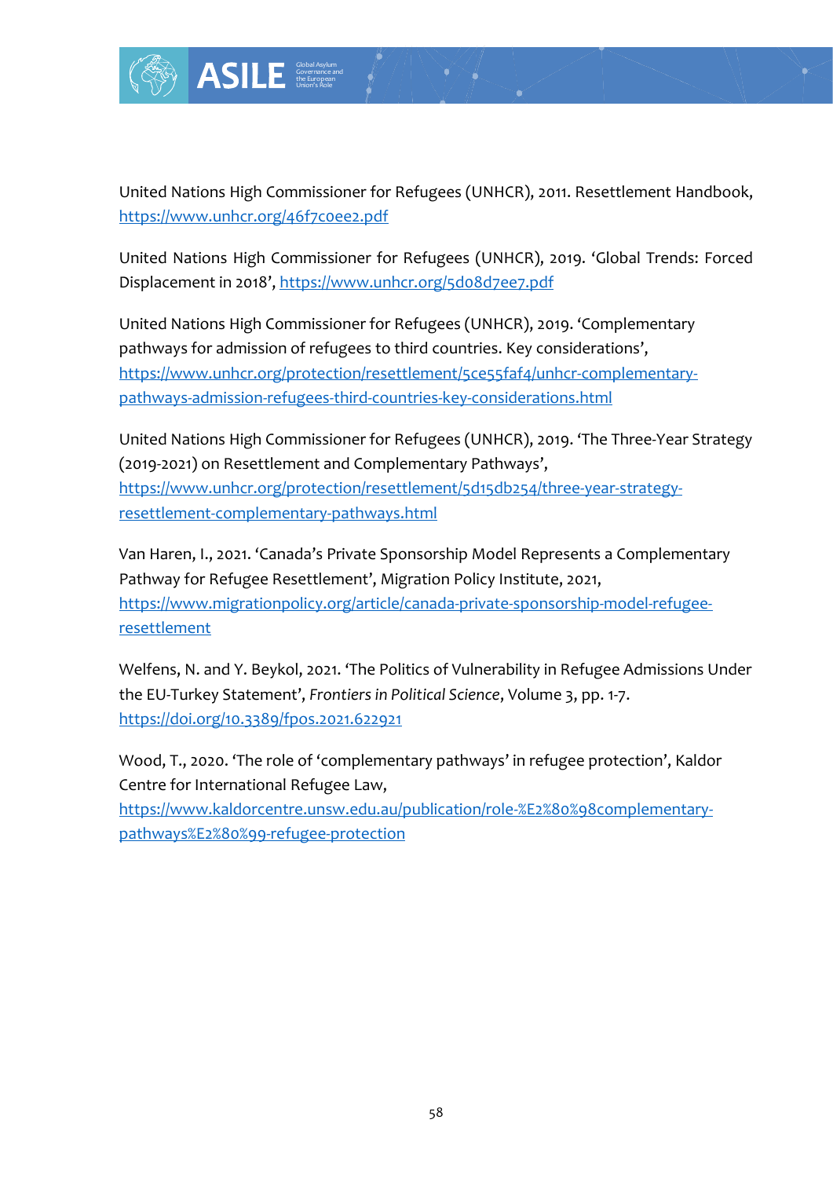United Nations High Commissioner for Refugees (UNHCR), 2011. Resettlement Handbook, https://www.unhcr.org/46f7c0ee2.pdf

United Nations High Commissioner for Refugees (UNHCR), 2019. 'Global Trends: Forced Displacement in 2018', https://www.unhcr.org/5d08d7ee7.pdf

United Nations High Commissioner for Refugees (UNHCR), 2019. 'Complementary pathways for admission of refugees to third countries. Key considerations', https://www.unhcr.org/protection/resettlement/5ce55faf4/unhcr-complementary-pathways-admission-refugees-third-countries-key-considerations.html

United Nations High Commissioner for Refugees (UNHCR), 2019. 'The Three-Year Strategy (2019-2021) on Resettlement and Complementary Pathways', https://www.unhcr.org/protection/resettlement/5d15db254/three-year-strategy-resettlement-complementary-pathways.html

Van Haren, I., 2021. 'Canada's Private Sponsorship Model Represents a Complementary Pathway for Refugee Resettlement', Migration Policy Institute, 2021, https://www.migrationpolicy.org/article/canada-private-sponsorship-model-refugee-resettlement

Welfens, N. and Y. Beykol, 2021. 'The Politics of Vulnerability in Refugee Admissions Under the EU-Turkey Statement', *Frontiers in Political Science*, Volume 3, pp. 1-7. https://doi.org/10.3389/fpos.2021.622921

Wood, T., 2020. 'The role of 'complementary pathways' in refugee protection', Kaldor Centre for International Refugee Law, https://www.kaldorcentre.unsw.edu.au/publication/role-%E2%80%98complementary-pathways%E2%80%99-refugee-protection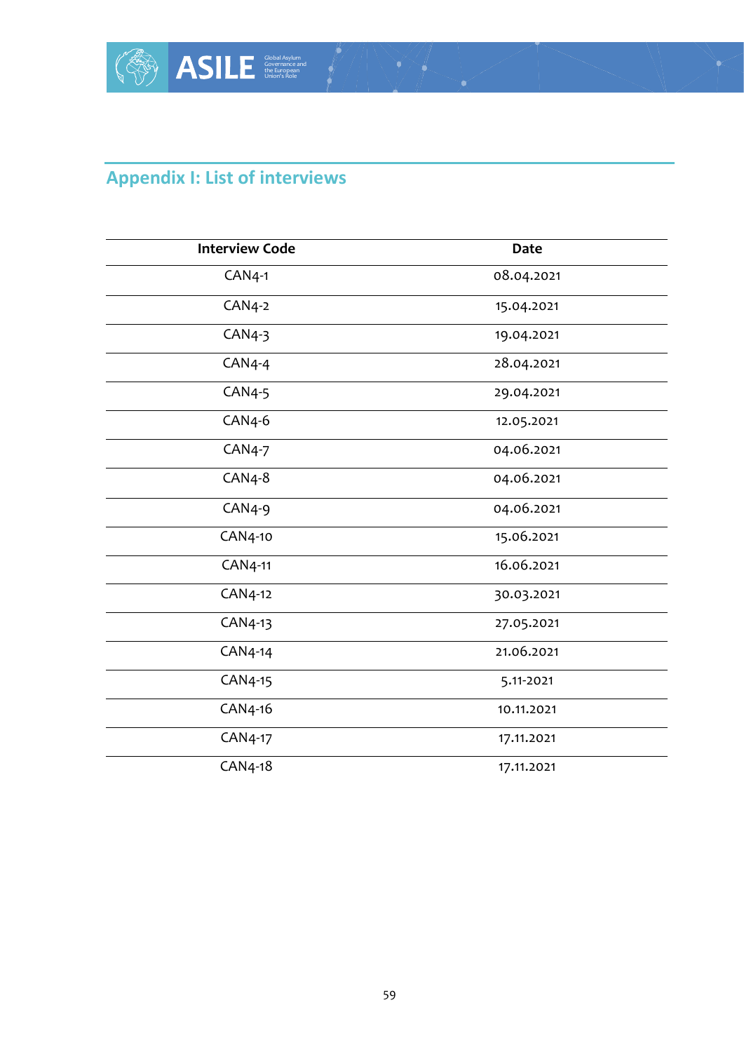## Appendix I: List of interviews

| Interview Code | Date |
|---|---|
| CAN4-1 | 08.04.2021 |
| CAN4-2 | 15.04.2021 |
| CAN4-3 | 19.04.2021 |
| CAN4-4 | 28.04.2021 |
| CAN4-5 | 29.04.2021 |
| CAN4-6 | 12.05.2021 |
| CAN4-7 | 04.06.2021 |
| CAN4-8 | 04.06.2021 |
| CAN4-9 | 04.06.2021 |
| CAN4-10 | 15.06.2021 |
| CAN4-11 | 16.06.2021 |
| CAN4-12 | 30.03.2021 |
| CAN4-13 | 27.05.2021 |
| CAN4-14 | 21.06.2021 |
| CAN4-15 | 5.11-2021 |
| CAN4-16 | 10.11.2021 |
| CAN4-17 | 17.11.2021 |
| CAN4-18 | 17.11.2021 |